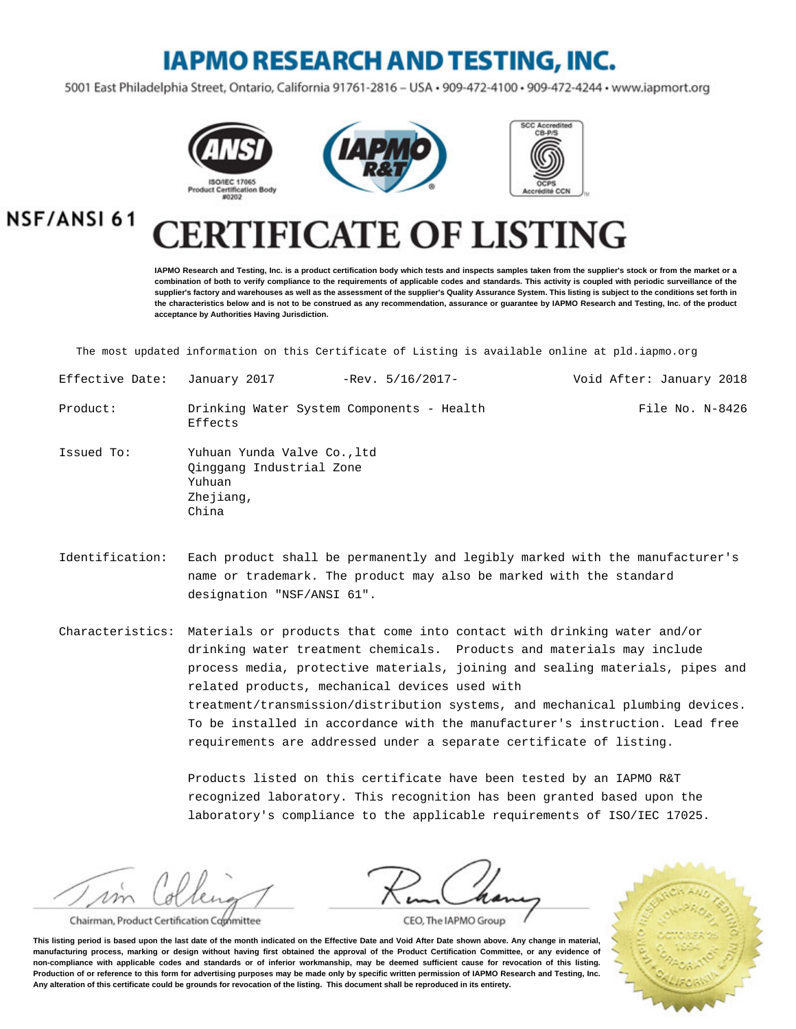# IAPMO RESEARCH AND TESTING, INC.

5001 East Philadelphia Street, Ontario, California 91761-2816 – USA • 909-472-4100 • 909-472-4244 • www.iapmort.org

ANSI
ISO/IEC 17065
Product Certification Body
#0202

IAPMO R&T

SCC Accredited
CB-P/S
OCPS
Accrédité CCN

NSF/ANSI 61

# CERTIFICATE OF LISTING

**IAPMO Research and Testing, Inc. is a product certification body which tests and inspects samples taken from the supplier's stock or from the market or a combination of both to verify compliance to the requirements of applicable codes and standards. This activity is coupled with periodic surveillance of the supplier's factory and warehouses as well as the assessment of the supplier's Quality Assurance System. This listing is subject to the conditions set forth in the characteristics below and is not to be construed as any recommendation, assurance or guarantee by IAPMO Research and Testing, Inc. of the product acceptance by Authorities Having Jurisdiction.**

The most updated information on this Certificate of Listing is available online at pld.iapmo.org

Effective Date: January 2017 -Rev. 5/16/2017- Void After: January 2018

Product: Drinking Water System Components - Health Effects

File No. N-8426

Issued To: Yuhuan Yunda Valve Co.,ltd
Qinggang Industrial Zone
Yuhuan
Zhejiang,
China

Identification: Each product shall be permanently and legibly marked with the manufacturer's name or trademark. The product may also be marked with the standard designation "NSF/ANSI 61".

Characteristics: Materials or products that come into contact with drinking water and/or drinking water treatment chemicals. Products and materials may include process media, protective materials, joining and sealing materials, pipes and related products, mechanical devices used with treatment/transmission/distribution systems, and mechanical plumbing devices. To be installed in accordance with the manufacturer's instruction. Lead free requirements are addressed under a separate certificate of listing.

Products listed on this certificate have been tested by an IAPMO R&T recognized laboratory. This recognition has been granted based upon the laboratory's compliance to the applicable requirements of ISO/IEC 17025.

Chairman, Product Certification Committee

CEO, The IAPMO Group

**This listing period is based upon the last date of the month indicated on the Effective Date and Void After Date shown above. Any change in material, manufacturing process, marking or design without having first obtained the approval of the Product Certification Committee, or any evidence of non-compliance with applicable codes and standards or of inferior workmanship, may be deemed sufficient cause for revocation of this listing. Production of or reference to this form for advertising purposes may be made only by specific written permission of IAPMO Research and Testing, Inc. Any alteration of this certificate could be grounds for revocation of the listing. This document shall be reproduced in its entirety.**

IAPMO RESEARCH AND TESTING, INC. NON-PROFIT OCTOBER 28 1994 CORPORATION CALIFORNIA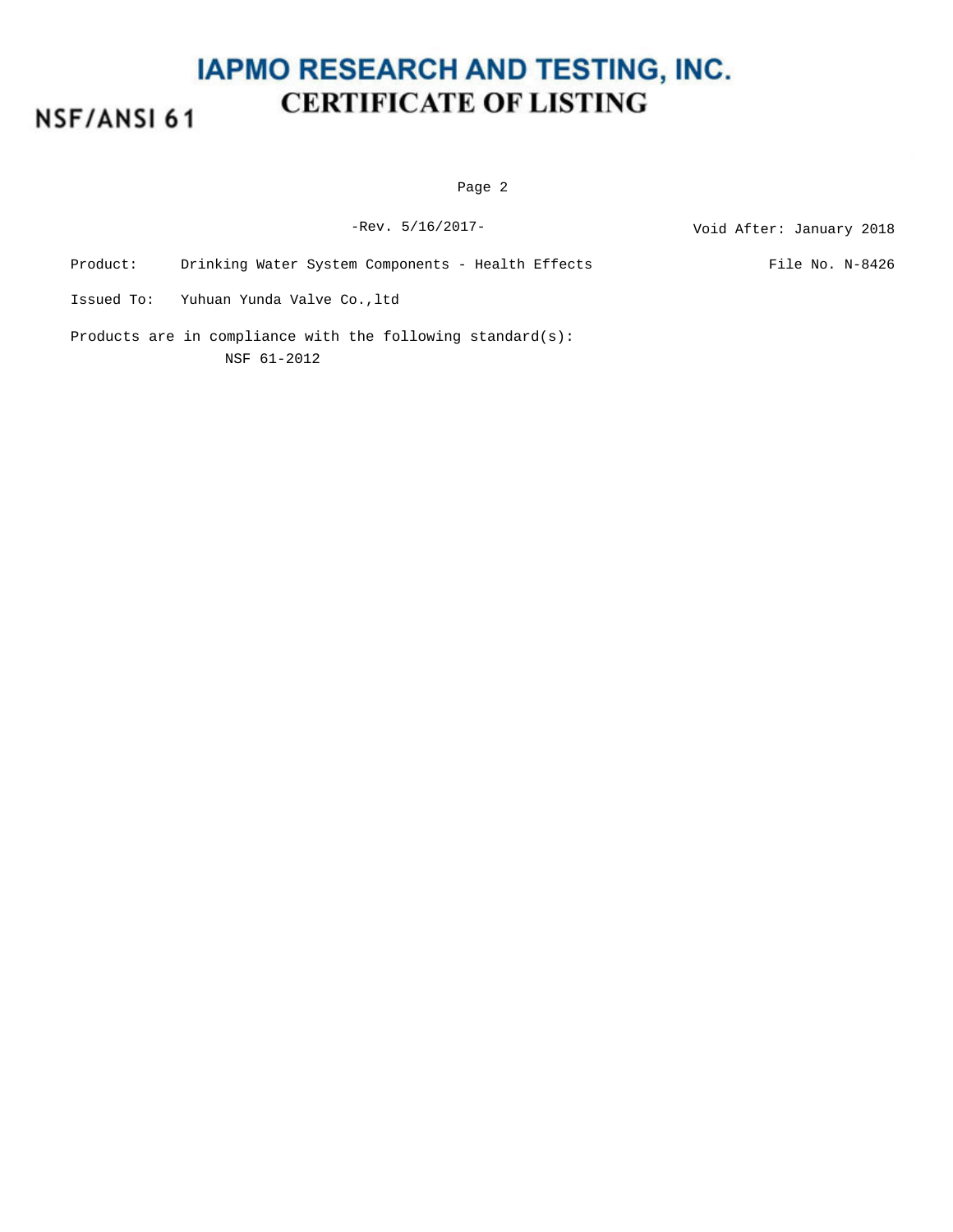# IAPMO RESEARCH AND TESTING, INC.

## CERTIFICATE OF LISTING

NSF/ANSI 61

-Rev. 5/16/2017-

Void After: January 2018

Product: Drinking Water System Components - Health Effects

File No. N-8426

Issued To: Yuhuan Yunda Valve Co.,ltd

Products are in compliance with the following standard(s):

NSF 61-2012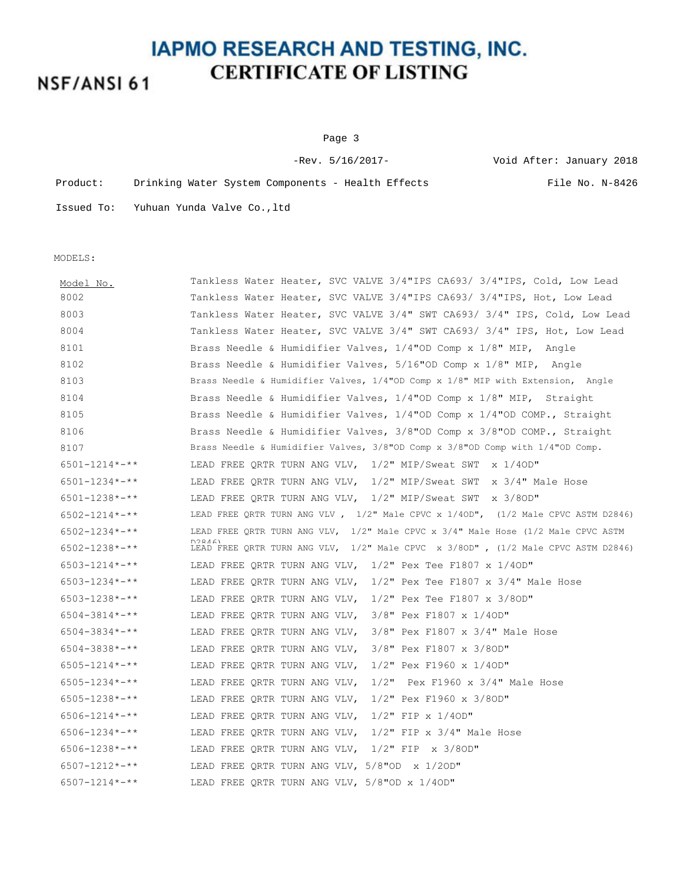# IAPMO RESEARCH AND TESTING, INC.

# CERTIFICATE OF LISTING

**NSF/ANSI 61**

Page 3

-Rev. 5/16/2017- Void After: January 2018

Product: Drinking Water System Components - Health Effects File No. N-8426

Issued To: Yuhuan Yunda Valve Co.,ltd

MODELS:

| Model No. | Tankless Water Heater, SVC VALVE 3/4"IPS CA693/ 3/4"IPS, Cold, Low Lead |
|---|---|
| 8002 | Tankless Water Heater, SVC VALVE 3/4"IPS CA693/ 3/4"IPS, Hot, Low Lead |
| 8003 | Tankless Water Heater, SVC VALVE 3/4" SWT CA693/ 3/4" IPS, Cold, Low Lead |
| 8004 | Tankless Water Heater, SVC VALVE 3/4" SWT CA693/ 3/4" IPS, Hot, Low Lead |
| 8101 | Brass Needle & Humidifier Valves, 1/4"OD Comp x 1/8" MIP, Angle |
| 8102 | Brass Needle & Humidifier Valves, 5/16"OD Comp x 1/8" MIP, Angle |
| 8103 | Brass Needle & Humidifier Valves, 1/4"OD Comp x 1/8" MIP with Extension, Angle |
| 8104 | Brass Needle & Humidifier Valves, 1/4"OD Comp x 1/8" MIP, Straight |
| 8105 | Brass Needle & Humidifier Valves, 1/4"OD Comp x 1/4"OD COMP., Straight |
| 8106 | Brass Needle & Humidifier Valves, 3/8"OD Comp x 3/8"OD COMP., Straight |
| 8107 | Brass Needle & Humidifier Valves, 3/8"OD Comp x 3/8"OD Comp with 1/4"OD Comp. |
| 6501-1214*-** | LEAD FREE QRTR TURN ANG VLV, 1/2" MIP/Sweat SWT x 1/4OD" |
| 6501-1234*-** | LEAD FREE QRTR TURN ANG VLV, 1/2" MIP/Sweat SWT x 3/4" Male Hose |
| 6501-1238*-** | LEAD FREE QRTR TURN ANG VLV, 1/2" MIP/Sweat SWT x 3/8OD" |
| 6502-1214*-** | LEAD FREE QRTR TURN ANG VLV , 1/2" Male CPVC x 1/4OD", (1/2 Male CPVC ASTM D2846) |
| 6502-1234*-** | LEAD FREE QRTR TURN ANG VLV, 1/2" Male CPVC x 3/4" Male Hose (1/2 Male CPVC ASTM D2846) |
| 6502-1238*-** | LEAD FREE QRTR TURN ANG VLV, 1/2" Male CPVC x 3/8OD" , (1/2 Male CPVC ASTM D2846) |
| 6503-1214*-** | LEAD FREE QRTR TURN ANG VLV, 1/2" Pex Tee F1807 x 1/4OD" |
| 6503-1234*-** | LEAD FREE QRTR TURN ANG VLV, 1/2" Pex Tee F1807 x 3/4" Male Hose |
| 6503-1238*-** | LEAD FREE QRTR TURN ANG VLV, 1/2" Pex Tee F1807 x 3/8OD" |
| 6504-3814*-** | LEAD FREE QRTR TURN ANG VLV, 3/8" Pex F1807 x 1/4OD" |
| 6504-3834*-** | LEAD FREE QRTR TURN ANG VLV, 3/8" Pex F1807 x 3/4" Male Hose |
| 6504-3838*-** | LEAD FREE QRTR TURN ANG VLV, 3/8" Pex F1807 x 3/8OD" |
| 6505-1214*-** | LEAD FREE QRTR TURN ANG VLV, 1/2" Pex F1960 x 1/4OD" |
| 6505-1234*-** | LEAD FREE QRTR TURN ANG VLV, 1/2" Pex F1960 x 3/4" Male Hose |
| 6505-1238*-** | LEAD FREE QRTR TURN ANG VLV, 1/2" Pex F1960 x 3/8OD" |
| 6506-1214*-** | LEAD FREE QRTR TURN ANG VLV, 1/2" FIP x 1/4OD" |
| 6506-1234*-** | LEAD FREE QRTR TURN ANG VLV, 1/2" FIP x 3/4" Male Hose |
| 6506-1238*-** | LEAD FREE QRTR TURN ANG VLV, 1/2" FIP x 3/8OD" |
| 6507-1212*-** | LEAD FREE QRTR TURN ANG VLV, 5/8"OD x 1/2OD" |
| 6507-1214*-** | LEAD FREE QRTR TURN ANG VLV, 5/8"OD x 1/4OD" |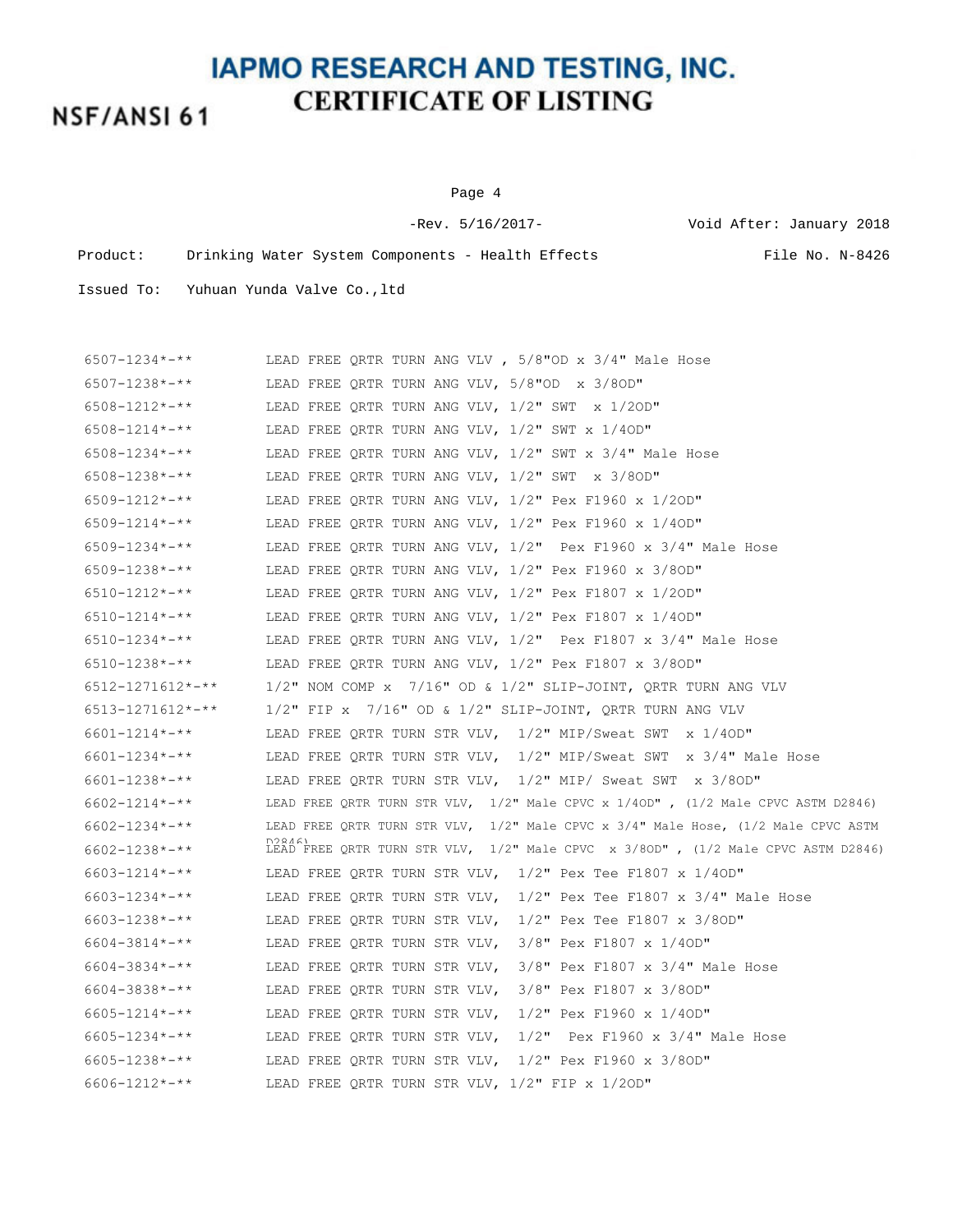# IAPMO RESEARCH AND TESTING, INC.
## CERTIFICATE OF LISTING

NSF/ANSI 61

-Rev. 5/16/2017-    Void After: January 2018

Product: Drinking Water System Components - Health Effects    File No. N-8426

Issued To: Yuhuan Yunda Valve Co.,ltd

| | |
|---|---|
| 6507-1234*-** | LEAD FREE QRTR TURN ANG VLV , 5/8"OD x 3/4" Male Hose |
| 6507-1238*-** | LEAD FREE QRTR TURN ANG VLV, 5/8"OD x 3/8OD" |
| 6508-1212*-** | LEAD FREE QRTR TURN ANG VLV, 1/2" SWT x 1/2OD" |
| 6508-1214*-** | LEAD FREE QRTR TURN ANG VLV, 1/2" SWT x 1/4OD" |
| 6508-1234*-** | LEAD FREE QRTR TURN ANG VLV, 1/2" SWT x 3/4" Male Hose |
| 6508-1238*-** | LEAD FREE QRTR TURN ANG VLV, 1/2" SWT x 3/8OD" |
| 6509-1212*-** | LEAD FREE QRTR TURN ANG VLV, 1/2" Pex F1960 x 1/2OD" |
| 6509-1214*-** | LEAD FREE QRTR TURN ANG VLV, 1/2" Pex F1960 x 1/4OD" |
| 6509-1234*-** | LEAD FREE QRTR TURN ANG VLV, 1/2" Pex F1960 x 3/4" Male Hose |
| 6509-1238*-** | LEAD FREE QRTR TURN ANG VLV, 1/2" Pex F1960 x 3/8OD" |
| 6510-1212*-** | LEAD FREE QRTR TURN ANG VLV, 1/2" Pex F1807 x 1/2OD" |
| 6510-1214*-** | LEAD FREE QRTR TURN ANG VLV, 1/2" Pex F1807 x 1/4OD" |
| 6510-1234*-** | LEAD FREE QRTR TURN ANG VLV, 1/2" Pex F1807 x 3/4" Male Hose |
| 6510-1238*-** | LEAD FREE QRTR TURN ANG VLV, 1/2" Pex F1807 x 3/8OD" |
| 6512-1271612*-** | 1/2" NOM COMP x 7/16" OD & 1/2" SLIP-JOINT, QRTR TURN ANG VLV |
| 6513-1271612*-** | 1/2" FIP x 7/16" OD & 1/2" SLIP-JOINT, QRTR TURN ANG VLV |
| 6601-1214*-** | LEAD FREE QRTR TURN STR VLV, 1/2" MIP/Sweat SWT x 1/4OD" |
| 6601-1234*-** | LEAD FREE QRTR TURN STR VLV, 1/2" MIP/Sweat SWT x 3/4" Male Hose |
| 6601-1238*-** | LEAD FREE QRTR TURN STR VLV, 1/2" MIP/ Sweat SWT x 3/8OD" |
| 6602-1214*-** | LEAD FREE QRTR TURN STR VLV, 1/2" Male CPVC x 1/4OD" , (1/2 Male CPVC ASTM D2846) |
| 6602-1234*-** | LEAD FREE QRTR TURN STR VLV, 1/2" Male CPVC x 3/4" Male Hose, (1/2 Male CPVC ASTM D2846) |
| 6602-1238*-** | LEAD FREE QRTR TURN STR VLV, 1/2" Male CPVC x 3/8OD" , (1/2 Male CPVC ASTM D2846) |
| 6603-1214*-** | LEAD FREE QRTR TURN STR VLV, 1/2" Pex Tee F1807 x 1/4OD" |
| 6603-1234*-** | LEAD FREE QRTR TURN STR VLV, 1/2" Pex Tee F1807 x 3/4" Male Hose |
| 6603-1238*-** | LEAD FREE QRTR TURN STR VLV, 1/2" Pex Tee F1807 x 3/8OD" |
| 6604-3814*-** | LEAD FREE QRTR TURN STR VLV, 3/8" Pex F1807 x 1/4OD" |
| 6604-3834*-** | LEAD FREE QRTR TURN STR VLV, 3/8" Pex F1807 x 3/4" Male Hose |
| 6604-3838*-** | LEAD FREE QRTR TURN STR VLV, 3/8" Pex F1807 x 3/8OD" |
| 6605-1214*-** | LEAD FREE QRTR TURN STR VLV, 1/2" Pex F1960 x 1/4OD" |
| 6605-1234*-** | LEAD FREE QRTR TURN STR VLV, 1/2" Pex F1960 x 3/4" Male Hose |
| 6605-1238*-** | LEAD FREE QRTR TURN STR VLV, 1/2" Pex F1960 x 3/8OD" |
| 6606-1212*-** | LEAD FREE QRTR TURN STR VLV, 1/2" FIP x 1/2OD" |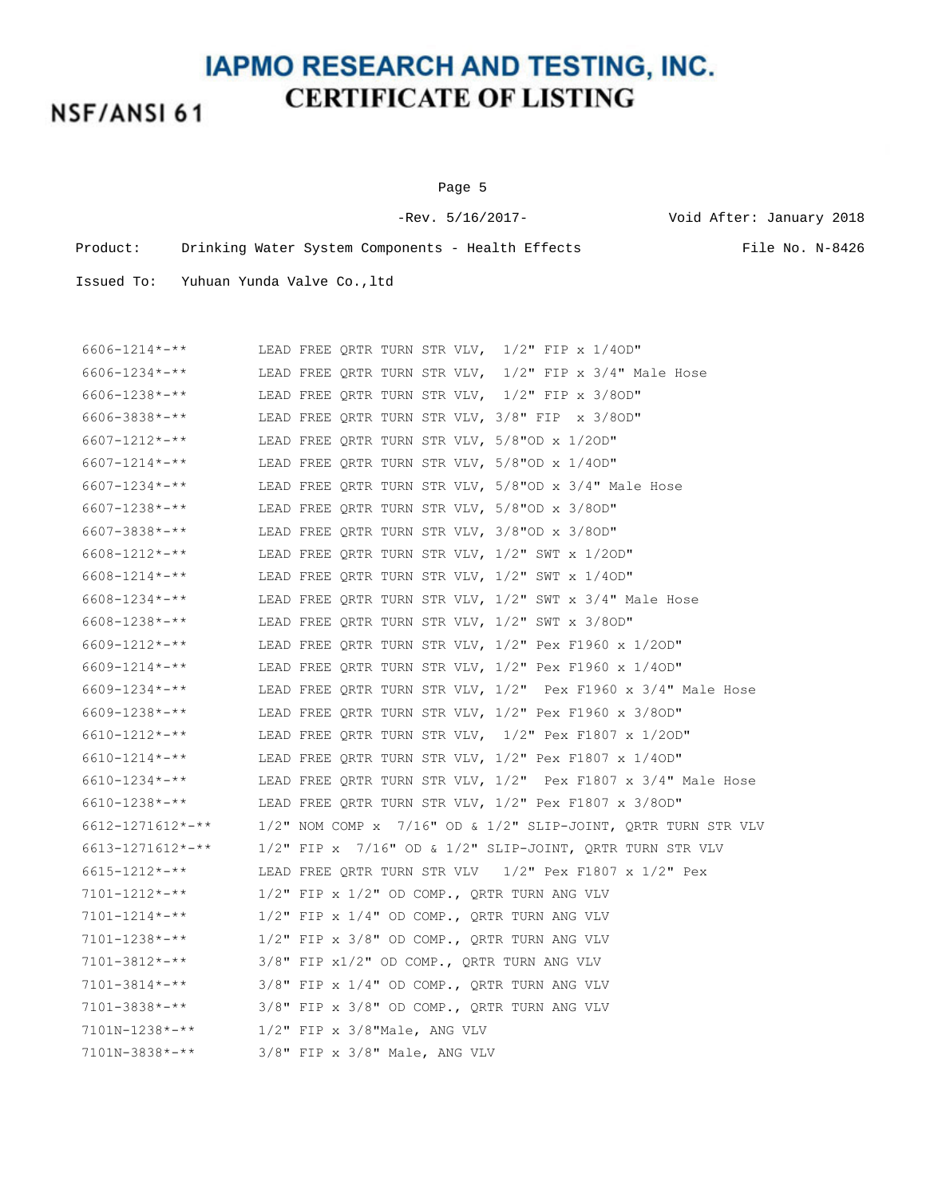# IAPMO RESEARCH AND TESTING, INC.

## CERTIFICATE OF LISTING

NSF/ANSI 61

-Rev. 5/16/2017-　　　　Void After: January 2018

Product: Drinking Water System Components - Health Effects　　　　File No. N-8426

Issued To: Yuhuan Yunda Valve Co.,ltd

| | |
|---|---|
| 6606-1214*-** | LEAD FREE QRTR TURN STR VLV, 1/2" FIP x 1/4OD" |
| 6606-1234*-** | LEAD FREE QRTR TURN STR VLV, 1/2" FIP x 3/4" Male Hose |
| 6606-1238*-** | LEAD FREE QRTR TURN STR VLV, 1/2" FIP x 3/8OD" |
| 6606-3838*-** | LEAD FREE QRTR TURN STR VLV, 3/8" FIP x 3/8OD" |
| 6607-1212*-** | LEAD FREE QRTR TURN STR VLV, 5/8"OD x 1/2OD" |
| 6607-1214*-** | LEAD FREE QRTR TURN STR VLV, 5/8"OD x 1/4OD" |
| 6607-1234*-** | LEAD FREE QRTR TURN STR VLV, 5/8"OD x 3/4" Male Hose |
| 6607-1238*-** | LEAD FREE QRTR TURN STR VLV, 5/8"OD x 3/8OD" |
| 6607-3838*-** | LEAD FREE QRTR TURN STR VLV, 3/8"OD x 3/8OD" |
| 6608-1212*-** | LEAD FREE QRTR TURN STR VLV, 1/2" SWT x 1/2OD" |
| 6608-1214*-** | LEAD FREE QRTR TURN STR VLV, 1/2" SWT x 1/4OD" |
| 6608-1234*-** | LEAD FREE QRTR TURN STR VLV, 1/2" SWT x 3/4" Male Hose |
| 6608-1238*-** | LEAD FREE QRTR TURN STR VLV, 1/2" SWT x 3/8OD" |
| 6609-1212*-** | LEAD FREE QRTR TURN STR VLV, 1/2" Pex F1960 x 1/2OD" |
| 6609-1214*-** | LEAD FREE QRTR TURN STR VLV, 1/2" Pex F1960 x 1/4OD" |
| 6609-1234*-** | LEAD FREE QRTR TURN STR VLV, 1/2" Pex F1960 x 3/4" Male Hose |
| 6609-1238*-** | LEAD FREE QRTR TURN STR VLV, 1/2" Pex F1960 x 3/8OD" |
| 6610-1212*-** | LEAD FREE QRTR TURN STR VLV, 1/2" Pex F1807 x 1/2OD" |
| 6610-1214*-** | LEAD FREE QRTR TURN STR VLV, 1/2" Pex F1807 x 1/4OD" |
| 6610-1234*-** | LEAD FREE QRTR TURN STR VLV, 1/2" Pex F1807 x 3/4" Male Hose |
| 6610-1238*-** | LEAD FREE QRTR TURN STR VLV, 1/2" Pex F1807 x 3/8OD" |
| 6612-1271612*-** | 1/2" NOM COMP x 7/16" OD & 1/2" SLIP-JOINT, QRTR TURN STR VLV |
| 6613-1271612*-** | 1/2" FIP x 7/16" OD & 1/2" SLIP-JOINT, QRTR TURN STR VLV |
| 6615-1212*-** | LEAD FREE QRTR TURN STR VLV 1/2" Pex F1807 x 1/2" Pex |
| 7101-1212*-** | 1/2" FIP x 1/2" OD COMP., QRTR TURN ANG VLV |
| 7101-1214*-** | 1/2" FIP x 1/4" OD COMP., QRTR TURN ANG VLV |
| 7101-1238*-** | 1/2" FIP x 3/8" OD COMP., QRTR TURN ANG VLV |
| 7101-3812*-** | 3/8" FIP x1/2" OD COMP., QRTR TURN ANG VLV |
| 7101-3814*-** | 3/8" FIP x 1/4" OD COMP., QRTR TURN ANG VLV |
| 7101-3838*-** | 3/8" FIP x 3/8" OD COMP., QRTR TURN ANG VLV |
| 7101N-1238*-** | 1/2" FIP x 3/8"Male, ANG VLV |
| 7101N-3838*-** | 3/8" FIP x 3/8" Male, ANG VLV |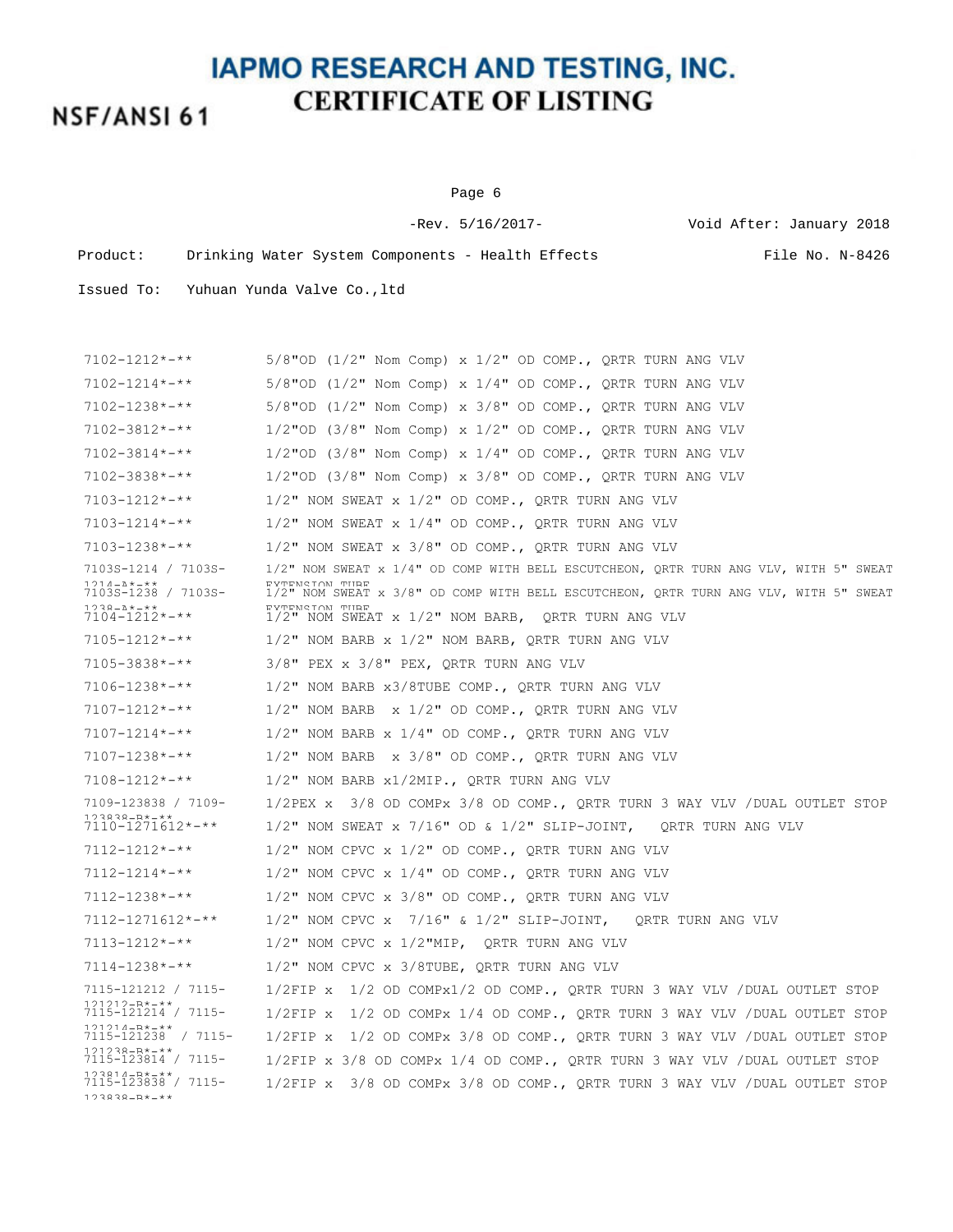# IAPMO RESEARCH AND TESTING, INC.
## CERTIFICATE OF LISTING

NSF/ANSI 61

Page 6

-Rev. 5/16/2017- Void After: January 2018

Product: Drinking Water System Components - Health Effects File No. N-8426

Issued To: Yuhuan Yunda Valve Co.,ltd

| Model | Description |
|---|---|
| 7102-1212*-** | 5/8"OD (1/2" Nom Comp) x 1/2" OD COMP., QRTR TURN ANG VLV |
| 7102-1214*-** | 5/8"OD (1/2" Nom Comp) x 1/4" OD COMP., QRTR TURN ANG VLV |
| 7102-1238*-** | 5/8"OD (1/2" Nom Comp) x 3/8" OD COMP., QRTR TURN ANG VLV |
| 7102-3812*-** | 1/2"OD (3/8" Nom Comp) x 1/2" OD COMP., QRTR TURN ANG VLV |
| 7102-3814*-** | 1/2"OD (3/8" Nom Comp) x 1/4" OD COMP., QRTR TURN ANG VLV |
| 7102-3838*-** | 1/2"OD (3/8" Nom Comp) x 3/8" OD COMP., QRTR TURN ANG VLV |
| 7103-1212*-** | 1/2" NOM SWEAT x 1/2" OD COMP., QRTR TURN ANG VLV |
| 7103-1214*-** | 1/2" NOM SWEAT x 1/4" OD COMP., QRTR TURN ANG VLV |
| 7103-1238*-** | 1/2" NOM SWEAT x 3/8" OD COMP., QRTR TURN ANG VLV |
| 7103S-1214 / 7103S-1214-A*-** | 1/2" NOM SWEAT x 1/4" OD COMP WITH BELL ESCUTCHEON, QRTR TURN ANG VLV, WITH 5" SWEAT EXTENSION TUBE |
| 7103S-1238 / 7103S-1238-A*-** | 1/2" NOM SWEAT x 3/8" OD COMP WITH BELL ESCUTCHEON, QRTR TURN ANG VLV, WITH 5" SWEAT EXTENSION TUBE |
| 7104-1212*-** | 1/2" NOM SWEAT x 1/2" NOM BARB, QRTR TURN ANG VLV |
| 7105-1212*-** | 1/2" NOM BARB x 1/2" NOM BARB, QRTR TURN ANG VLV |
| 7105-3838*-** | 3/8" PEX x 3/8" PEX, QRTR TURN ANG VLV |
| 7106-1238*-** | 1/2" NOM BARB x3/8TUBE COMP., QRTR TURN ANG VLV |
| 7107-1212*-** | 1/2" NOM BARB x 1/2" OD COMP., QRTR TURN ANG VLV |
| 7107-1214*-** | 1/2" NOM BARB x 1/4" OD COMP., QRTR TURN ANG VLV |
| 7107-1238*-** | 1/2" NOM BARB x 3/8" OD COMP., QRTR TURN ANG VLV |
| 7108-1212*-** | 1/2" NOM BARB x1/2MIP., QRTR TURN ANG VLV |
| 7109-123838 / 7109-123838-B*-** | 1/2PEX x 3/8 OD COMPx 3/8 OD COMP., QRTR TURN 3 WAY VLV /DUAL OUTLET STOP |
| 7110-1271612*-** | 1/2" NOM SWEAT x 7/16" OD & 1/2" SLIP-JOINT, QRTR TURN ANG VLV |
| 7112-1212*-** | 1/2" NOM CPVC x 1/2" OD COMP., QRTR TURN ANG VLV |
| 7112-1214*-** | 1/2" NOM CPVC x 1/4" OD COMP., QRTR TURN ANG VLV |
| 7112-1238*-** | 1/2" NOM CPVC x 3/8" OD COMP., QRTR TURN ANG VLV |
| 7112-1271612*-** | 1/2" NOM CPVC x 7/16" & 1/2" SLIP-JOINT, QRTR TURN ANG VLV |
| 7113-1212*-** | 1/2" NOM CPVC x 1/2"MIP, QRTR TURN ANG VLV |
| 7114-1238*-** | 1/2" NOM CPVC x 3/8TUBE, QRTR TURN ANG VLV |
| 7115-121212 / 7115-121212-B*-** | 1/2FIP x 1/2 OD COMPx1/2 OD COMP., QRTR TURN 3 WAY VLV /DUAL OUTLET STOP |
| 7115-121214 / 7115-121214-B*-** | 1/2FIP x 1/2 OD COMPx 1/4 OD COMP., QRTR TURN 3 WAY VLV /DUAL OUTLET STOP |
| 7115-121238 / 7115-121238-B*-** | 1/2FIP x 1/2 OD COMPx 3/8 OD COMP., QRTR TURN 3 WAY VLV /DUAL OUTLET STOP |
| 7115-123814 / 7115-123814-B*-** | 1/2FIP x 3/8 OD COMPx 1/4 OD COMP., QRTR TURN 3 WAY VLV /DUAL OUTLET STOP |
| 7115-123838 / 7115-123838-B*-** | 1/2FIP x 3/8 OD COMPx 3/8 OD COMP., QRTR TURN 3 WAY VLV /DUAL OUTLET STOP |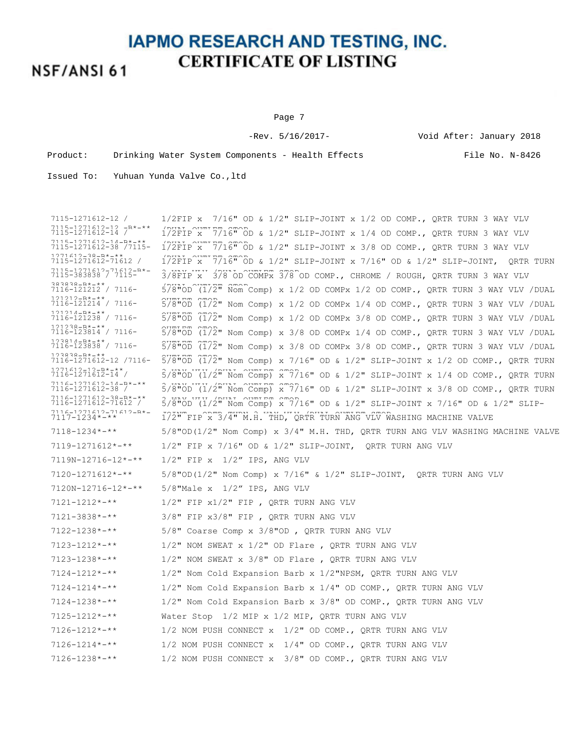# IAPMO RESEARCH AND TESTING, INC.
# CERTIFICATE OF LISTING

**NSF/ANSI 61**

-Rev. 5/16/2017- Void After: January 2018

Product: Drinking Water System Components - Health Effects File No. N-8426

Issued To: Yuhuan Yunda Valve Co.,ltd

| | |
|---|---|
| 7115-1271612-12 / 7115-1271612-12 -B*-** | 1/2FIP x 7/16" OD & 1/2" SLIP-JOINT x 1/2 OD COMP., QRTR TURN 3 WAY VLV (DUAL OUTLET STOP) |
| 7115-1271612-14 / 7115-1271612-14-B*-** | 1/2FIP x 7/16" OD & 1/2" SLIP-JOINT x 1/4 OD COMP., QRTR TURN 3 WAY VLV (DUAL OUTLET STOP) |
| 7115-1271612-38 /7115-1271612-38-B*-** | 1/2FIP x 7/16" OD & 1/2" SLIP-JOINT x 3/8 OD COMP., QRTR TURN 3 WAY VLV (DUAL OUTLET STOP) |
| 7115-1271612-71612 / 7115-1271612-71612-B*- | 1/2FIP x 7/16" OD & 1/2" SLIP-JOINT x 7/16" OD & 1/2" SLIP-JOINT, QRTR TURN 3 WAY VLV (DUAL OUTLET STOP) |
| 7115-383838 / 7115-383838-B*-** | 3/8FIP x 3/8 OD COMPx 3/8 OD COMP., CHROME / ROUGH, QRTR TURN 3 WAY VLV (DUAL OUTLET STOP) |
| 7116-121212 / 7116-121212-B*-** | 5/8"OD (1/2" Nom Comp) x 1/2 OD COMPx 1/2 OD COMP., QRTR TURN 3 WAY VLV /DUAL OUTLET STOP |
| 7116-121214 / 7116-121214-B*-** | 5/8"OD (1/2" Nom Comp) x 1/2 OD COMPx 1/4 OD COMP., QRTR TURN 3 WAY VLV /DUAL OUTLET STOP |
| 7116-121238 / 7116-121238-B*-** | 5/8"OD (1/2" Nom Comp) x 1/2 OD COMPx 3/8 OD COMP., QRTR TURN 3 WAY VLV /DUAL OUTLET STOP |
| 7116-123814 / 7116-123814-B*-** | 5/8"OD (1/2" Nom Comp) x 3/8 OD COMPx 1/4 OD COMP., QRTR TURN 3 WAY VLV /DUAL OUTLET STOP |
| 7116-123838 / 7116-123838-B*-** | 5/8"OD (1/2" Nom Comp) x 3/8 OD COMPx 3/8 OD COMP., QRTR TURN 3 WAY VLV /DUAL OUTLET STOP |
| 7116-1271612-12 /7116-1271612-12-B*-** | 5/8"OD (1/2" Nom Comp) x 7/16" OD & 1/2" SLIP-JOINT x 1/2 OD COMP., QRTR TURN 3 WAY VLV (DUAL OUTLET STOP) |
| 7116-1271612-14 / 7116-1271612-14-B*-** | 5/8"OD (1/2" Nom Comp) x 7/16" OD & 1/2" SLIP-JOINT x 1/4 OD COMP., QRTR TURN 3 WAY VLV (DUAL OUTLET STOP) |
| 7116-1271612-38 / 7116-1271612-38-B*-** | 5/8"OD (1/2" Nom Comp) x 7/16" OD & 1/2" SLIP-JOINT x 3/8 OD COMP., QRTR TURN 3 WAY VLV (DUAL OUTLET STOP) |
| 7116-1271612-71612 / 7116-1271612-71612-B*- | 5/8"OD (1/2" Nom Comp) x 7/16" OD & 1/2" SLIP-JOINT x 7/16" OD & 1/2" SLIP-JOINT QRTR TURN 3 WAY VLV (DUAL OUTLET STOP) |
| 7117-1234*-** | 1/2" FIP x 3/4" M.H. THD, QRTR TURN ANG VLV WASHING MACHINE VALVE |
| 7118-1234*-** | 5/8"OD(1/2" Nom Comp) x 3/4" M.H. THD, QRTR TURN ANG VLV WASHING MACHINE VALVE |
| 7119-1271612*-** | 1/2" FIP x 7/16" OD & 1/2" SLIP-JOINT, QRTR TURN ANG VLV |
| 7119N-12716-12*-** | 1/2" FIP x 1/2" IPS, ANG VLV |
| 7120-1271612*-** | 5/8"OD(1/2" Nom Comp) x 7/16" & 1/2" SLIP-JOINT, QRTR TURN ANG VLV |
| 7120N-12716-12*-** | 5/8"Male x 1/2" IPS, ANG VLV |
| 7121-1212*-** | 1/2" FIP x1/2" FIP , QRTR TURN ANG VLV |
| 7121-3838*-** | 3/8" FIP x3/8" FIP , QRTR TURN ANG VLV |
| 7122-1238*-** | 5/8" Coarse Comp x 3/8"OD , QRTR TURN ANG VLV |
| 7123-1212*-** | 1/2" NOM SWEAT x 1/2" OD Flare , QRTR TURN ANG VLV |
| 7123-1238*-** | 1/2" NOM SWEAT x 3/8" OD Flare , QRTR TURN ANG VLV |
| 7124-1212*-** | 1/2" Nom Cold Expansion Barb x 1/2"NPSM, QRTR TURN ANG VLV |
| 7124-1214*-** | 1/2" Nom Cold Expansion Barb x 1/4" OD COMP., QRTR TURN ANG VLV |
| 7124-1238*-** | 1/2" Nom Cold Expansion Barb x 3/8" OD COMP., QRTR TURN ANG VLV |
| 7125-1212*-** | Water Stop 1/2 MIP x 1/2 MIP, QRTR TURN ANG VLV |
| 7126-1212*-** | 1/2 NOM PUSH CONNECT x 1/2" OD COMP., QRTR TURN ANG VLV |
| 7126-1214*-** | 1/2 NOM PUSH CONNECT x 1/4" OD COMP., QRTR TURN ANG VLV |
| 7126-1238*-** | 1/2 NOM PUSH CONNECT x 3/8" OD COMP., QRTR TURN ANG VLV |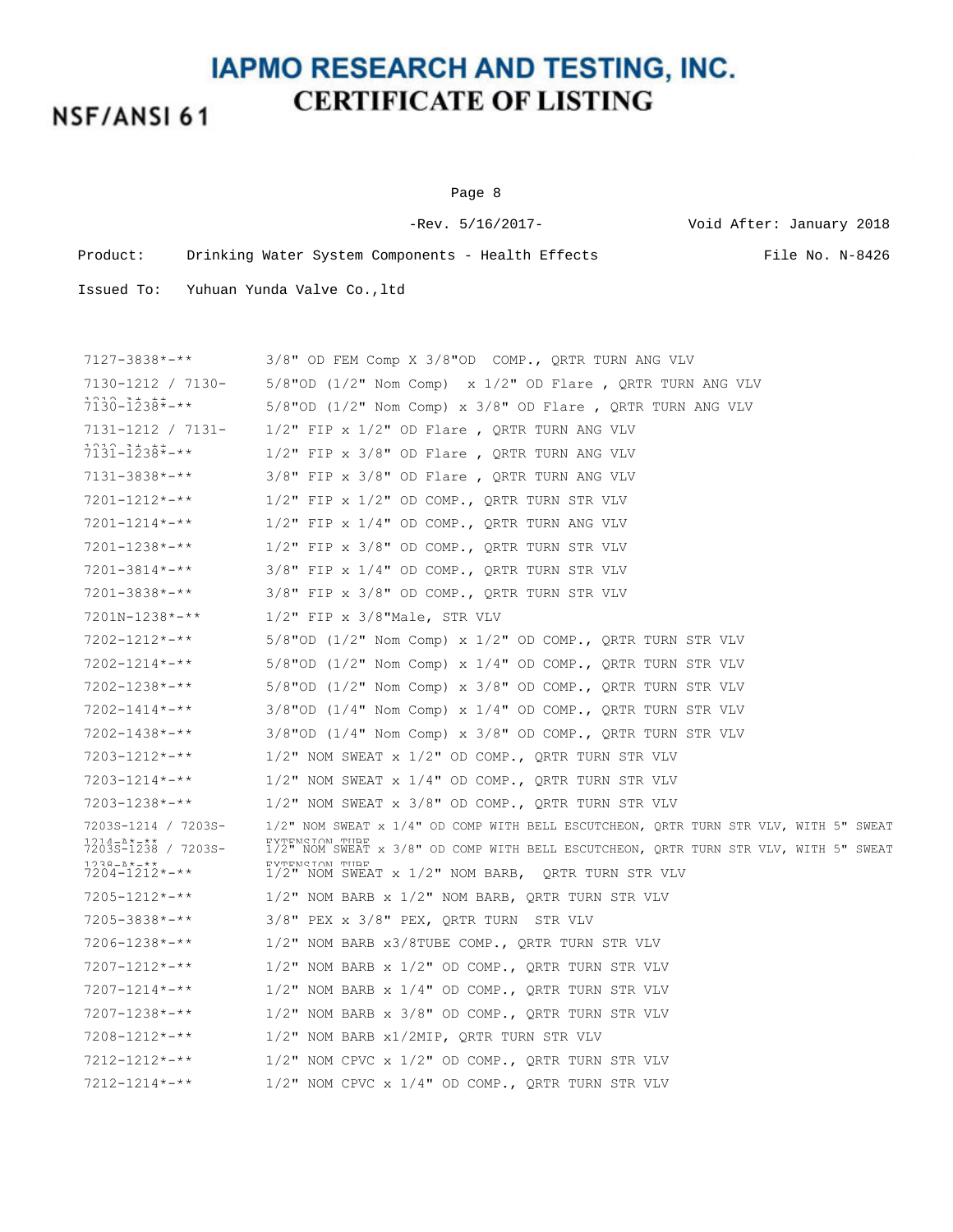# IAPMO RESEARCH AND TESTING, INC.

## CERTIFICATE OF LISTING

NSF/ANSI 61

-Rev. 5/16/2017-    Void After: January 2018

Product: Drinking Water System Components - Health Effects    File No. N-8426

Issued To: Yuhuan Yunda Valve Co.,ltd

| | |
|---|---|
| 7127-3838*-** | 3/8" OD FEM Comp X 3/8"OD COMP., QRTR TURN ANG VLV |
| 7130-1212 / 7130-1212-** | 5/8"OD (1/2" Nom Comp) x 1/2" OD Flare , QRTR TURN ANG VLV |
| 7130-1238*-** | 5/8"OD (1/2" Nom Comp) x 3/8" OD Flare , QRTR TURN ANG VLV |
| 7131-1212 / 7131-1212-** | 1/2" FIP x 1/2" OD Flare , QRTR TURN ANG VLV |
| 7131-1238*-** | 1/2" FIP x 3/8" OD Flare , QRTR TURN ANG VLV |
| 7131-3838*-** | 3/8" FIP x 3/8" OD Flare , QRTR TURN ANG VLV |
| 7201-1212*-** | 1/2" FIP x 1/2" OD COMP., QRTR TURN STR VLV |
| 7201-1214*-** | 1/2" FIP x 1/4" OD COMP., QRTR TURN ANG VLV |
| 7201-1238*-** | 1/2" FIP x 3/8" OD COMP., QRTR TURN STR VLV |
| 7201-3814*-** | 3/8" FIP x 1/4" OD COMP., QRTR TURN STR VLV |
| 7201-3838*-** | 3/8" FIP x 3/8" OD COMP., QRTR TURN STR VLV |
| 7201N-1238*-** | 1/2" FIP x 3/8"Male, STR VLV |
| 7202-1212*-** | 5/8"OD (1/2" Nom Comp) x 1/2" OD COMP., QRTR TURN STR VLV |
| 7202-1214*-** | 5/8"OD (1/2" Nom Comp) x 1/4" OD COMP., QRTR TURN STR VLV |
| 7202-1238*-** | 5/8"OD (1/2" Nom Comp) x 3/8" OD COMP., QRTR TURN STR VLV |
| 7202-1414*-** | 3/8"OD (1/4" Nom Comp) x 1/4" OD COMP., QRTR TURN STR VLV |
| 7202-1438*-** | 3/8"OD (1/4" Nom Comp) x 3/8" OD COMP., QRTR TURN STR VLV |
| 7203-1212*-** | 1/2" NOM SWEAT x 1/2" OD COMP., QRTR TURN STR VLV |
| 7203-1214*-** | 1/2" NOM SWEAT x 1/4" OD COMP., QRTR TURN STR VLV |
| 7203-1238*-** | 1/2" NOM SWEAT x 3/8" OD COMP., QRTR TURN STR VLV |
| 7203S-1214 / 7203S-1214-A*-** | 1/2" NOM SWEAT x 1/4" OD COMP WITH BELL ESCUTCHEON, QRTR TURN STR VLV, WITH 5" SWEAT EXTENSION TUBE |
| 7203S-1238 / 7203S-1238-A*-** | 1/2" NOM SWEAT x 3/8" OD COMP WITH BELL ESCUTCHEON, QRTR TURN STR VLV, WITH 5" SWEAT EXTENSION TUBE |
| 7204-1212*-** | 1/2" NOM SWEAT x 1/2" NOM BARB, QRTR TURN STR VLV |
| 7205-1212*-** | 1/2" NOM BARB x 1/2" NOM BARB, QRTR TURN STR VLV |
| 7205-3838*-** | 3/8" PEX x 3/8" PEX, QRTR TURN STR VLV |
| 7206-1238*-** | 1/2" NOM BARB x3/8TUBE COMP., QRTR TURN STR VLV |
| 7207-1212*-** | 1/2" NOM BARB x 1/2" OD COMP., QRTR TURN STR VLV |
| 7207-1214*-** | 1/2" NOM BARB x 1/4" OD COMP., QRTR TURN STR VLV |
| 7207-1238*-** | 1/2" NOM BARB x 3/8" OD COMP., QRTR TURN STR VLV |
| 7208-1212*-** | 1/2" NOM BARB x1/2MIP, QRTR TURN STR VLV |
| 7212-1212*-** | 1/2" NOM CPVC x 1/2" OD COMP., QRTR TURN STR VLV |
| 7212-1214*-** | 1/2" NOM CPVC x 1/4" OD COMP., QRTR TURN STR VLV |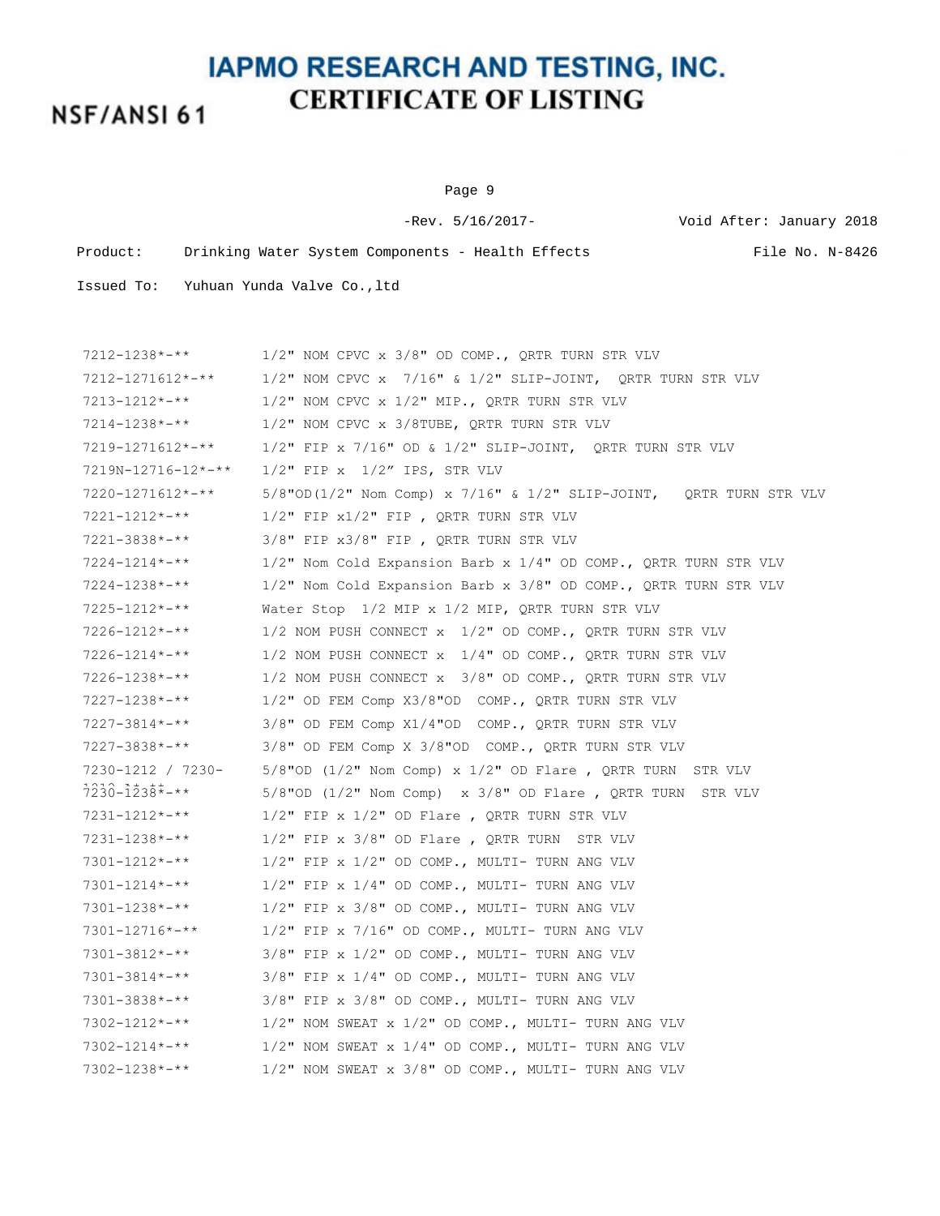# IAPMO RESEARCH AND TESTING, INC.
## CERTIFICATE OF LISTING

NSF/ANSI 61

-Rev. 5/16/2017- Void After: January 2018

Product: Drinking Water System Components - Health Effects File No. N-8426

Issued To: Yuhuan Yunda Valve Co.,ltd

| | |
|---|---|
| 7212-1238*-** | 1/2" NOM CPVC x 3/8" OD COMP., QRTR TURN STR VLV |
| 7212-1271612*-** | 1/2" NOM CPVC x 7/16" & 1/2" SLIP-JOINT, QRTR TURN STR VLV |
| 7213-1212*-** | 1/2" NOM CPVC x 1/2" MIP., QRTR TURN STR VLV |
| 7214-1238*-** | 1/2" NOM CPVC x 3/8TUBE, QRTR TURN STR VLV |
| 7219-1271612*-** | 1/2" FIP x 7/16" OD & 1/2" SLIP-JOINT, QRTR TURN STR VLV |
| 7219N-12716-12*-** | 1/2" FIP x 1/2" IPS, STR VLV |
| 7220-1271612*-** | 5/8"OD(1/2" Nom Comp) x 7/16" & 1/2" SLIP-JOINT, QRTR TURN STR VLV |
| 7221-1212*-** | 1/2" FIP x1/2" FIP , QRTR TURN STR VLV |
| 7221-3838*-** | 3/8" FIP x3/8" FIP , QRTR TURN STR VLV |
| 7224-1214*-** | 1/2" Nom Cold Expansion Barb x 1/4" OD COMP., QRTR TURN STR VLV |
| 7224-1238*-** | 1/2" Nom Cold Expansion Barb x 3/8" OD COMP., QRTR TURN STR VLV |
| 7225-1212*-** | Water Stop 1/2 MIP x 1/2 MIP, QRTR TURN STR VLV |
| 7226-1212*-** | 1/2 NOM PUSH CONNECT x 1/2" OD COMP., QRTR TURN STR VLV |
| 7226-1214*-** | 1/2 NOM PUSH CONNECT x 1/4" OD COMP., QRTR TURN STR VLV |
| 7226-1238*-** | 1/2 NOM PUSH CONNECT x 3/8" OD COMP., QRTR TURN STR VLV |
| 7227-1238*-** | 1/2" OD FEM Comp X3/8"OD COMP., QRTR TURN STR VLV |
| 7227-3814*-** | 3/8" OD FEM Comp X1/4"OD COMP., QRTR TURN STR VLV |
| 7227-3838*-** | 3/8" OD FEM Comp X 3/8"OD COMP., QRTR TURN STR VLV |
| 7230-1212 / 7230-1212-12-** | 5/8"OD (1/2" Nom Comp) x 1/2" OD Flare , QRTR TURN STR VLV |
| 7230-1238*-** | 5/8"OD (1/2" Nom Comp) x 3/8" OD Flare , QRTR TURN STR VLV |
| 7231-1212*-** | 1/2" FIP x 1/2" OD Flare , QRTR TURN STR VLV |
| 7231-1238*-** | 1/2" FIP x 3/8" OD Flare , QRTR TURN STR VLV |
| 7301-1212*-** | 1/2" FIP x 1/2" OD COMP., MULTI- TURN ANG VLV |
| 7301-1214*-** | 1/2" FIP x 1/4" OD COMP., MULTI- TURN ANG VLV |
| 7301-1238*-** | 1/2" FIP x 3/8" OD COMP., MULTI- TURN ANG VLV |
| 7301-12716*-** | 1/2" FIP x 7/16" OD COMP., MULTI- TURN ANG VLV |
| 7301-3812*-** | 3/8" FIP x 1/2" OD COMP., MULTI- TURN ANG VLV |
| 7301-3814*-** | 3/8" FIP x 1/4" OD COMP., MULTI- TURN ANG VLV |
| 7301-3838*-** | 3/8" FIP x 3/8" OD COMP., MULTI- TURN ANG VLV |
| 7302-1212*-** | 1/2" NOM SWEAT x 1/2" OD COMP., MULTI- TURN ANG VLV |
| 7302-1214*-** | 1/2" NOM SWEAT x 1/4" OD COMP., MULTI- TURN ANG VLV |
| 7302-1238*-** | 1/2" NOM SWEAT x 3/8" OD COMP., MULTI- TURN ANG VLV |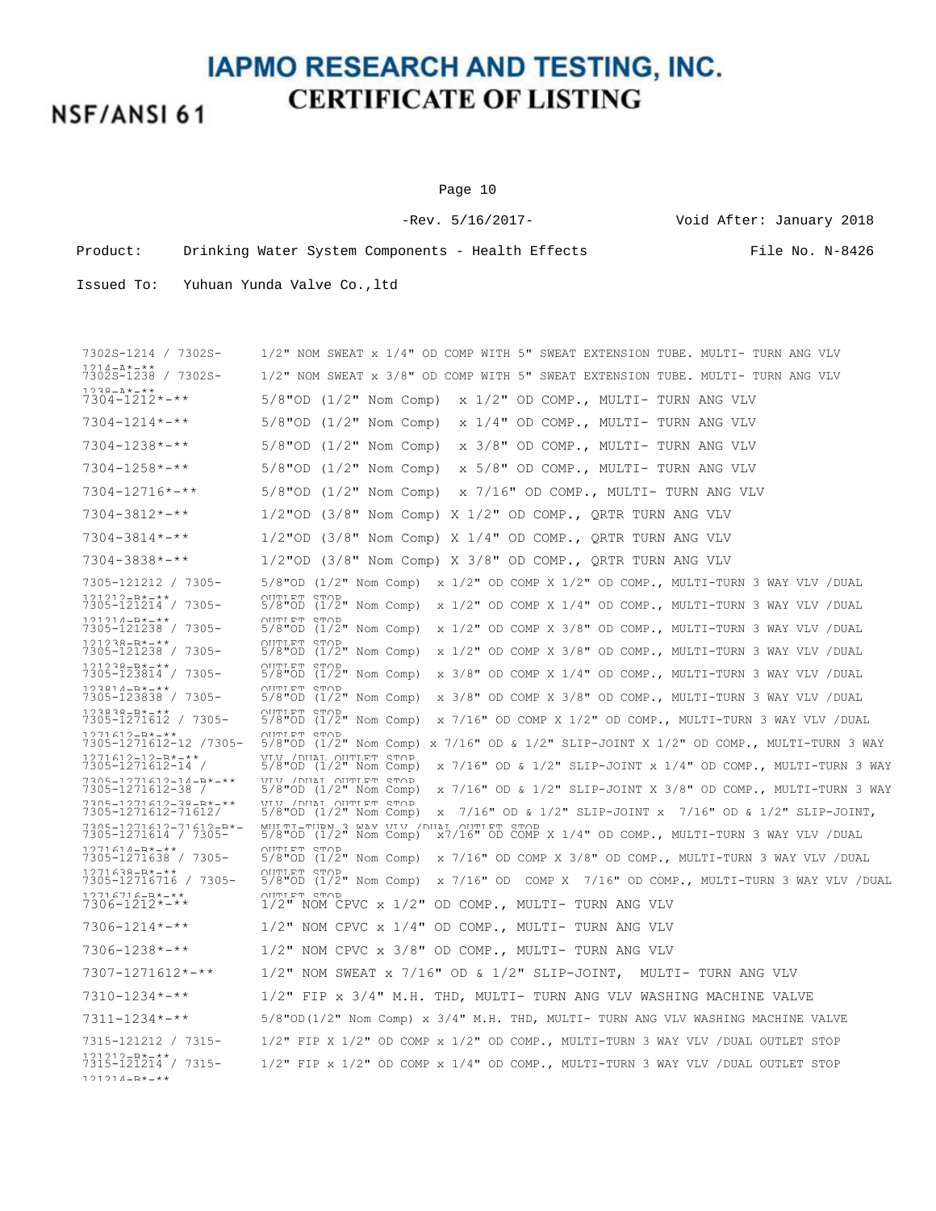# IAPMO RESEARCH AND TESTING, INC.
## CERTIFICATE OF LISTING

**NSF/ANSI 61**

-Rev. 5/16/2017- Void After: January 2018

Product: Drinking Water System Components - Health Effects File No. N-8426

Issued To: Yuhuan Yunda Valve Co.,ltd

| | |
|---|---|
| 7302S-1214 / 7302S-1214-A*-** | 1/2" NOM SWEAT x 1/4" OD COMP WITH 5" SWEAT EXTENSION TUBE. MULTI- TURN ANG VLV |
| 7302S-1238 / 7302S-1238-A*-** | 1/2" NOM SWEAT x 3/8" OD COMP WITH 5" SWEAT EXTENSION TUBE. MULTI- TURN ANG VLV |
| 7304-1212*-** | 5/8"OD (1/2" Nom Comp) x 1/2" OD COMP., MULTI- TURN ANG VLV |
| 7304-1214*-** | 5/8"OD (1/2" Nom Comp) x 1/4" OD COMP., MULTI- TURN ANG VLV |
| 7304-1238*-** | 5/8"OD (1/2" Nom Comp) x 3/8" OD COMP., MULTI- TURN ANG VLV |
| 7304-1258*-** | 5/8"OD (1/2" Nom Comp) x 5/8" OD COMP., MULTI- TURN ANG VLV |
| 7304-12716*-** | 5/8"OD (1/2" Nom Comp) x 7/16" OD COMP., MULTI- TURN ANG VLV |
| 7304-3812*-** | 1/2"OD (3/8" Nom Comp) X 1/2" OD COMP., QRTR TURN ANG VLV |
| 7304-3814*-** | 1/2"OD (3/8" Nom Comp) X 1/4" OD COMP., QRTR TURN ANG VLV |
| 7304-3838*-** | 1/2"OD (3/8" Nom Comp) X 3/8" OD COMP., QRTR TURN ANG VLV |
| 7305-121212 / 7305-121212-B*-** | 5/8"OD (1/2" Nom Comp) x 1/2" OD COMP X 1/2" OD COMP., MULTI-TURN 3 WAY VLV /DUAL OUTLET STOP |
| 7305-121214 / 7305-121214-B*-** | 5/8"OD (1/2" Nom Comp) x 1/2" OD COMP X 1/4" OD COMP., MULTI-TURN 3 WAY VLV /DUAL OUTLET STOP |
| 7305-121238 / 7305-121238-B*-** | 5/8"OD (1/2" Nom Comp) x 1/2" OD COMP X 3/8" OD COMP., MULTI-TURN 3 WAY VLV /DUAL OUTLET STOP |
| 7305-121238 / 7305-121238-B*-** | 5/8"OD (1/2" Nom Comp) x 1/2" OD COMP X 3/8" OD COMP., MULTI-TURN 3 WAY VLV /DUAL OUTLET STOP |
| 7305-123814 / 7305-123814-B*-** | 5/8"OD (1/2" Nom Comp) x 3/8" OD COMP X 1/4" OD COMP., MULTI-TURN 3 WAY VLV /DUAL OUTLET STOP |
| 7305-123838 / 7305-123838-B*-** | 5/8"OD (1/2" Nom Comp) x 3/8" OD COMP X 3/8" OD COMP., MULTI-TURN 3 WAY VLV /DUAL OUTLET STOP |
| 7305-1271612 / 7305-1271612-B*-** | 5/8"OD (1/2" Nom Comp) x 7/16" OD COMP X 1/2" OD COMP., MULTI-TURN 3 WAY VLV /DUAL OUTLET STOP |
| 7305-1271612-12 /7305-1271612-12-B*-** | 5/8"OD (1/2" Nom Comp) x 7/16" OD & 1/2" SLIP-JOINT X 1/2" OD COMP., MULTI-TURN 3 WAY VLV /DUAL OUTLET STOP |
| 7305-1271612-14 / 7305-1271612-14-B*-** | 5/8"OD (1/2" Nom Comp) x 7/16" OD & 1/2" SLIP-JOINT x 1/4" OD COMP., MULTI-TURN 3 WAY VLV /DUAL OUTLET STOP |
| 7305-1271612-38 / 7305-1271612-38-B*-** | 5/8"OD (1/2" Nom Comp) x 7/16" OD & 1/2" SLIP-JOINT X 3/8" OD COMP., MULTI-TURN 3 WAY VLV /DUAL OUTLET STOP |
| 7305-1271612-71612/ 7305-1271612-71612-B*- | 5/8"OD (1/2" Nom Comp) x 7/16" OD & 1/2" SLIP-JOINT x 7/16" OD & 1/2" SLIP-JOINT, MULTI-TURN 3 WAY VLV /DUAL OUTLET STOP |
| 7305-1271614 / 7305-1271614-B*-** | 5/8"OD (1/2" Nom Comp) x7/16" OD COMP X 1/4" OD COMP., MULTI-TURN 3 WAY VLV /DUAL OUTLET STOP |
| 7305-1271638 / 7305-1271638-B*-** | 5/8"OD (1/2" Nom Comp) x 7/16" OD COMP X 3/8" OD COMP., MULTI-TURN 3 WAY VLV /DUAL OUTLET STOP |
| 7305-12716716 / 7305-12716716-B*-** | 5/8"OD (1/2" Nom Comp) x 7/16" OD COMP X 7/16" OD COMP., MULTI-TURN 3 WAY VLV /DUAL OUTLET STOP |
| 7306-1212*-** | 1/2" NOM CPVC x 1/2" OD COMP., MULTI- TURN ANG VLV |
| 7306-1214*-** | 1/2" NOM CPVC x 1/4" OD COMP., MULTI- TURN ANG VLV |
| 7306-1238*-** | 1/2" NOM CPVC x 3/8" OD COMP., MULTI- TURN ANG VLV |
| 7307-1271612*-** | 1/2" NOM SWEAT x 7/16" OD & 1/2" SLIP-JOINT, MULTI- TURN ANG VLV |
| 7310-1234*-** | 1/2" FIP x 3/4" M.H. THD, MULTI- TURN ANG VLV WASHING MACHINE VALVE |
| 7311-1234*-** | 5/8"OD(1/2" Nom Comp) x 3/4" M.H. THD, MULTI- TURN ANG VLV WASHING MACHINE VALVE |
| 7315-121212 / 7315-121212-B*-** | 1/2" FIP X 1/2" OD COMP x 1/2" OD COMP., MULTI-TURN 3 WAY VLV /DUAL OUTLET STOP |
| 7315-121214 / 7315-121214-B*-** | 1/2" FIP x 1/2" OD COMP x 1/4" OD COMP., MULTI-TURN 3 WAY VLV /DUAL OUTLET STOP |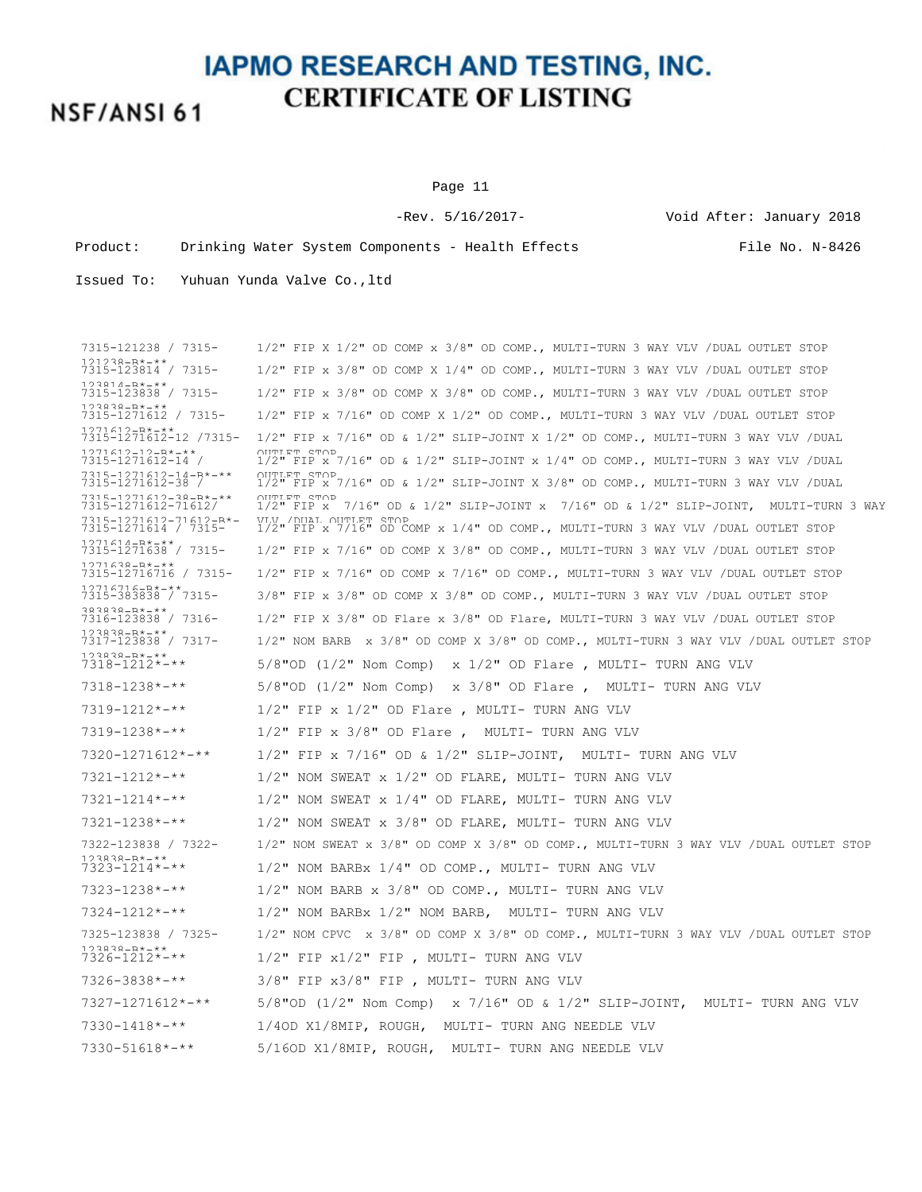# IAPMO RESEARCH AND TESTING, INC.
## CERTIFICATE OF LISTING

**NSF/ANSI 61**

-Rev. 5/16/2017-  Void After: January 2018

Product: Drinking Water System Components - Health Effects  File No. N-8426

Issued To: Yuhuan Yunda Valve Co.,ltd

| | |
|---|---|
| 7315-121238 / 7315-121238-B*-** | 1/2" FIP X 1/2" OD COMP x 3/8" OD COMP., MULTI-TURN 3 WAY VLV /DUAL OUTLET STOP |
| 7315-123814 / 7315-123814-B*-** | 1/2" FIP x 3/8" OD COMP X 1/4" OD COMP., MULTI-TURN 3 WAY VLV /DUAL OUTLET STOP |
| 7315-123838 / 7315-123838-B*-** | 1/2" FIP x 3/8" OD COMP X 3/8" OD COMP., MULTI-TURN 3 WAY VLV /DUAL OUTLET STOP |
| 7315-1271612 / 7315-1271612-B*-** | 1/2" FIP x 7/16" OD COMP X 1/2" OD COMP., MULTI-TURN 3 WAY VLV /DUAL OUTLET STOP |
| 7315-1271612-12 /7315-1271612-12-B*-** | 1/2" FIP x 7/16" OD & 1/2" SLIP-JOINT X 1/2" OD COMP., MULTI-TURN 3 WAY VLV /DUAL OUTLET STOP |
| 7315-1271612-14 / 7315-1271612-14-B*-** | 1/2" FIP x 7/16" OD & 1/2" SLIP-JOINT x 1/4" OD COMP., MULTI-TURN 3 WAY VLV /DUAL OUTLET STOP |
| 7315-1271612-38 / 7315-1271612-38-B*-** | 1/2" FIP x 7/16" OD & 1/2" SLIP-JOINT X 3/8" OD COMP., MULTI-TURN 3 WAY VLV /DUAL OUTLET STOP |
| 7315-1271612-71612/ 7315-1271612-71612-B*-** | 1/2" FIP x 7/16" OD & 1/2" SLIP-JOINT x 7/16" OD & 1/2" SLIP-JOINT, MULTI-TURN 3 WAY VLV /DUAL OUTLET STOP |
| 7315-1271614 / 7315-1271614-B*-** | 1/2" FIP x 7/16" OD COMP x 1/4" OD COMP., MULTI-TURN 3 WAY VLV /DUAL OUTLET STOP |
| 7315-1271638 / 7315-1271638-B*-** | 1/2" FIP x 7/16" OD COMP X 3/8" OD COMP., MULTI-TURN 3 WAY VLV /DUAL OUTLET STOP |
| 7315-12716716 / 7315-12716716-B*-** | 1/2" FIP x 7/16" OD COMP x 7/16" OD COMP., MULTI-TURN 3 WAY VLV /DUAL OUTLET STOP |
| 7315-383838 / 7315-383838-B*-** | 3/8" FIP x 3/8" OD COMP X 3/8" OD COMP., MULTI-TURN 3 WAY VLV /DUAL OUTLET STOP |
| 7316-123838 / 7316-123838-B*-** | 1/2" FIP X 3/8" OD Flare x 3/8" OD Flare, MULTI-TURN 3 WAY VLV /DUAL OUTLET STOP |
| 7317-123838 / 7317-123838-B*-** | 1/2" NOM BARB x 3/8" OD COMP X 3/8" OD COMP., MULTI-TURN 3 WAY VLV /DUAL OUTLET STOP |
| 7318-1212*-** | 5/8"OD (1/2" Nom Comp) x 1/2" OD Flare , MULTI- TURN ANG VLV |
| 7318-1238*-** | 5/8"OD (1/2" Nom Comp) x 3/8" OD Flare , MULTI- TURN ANG VLV |
| 7319-1212*-** | 1/2" FIP x 1/2" OD Flare , MULTI- TURN ANG VLV |
| 7319-1238*-** | 1/2" FIP x 3/8" OD Flare , MULTI- TURN ANG VLV |
| 7320-1271612*-** | 1/2" FIP x 7/16" OD & 1/2" SLIP-JOINT, MULTI- TURN ANG VLV |
| 7321-1212*-** | 1/2" NOM SWEAT x 1/2" OD FLARE, MULTI- TURN ANG VLV |
| 7321-1214*-** | 1/2" NOM SWEAT x 1/4" OD FLARE, MULTI- TURN ANG VLV |
| 7321-1238*-** | 1/2" NOM SWEAT x 3/8" OD FLARE, MULTI- TURN ANG VLV |
| 7322-123838 / 7322-123838-B*-** | 1/2" NOM SWEAT x 3/8" OD COMP X 3/8" OD COMP., MULTI-TURN 3 WAY VLV /DUAL OUTLET STOP |
| 7323-1214*-** | 1/2" NOM BARBx 1/4" OD COMP., MULTI- TURN ANG VLV |
| 7323-1238*-** | 1/2" NOM BARB x 3/8" OD COMP., MULTI- TURN ANG VLV |
| 7324-1212*-** | 1/2" NOM BARBx 1/2" NOM BARB, MULTI- TURN ANG VLV |
| 7325-123838 / 7325-123838-B*-** | 1/2" NOM CPVC x 3/8" OD COMP X 3/8" OD COMP., MULTI-TURN 3 WAY VLV /DUAL OUTLET STOP |
| 7326-1212*-** | 1/2" FIP x1/2" FIP , MULTI- TURN ANG VLV |
| 7326-3838*-** | 3/8" FIP x3/8" FIP , MULTI- TURN ANG VLV |
| 7327-1271612*-** | 5/8"OD (1/2" Nom Comp) x 7/16" OD & 1/2" SLIP-JOINT, MULTI- TURN ANG VLV |
| 7330-1418*-** | 1/4OD X1/8MIP, ROUGH, MULTI- TURN ANG NEEDLE VLV |
| 7330-51618*-** | 5/16OD X1/8MIP, ROUGH, MULTI- TURN ANG NEEDLE VLV |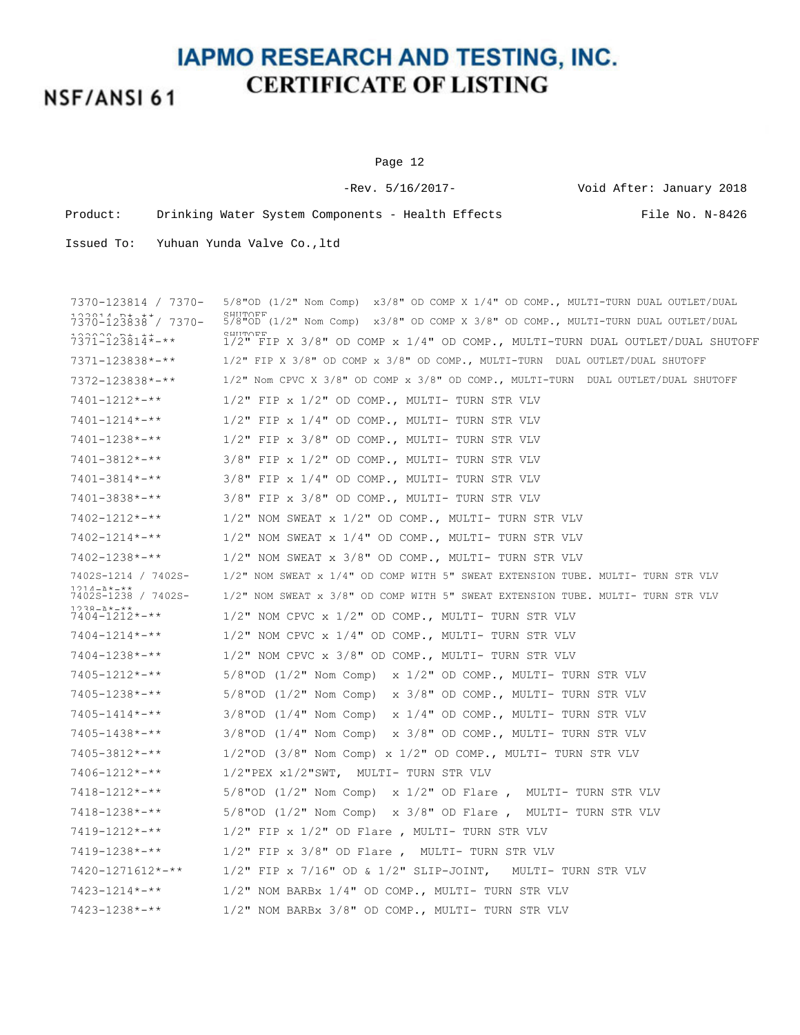# IAPMO RESEARCH AND TESTING, INC.
## CERTIFICATE OF LISTING

**NSF/ANSI 61**

-Rev. 5/16/2017- Void After: January 2018

Product: Drinking Water System Components - Health Effects File No. N-8426

Issued To: Yuhuan Yunda Valve Co.,ltd

| | |
|---|---|
| 7370-123814 / 7370-123814-D*-** | 5/8"OD (1/2" Nom Comp) x3/8" OD COMP X 1/4" OD COMP., MULTI-TURN DUAL OUTLET/DUAL SHUTOFF |
| 7370-123838 / 7370-123838-D*-** | 5/8"OD (1/2" Nom Comp) x3/8" OD COMP X 3/8" OD COMP., MULTI-TURN DUAL OUTLET/DUAL SHUTOFF |
| 7371-123814*-** | 1/2" FIP X 3/8" OD COMP x 1/4" OD COMP., MULTI-TURN DUAL OUTLET/DUAL SHUTOFF |
| 7371-123838*-** | 1/2" FIP X 3/8" OD COMP x 3/8" OD COMP., MULTI-TURN DUAL OUTLET/DUAL SHUTOFF |
| 7372-123838*-** | 1/2" Nom CPVC X 3/8" OD COMP x 3/8" OD COMP., MULTI-TURN DUAL OUTLET/DUAL SHUTOFF |
| 7401-1212*-** | 1/2" FIP x 1/2" OD COMP., MULTI- TURN STR VLV |
| 7401-1214*-** | 1/2" FIP x 1/4" OD COMP., MULTI- TURN STR VLV |
| 7401-1238*-** | 1/2" FIP x 3/8" OD COMP., MULTI- TURN STR VLV |
| 7401-3812*-** | 3/8" FIP x 1/2" OD COMP., MULTI- TURN STR VLV |
| 7401-3814*-** | 3/8" FIP x 1/4" OD COMP., MULTI- TURN STR VLV |
| 7401-3838*-** | 3/8" FIP x 3/8" OD COMP., MULTI- TURN STR VLV |
| 7402-1212*-** | 1/2" NOM SWEAT x 1/2" OD COMP., MULTI- TURN STR VLV |
| 7402-1214*-** | 1/2" NOM SWEAT x 1/4" OD COMP., MULTI- TURN STR VLV |
| 7402-1238*-** | 1/2" NOM SWEAT x 3/8" OD COMP., MULTI- TURN STR VLV |
| 7402S-1214 / 7402S-1214-A*-** | 1/2" NOM SWEAT x 1/4" OD COMP WITH 5" SWEAT EXTENSION TUBE. MULTI- TURN STR VLV |
| 7402S-1238 / 7402S-1238-A*-** | 1/2" NOM SWEAT x 3/8" OD COMP WITH 5" SWEAT EXTENSION TUBE. MULTI- TURN STR VLV |
| 7404-1212*-** | 1/2" NOM CPVC x 1/2" OD COMP., MULTI- TURN STR VLV |
| 7404-1214*-** | 1/2" NOM CPVC x 1/4" OD COMP., MULTI- TURN STR VLV |
| 7404-1238*-** | 1/2" NOM CPVC x 3/8" OD COMP., MULTI- TURN STR VLV |
| 7405-1212*-** | 5/8"OD (1/2" Nom Comp) x 1/2" OD COMP., MULTI- TURN STR VLV |
| 7405-1238*-** | 5/8"OD (1/2" Nom Comp) x 3/8" OD COMP., MULTI- TURN STR VLV |
| 7405-1414*-** | 3/8"OD (1/4" Nom Comp) x 1/4" OD COMP., MULTI- TURN STR VLV |
| 7405-1438*-** | 3/8"OD (1/4" Nom Comp) x 3/8" OD COMP., MULTI- TURN STR VLV |
| 7405-3812*-** | 1/2"OD (3/8" Nom Comp) x 1/2" OD COMP., MULTI- TURN STR VLV |
| 7406-1212*-** | 1/2"PEX x1/2"SWT, MULTI- TURN STR VLV |
| 7418-1212*-** | 5/8"OD (1/2" Nom Comp) x 1/2" OD Flare , MULTI- TURN STR VLV |
| 7418-1238*-** | 5/8"OD (1/2" Nom Comp) x 3/8" OD Flare , MULTI- TURN STR VLV |
| 7419-1212*-** | 1/2" FIP x 1/2" OD Flare , MULTI- TURN STR VLV |
| 7419-1238*-** | 1/2" FIP x 3/8" OD Flare , MULTI- TURN STR VLV |
| 7420-1271612*-** | 1/2" FIP x 7/16" OD & 1/2" SLIP-JOINT, MULTI- TURN STR VLV |
| 7423-1214*-** | 1/2" NOM BARBx 1/4" OD COMP., MULTI- TURN STR VLV |
| 7423-1238*-** | 1/2" NOM BARBx 3/8" OD COMP., MULTI- TURN STR VLV |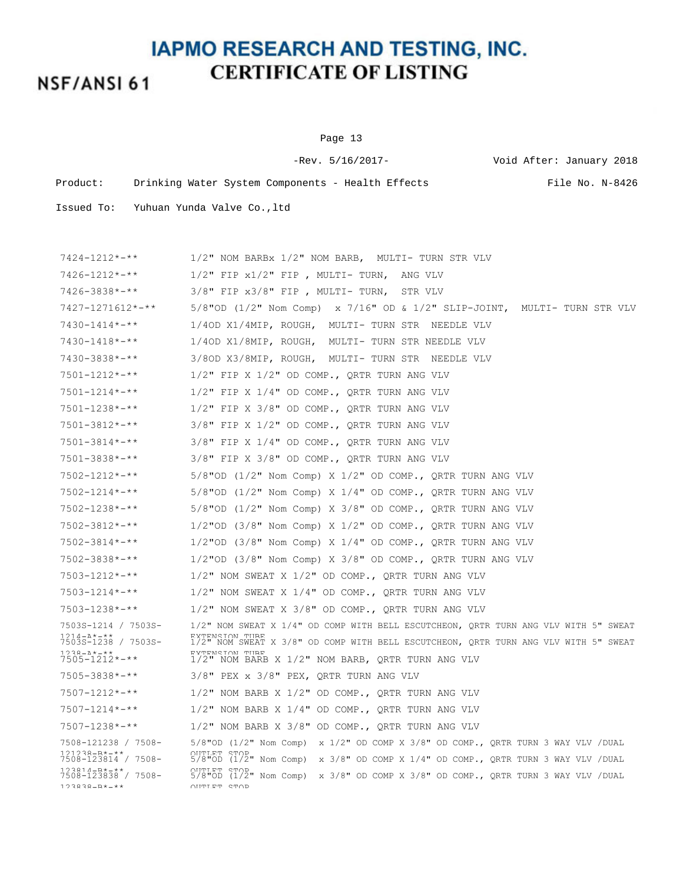# IAPMO RESEARCH AND TESTING, INC.
# CERTIFICATE OF LISTING

**NSF/ANSI 61**

-Rev. 5/16/2017-  Void After: January 2018

Product: Drinking Water System Components - Health Effects  File No. N-8426

Issued To: Yuhuan Yunda Valve Co.,ltd

| | |
|---|---|
| 7424-1212*-** | 1/2" NOM BARBx 1/2" NOM BARB, MULTI- TURN STR VLV |
| 7426-1212*-** | 1/2" FIP x1/2" FIP , MULTI- TURN, ANG VLV |
| 7426-3838*-** | 3/8" FIP x3/8" FIP , MULTI- TURN, STR VLV |
| 7427-1271612*-** | 5/8"OD (1/2" Nom Comp) x 7/16" OD & 1/2" SLIP-JOINT, MULTI- TURN STR VLV |
| 7430-1414*-** | 1/4OD X1/4MIP, ROUGH, MULTI- TURN STR NEEDLE VLV |
| 7430-1418*-** | 1/4OD X1/8MIP, ROUGH, MULTI- TURN STR NEEDLE VLV |
| 7430-3838*-** | 3/8OD X3/8MIP, ROUGH, MULTI- TURN STR NEEDLE VLV |
| 7501-1212*-** | 1/2" FIP X 1/2" OD COMP., QRTR TURN ANG VLV |
| 7501-1214*-** | 1/2" FIP X 1/4" OD COMP., QRTR TURN ANG VLV |
| 7501-1238*-** | 1/2" FIP X 3/8" OD COMP., QRTR TURN ANG VLV |
| 7501-3812*-** | 3/8" FIP X 1/2" OD COMP., QRTR TURN ANG VLV |
| 7501-3814*-** | 3/8" FIP X 1/4" OD COMP., QRTR TURN ANG VLV |
| 7501-3838*-** | 3/8" FIP X 3/8" OD COMP., QRTR TURN ANG VLV |
| 7502-1212*-** | 5/8"OD (1/2" Nom Comp) X 1/2" OD COMP., QRTR TURN ANG VLV |
| 7502-1214*-** | 5/8"OD (1/2" Nom Comp) X 1/4" OD COMP., QRTR TURN ANG VLV |
| 7502-1238*-** | 5/8"OD (1/2" Nom Comp) X 3/8" OD COMP., QRTR TURN ANG VLV |
| 7502-3812*-** | 1/2"OD (3/8" Nom Comp) X 1/2" OD COMP., QRTR TURN ANG VLV |
| 7502-3814*-** | 1/2"OD (3/8" Nom Comp) X 1/4" OD COMP., QRTR TURN ANG VLV |
| 7502-3838*-** | 1/2"OD (3/8" Nom Comp) X 3/8" OD COMP., QRTR TURN ANG VLV |
| 7503-1212*-** | 1/2" NOM SWEAT X 1/2" OD COMP., QRTR TURN ANG VLV |
| 7503-1214*-** | 1/2" NOM SWEAT X 1/4" OD COMP., QRTR TURN ANG VLV |
| 7503-1238*-** | 1/2" NOM SWEAT X 3/8" OD COMP., QRTR TURN ANG VLV |
| 7503S-1214 / 7503S-1214-A*-** | 1/2" NOM SWEAT X 1/4" OD COMP WITH BELL ESCUTCHEON, QRTR TURN ANG VLV WITH 5" SWEAT EXTENSION TUBE |
| 7503S-1238 / 7503S-1238-A*-** | 1/2" NOM SWEAT X 3/8" OD COMP WITH BELL ESCUTCHEON, QRTR TURN ANG VLV WITH 5" SWEAT EXTENSION TUBE |
| 7505-1212*-** | 1/2" NOM BARB X 1/2" NOM BARB, QRTR TURN ANG VLV |
| 7505-3838*-** | 3/8" PEX x 3/8" PEX, QRTR TURN ANG VLV |
| 7507-1212*-** | 1/2" NOM BARB X 1/2" OD COMP., QRTR TURN ANG VLV |
| 7507-1214*-** | 1/2" NOM BARB X 1/4" OD COMP., QRTR TURN ANG VLV |
| 7507-1238*-** | 1/2" NOM BARB X 3/8" OD COMP., QRTR TURN ANG VLV |
| 7508-121238 / 7508-121238-B*-** | 5/8"OD (1/2" Nom Comp) x 1/2" OD COMP X 3/8" OD COMP., QRTR TURN 3 WAY VLV /DUAL OUTLET STOP |
| 7508-123814 / 7508-123814-B*-** | 5/8"OD (1/2" Nom Comp) x 3/8" OD COMP X 1/4" OD COMP., QRTR TURN 3 WAY VLV /DUAL OUTLET STOP |
| 7508-123838 / 7508-123838-B*-** | 5/8"OD (1/2" Nom Comp) x 3/8" OD COMP X 3/8" OD COMP., QRTR TURN 3 WAY VLV /DUAL OUTLET STOP |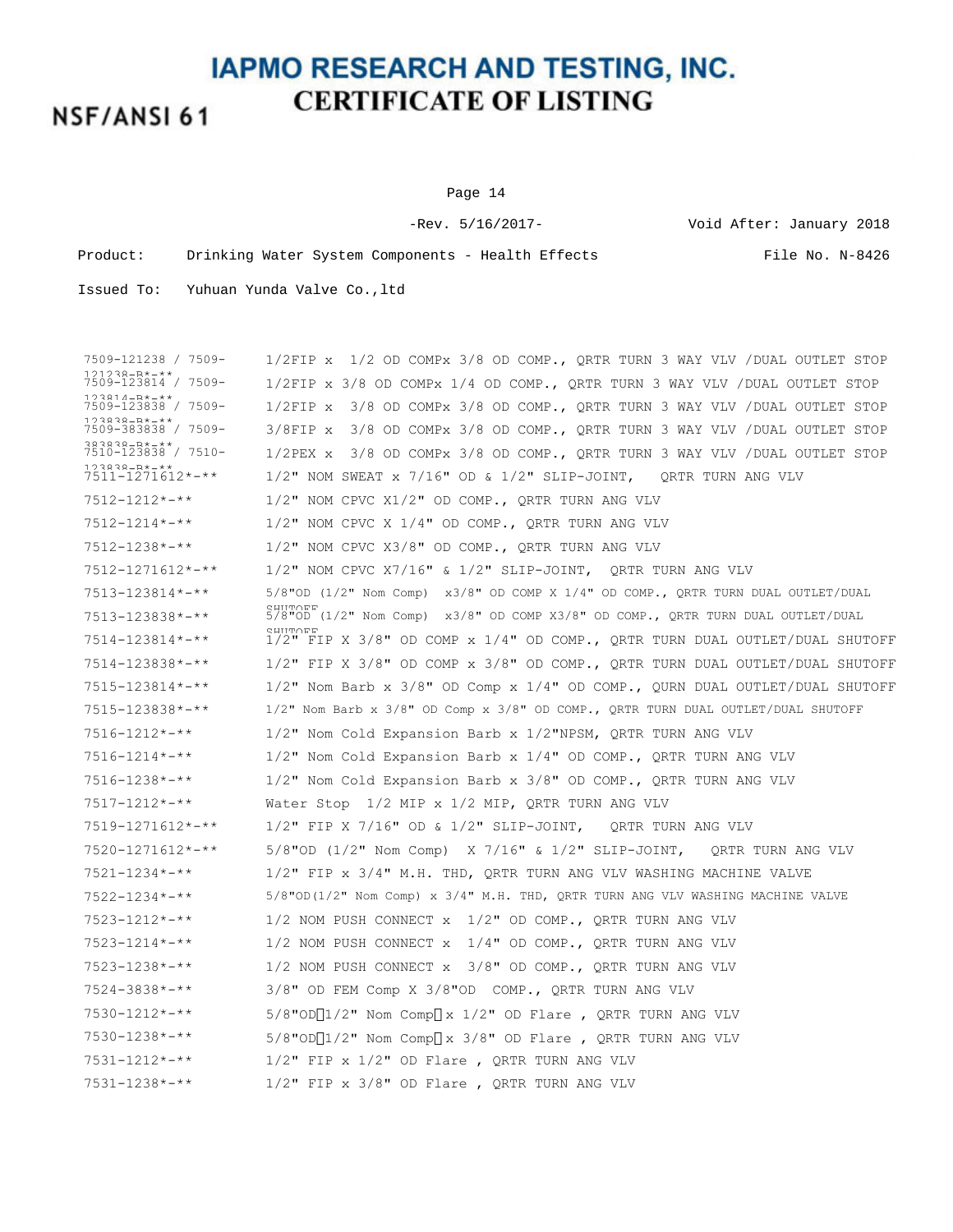# IAPMO RESEARCH AND TESTING, INC.
## CERTIFICATE OF LISTING

**NSF/ANSI 61**

-Rev. 5/16/2017- Void After: January 2018

Product: Drinking Water System Components - Health Effects File No. N-8426

Issued To: Yuhuan Yunda Valve Co.,ltd

| | |
|---|---|
| 7509-121238 / 7509-121238-B*-** | 1/2FIP x 1/2 OD COMPx 3/8 OD COMP., QRTR TURN 3 WAY VLV /DUAL OUTLET STOP |
| 7509-123814 / 7509-123814-B*-** | 1/2FIP x 3/8 OD COMPx 1/4 OD COMP., QRTR TURN 3 WAY VLV /DUAL OUTLET STOP |
| 7509-123838 / 7509-123838-B*-** | 1/2FIP x 3/8 OD COMPx 3/8 OD COMP., QRTR TURN 3 WAY VLV /DUAL OUTLET STOP |
| 7509-383838 / 7509-383838-B*-** | 3/8FIP x 3/8 OD COMPx 3/8 OD COMP., QRTR TURN 3 WAY VLV /DUAL OUTLET STOP |
| 7510-123838 / 7510-123838-B*-** | 1/2PEX x 3/8 OD COMPx 3/8 OD COMP., QRTR TURN 3 WAY VLV /DUAL OUTLET STOP |
| 7511-1271612*-** | 1/2" NOM SWEAT x 7/16" OD & 1/2" SLIP-JOINT, QRTR TURN ANG VLV |
| 7512-1212*-** | 1/2" NOM CPVC X1/2" OD COMP., QRTR TURN ANG VLV |
| 7512-1214*-** | 1/2" NOM CPVC X 1/4" OD COMP., QRTR TURN ANG VLV |
| 7512-1238*-** | 1/2" NOM CPVC X3/8" OD COMP., QRTR TURN ANG VLV |
| 7512-1271612*-** | 1/2" NOM CPVC X7/16" & 1/2" SLIP-JOINT, QRTR TURN ANG VLV |
| 7513-123814*-** | 5/8"OD (1/2" Nom Comp) x3/8" OD COMP X 1/4" OD COMP., QRTR TURN DUAL OUTLET/DUAL SHUTOFF |
| 7513-123838*-** | 5/8"OD (1/2" Nom Comp) x3/8" OD COMP X3/8" OD COMP., QRTR TURN DUAL OUTLET/DUAL SHUTOFF |
| 7514-123814*-** | 1/2" FIP X 3/8" OD COMP x 1/4" OD COMP., QRTR TURN DUAL OUTLET/DUAL SHUTOFF |
| 7514-123838*-** | 1/2" FIP X 3/8" OD COMP x 3/8" OD COMP., QRTR TURN DUAL OUTLET/DUAL SHUTOFF |
| 7515-123814*-** | 1/2" Nom Barb x 3/8" OD Comp x 1/4" OD COMP., QURN DUAL OUTLET/DUAL SHUTOFF |
| 7515-123838*-** | 1/2" Nom Barb x 3/8" OD Comp x 3/8" OD COMP., QRTR TURN DUAL OUTLET/DUAL SHUTOFF |
| 7516-1212*-** | 1/2" Nom Cold Expansion Barb x 1/2"NPSM, QRTR TURN ANG VLV |
| 7516-1214*-** | 1/2" Nom Cold Expansion Barb x 1/4" OD COMP., QRTR TURN ANG VLV |
| 7516-1238*-** | 1/2" Nom Cold Expansion Barb x 3/8" OD COMP., QRTR TURN ANG VLV |
| 7517-1212*-** | Water Stop 1/2 MIP x 1/2 MIP, QRTR TURN ANG VLV |
| 7519-1271612*-** | 1/2" FIP X 7/16" OD & 1/2" SLIP-JOINT, QRTR TURN ANG VLV |
| 7520-1271612*-** | 5/8"OD (1/2" Nom Comp) X 7/16" & 1/2" SLIP-JOINT, QRTR TURN ANG VLV |
| 7521-1234*-** | 1/2" FIP x 3/4" M.H. THD, QRTR TURN ANG VLV WASHING MACHINE VALVE |
| 7522-1234*-** | 5/8"OD(1/2" Nom Comp) x 3/4" M.H. THD, QRTR TURN ANG VLV WASHING MACHINE VALVE |
| 7523-1212*-** | 1/2 NOM PUSH CONNECT x 1/2" OD COMP., QRTR TURN ANG VLV |
| 7523-1214*-** | 1/2 NOM PUSH CONNECT x 1/4" OD COMP., QRTR TURN ANG VLV |
| 7523-1238*-** | 1/2 NOM PUSH CONNECT x 3/8" OD COMP., QRTR TURN ANG VLV |
| 7524-3838*-** | 3/8" OD FEM Comp X 3/8"OD COMP., QRTR TURN ANG VLV |
| 7530-1212*-** | 5/8"OD(1/2" Nom Comp) x 1/2" OD Flare , QRTR TURN ANG VLV |
| 7530-1238*-** | 5/8"OD(1/2" Nom Comp) x 3/8" OD Flare , QRTR TURN ANG VLV |
| 7531-1212*-** | 1/2" FIP x 1/2" OD Flare , QRTR TURN ANG VLV |
| 7531-1238*-** | 1/2" FIP x 3/8" OD Flare , QRTR TURN ANG VLV |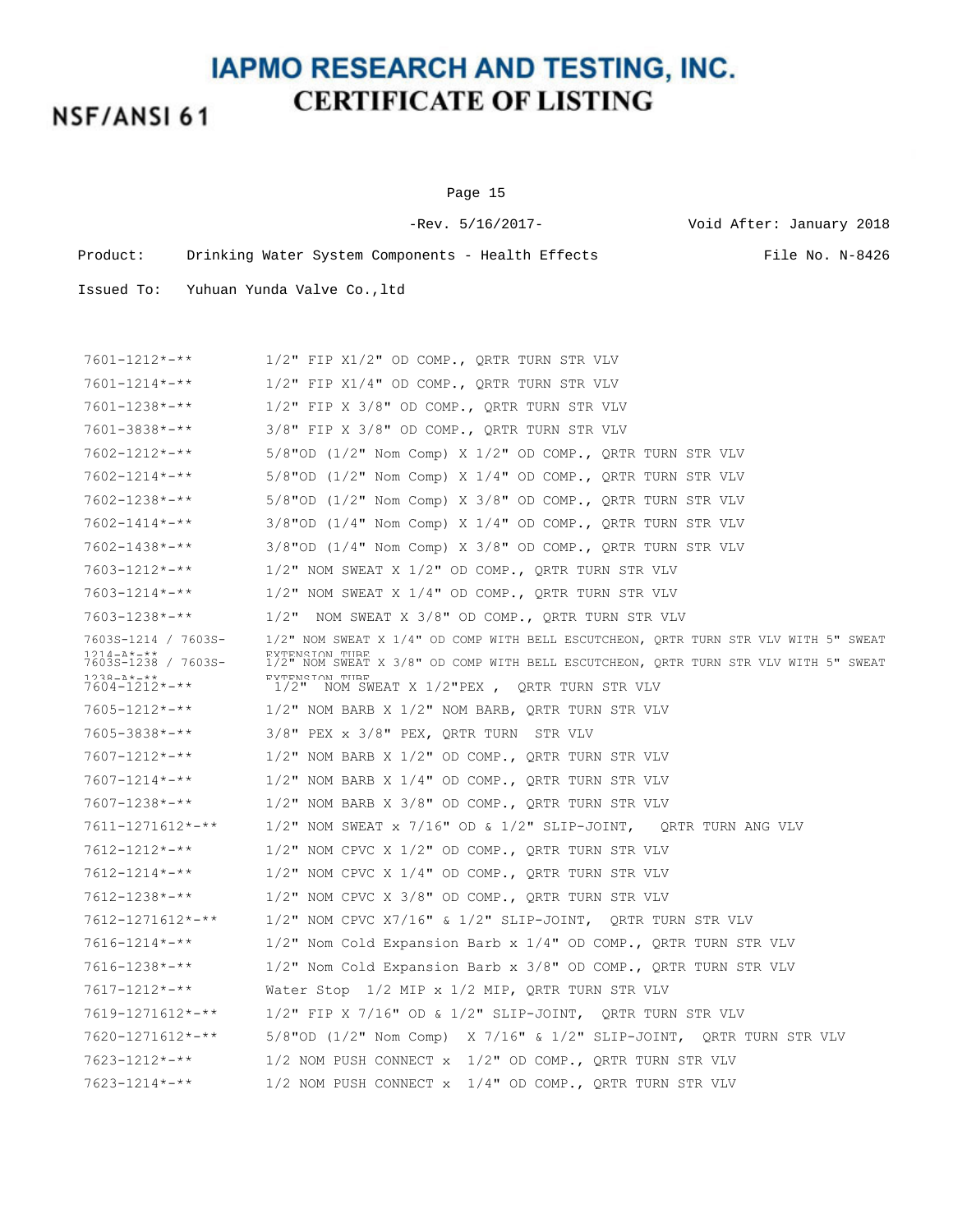NSF/ANSI 61

# IAPMO RESEARCH AND TESTING, INC.
## CERTIFICATE OF LISTING

Page 15

-Rev. 5/16/2017- Void After: January 2018

Product: Drinking Water System Components - Health Effects File No. N-8426

Issued To: Yuhuan Yunda Valve Co.,ltd

| | |
|---|---|
| 7601-1212*-** | 1/2" FIP X1/2" OD COMP., QRTR TURN STR VLV |
| 7601-1214*-** | 1/2" FIP X1/4" OD COMP., QRTR TURN STR VLV |
| 7601-1238*-** | 1/2" FIP X 3/8" OD COMP., QRTR TURN STR VLV |
| 7601-3838*-** | 3/8" FIP X 3/8" OD COMP., QRTR TURN STR VLV |
| 7602-1212*-** | 5/8"OD (1/2" Nom Comp) X 1/2" OD COMP., QRTR TURN STR VLV |
| 7602-1214*-** | 5/8"OD (1/2" Nom Comp) X 1/4" OD COMP., QRTR TURN STR VLV |
| 7602-1238*-** | 5/8"OD (1/2" Nom Comp) X 3/8" OD COMP., QRTR TURN STR VLV |
| 7602-1414*-** | 3/8"OD (1/4" Nom Comp) X 1/4" OD COMP., QRTR TURN STR VLV |
| 7602-1438*-** | 3/8"OD (1/4" Nom Comp) X 3/8" OD COMP., QRTR TURN STR VLV |
| 7603-1212*-** | 1/2" NOM SWEAT X 1/2" OD COMP., QRTR TURN STR VLV |
| 7603-1214*-** | 1/2" NOM SWEAT X 1/4" OD COMP., QRTR TURN STR VLV |
| 7603-1238*-** | 1/2" NOM SWEAT X 3/8" OD COMP., QRTR TURN STR VLV |
| 7603S-1214 / 7603S-1214-A*-** | 1/2" NOM SWEAT X 1/4" OD COMP WITH BELL ESCUTCHEON, QRTR TURN STR VLV WITH 5" SWEAT EXTENSION TUBE |
| 7603S-1238 / 7603S-1238-A*-** | 1/2" NOM SWEAT X 3/8" OD COMP WITH BELL ESCUTCHEON, QRTR TURN STR VLV WITH 5" SWEAT EXTENSION TUBE |
| 7604-1212*-** | 1/2" NOM SWEAT X 1/2"PEX , QRTR TURN STR VLV |
| 7605-1212*-** | 1/2" NOM BARB X 1/2" NOM BARB, QRTR TURN STR VLV |
| 7605-3838*-** | 3/8" PEX x 3/8" PEX, QRTR TURN STR VLV |
| 7607-1212*-** | 1/2" NOM BARB X 1/2" OD COMP., QRTR TURN STR VLV |
| 7607-1214*-** | 1/2" NOM BARB X 1/4" OD COMP., QRTR TURN STR VLV |
| 7607-1238*-** | 1/2" NOM BARB X 3/8" OD COMP., QRTR TURN STR VLV |
| 7611-1271612*-** | 1/2" NOM SWEAT x 7/16" OD & 1/2" SLIP-JOINT, QRTR TURN ANG VLV |
| 7612-1212*-** | 1/2" NOM CPVC X 1/2" OD COMP., QRTR TURN STR VLV |
| 7612-1214*-** | 1/2" NOM CPVC X 1/4" OD COMP., QRTR TURN STR VLV |
| 7612-1238*-** | 1/2" NOM CPVC X 3/8" OD COMP., QRTR TURN STR VLV |
| 7612-1271612*-** | 1/2" NOM CPVC X7/16" & 1/2" SLIP-JOINT, QRTR TURN STR VLV |
| 7616-1214*-** | 1/2" Nom Cold Expansion Barb x 1/4" OD COMP., QRTR TURN STR VLV |
| 7616-1238*-** | 1/2" Nom Cold Expansion Barb x 3/8" OD COMP., QRTR TURN STR VLV |
| 7617-1212*-** | Water Stop 1/2 MIP x 1/2 MIP, QRTR TURN STR VLV |
| 7619-1271612*-** | 1/2" FIP X 7/16" OD & 1/2" SLIP-JOINT, QRTR TURN STR VLV |
| 7620-1271612*-** | 5/8"OD (1/2" Nom Comp) X 7/16" & 1/2" SLIP-JOINT, QRTR TURN STR VLV |
| 7623-1212*-** | 1/2 NOM PUSH CONNECT x 1/2" OD COMP., QRTR TURN STR VLV |
| 7623-1214*-** | 1/2 NOM PUSH CONNECT x 1/4" OD COMP., QRTR TURN STR VLV |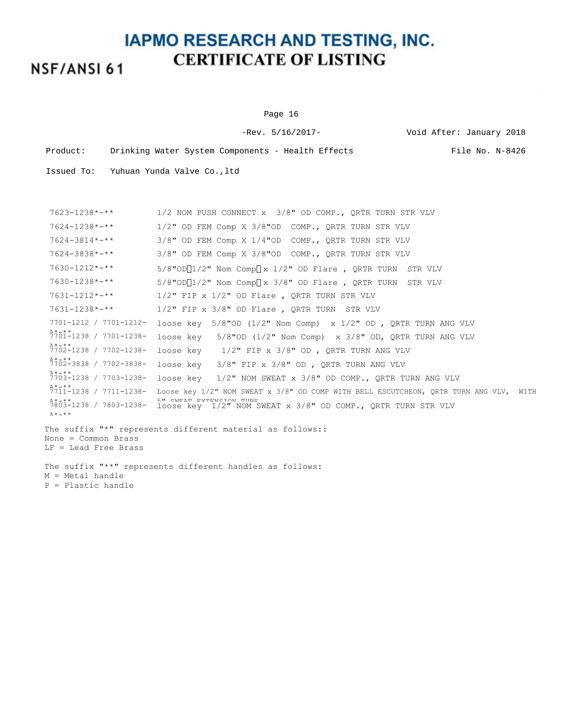# IAPMO RESEARCH AND TESTING, INC.
# CERTIFICATE OF LISTING

NSF/ANSI 61

-Rev. 5/16/2017-    Void After: January 2018

Product: Drinking Water System Components - Health Effects    File No. N-8426

Issued To: Yuhuan Yunda Valve Co.,ltd

| | |
|---|---|
| 7623-1238*-** | 1/2 NOM PUSH CONNECT x 3/8" OD COMP., QRTR TURN STR VLV |
| 7624-1238*-** | 1/2" OD FEM Comp X 3/8"OD COMP., QRTR TURN STR VLV |
| 7624-3814*-** | 3/8" OD FEM Comp X 1/4"OD COMP., QRTR TURN STR VLV |
| 7624-3838*-** | 3/8" OD FEM Comp X 3/8"OD COMP., QRTR TURN STR VLV |
| 7630-1212*-** | 5/8"OD□1/2" Nom Comp□x 1/2" OD Flare , QRTR TURN STR VLV |
| 7630-1238*-** | 5/8"OD□1/2" Nom Comp□x 3/8" OD Flare , QRTR TURN STR VLV |
| 7631-1212*-** | 1/2" FIP x 1/2" OD Flare , QRTR TURN STR VLV |
| 7631-1238*-** | 1/2" FIP x 3/8" OD Flare , QRTR TURN STR VLV |
| 7701-1212 / 7701-1212-A*-** | loose key 5/8"OD (1/2" Nom Comp) x 1/2" OD , QRTR TURN ANG VLV |
| 7701-1238 / 7701-1238-A*-** | loose key 5/8"OD (1/2" Nom Comp) x 3/8" OD, QRTR TURN ANG VLV |
| 7702-1238 / 7702-1238-A*-** | loose key 1/2" FIP x 3/8" OD , QRTR TURN ANG VLV |
| 7702-3838 / 7702-3838-A*-** | loose key 3/8" FIP x 3/8" OD , QRTR TURN ANG VLV |
| 7703-1238 / 7703-1238-A*-** | loose key 1/2" NOM SWEAT x 3/8" OD COMP., QRTR TURN ANG VLV |
| 7711-1238 / 7711-1238-A*-** | Loose key 1/2" NOM SWEAT x 3/8" OD COMP WITH BELL ESCUTCHEON, QRTR TURN ANG VLV, WITH 5" SWEAT EXTENSION TUBE |
| 7803-1238 / 7803-1238-A*-** | loose key 1/2" NOM SWEAT x 3/8" OD COMP., QRTR TURN STR VLV |

The suffix "*" represents different material as follows::
None = Common Brass
LF = Lead Free Brass

The suffix "**" represents different handles as follows:
M = Metal handle
P = Plastic handle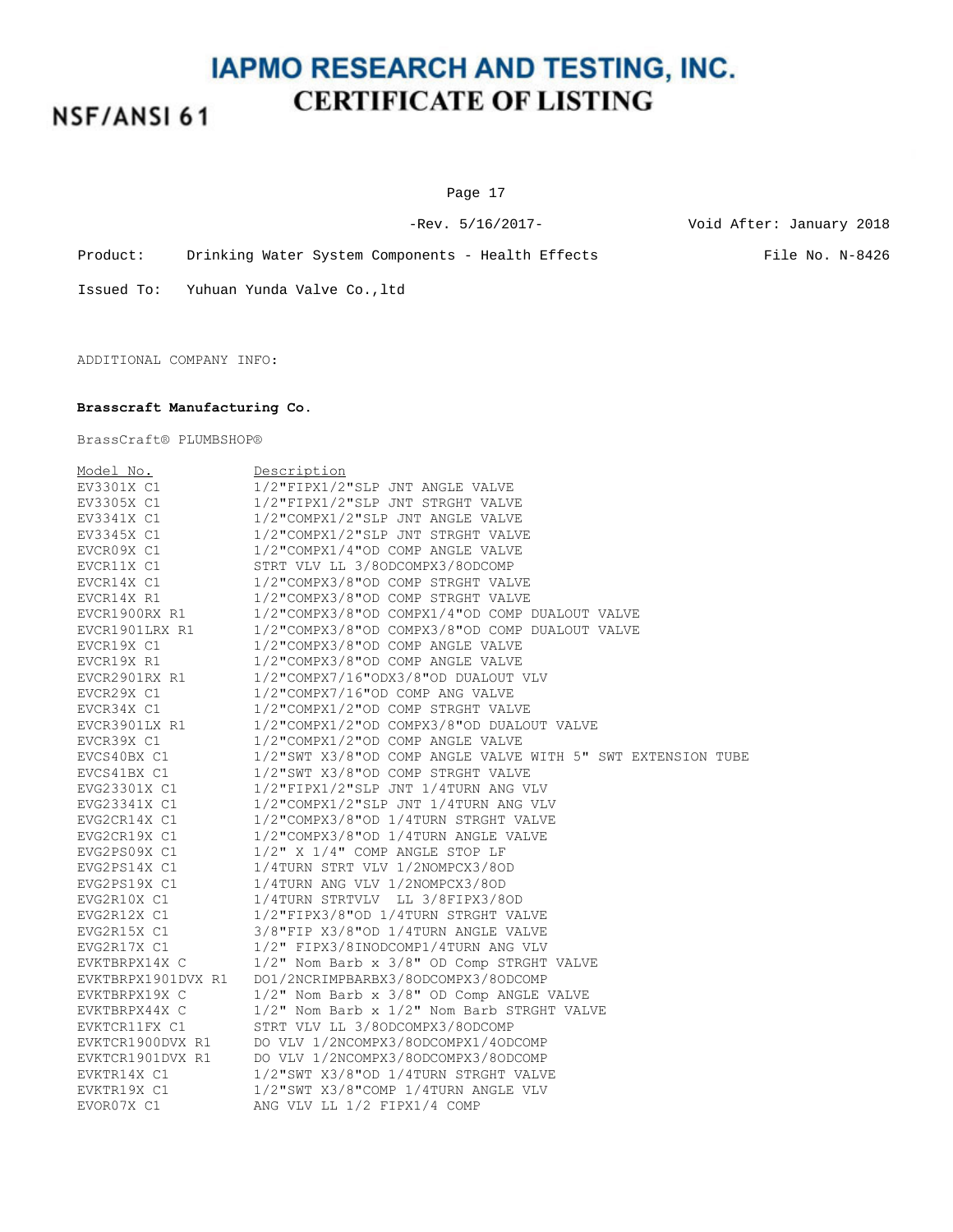# IAPMO RESEARCH AND TESTING, INC.

## CERTIFICATE OF LISTING

NSF/ANSI 61

-Rev. 5/16/2017-　　Void After: January 2018

Product: Drinking Water System Components - Health Effects　　File No. N-8426

Issued To: Yuhuan Yunda Valve Co.,ltd

ADDITIONAL COMPANY INFO:

**Brasscraft Manufacturing Co.**

BrassCraft® PLUMBSHOP®

| Model No. | Description |
|---|---|
| EV3301X C1 | 1/2"FIPX1/2"SLP JNT ANGLE VALVE |
| EV3305X C1 | 1/2"FIPX1/2"SLP JNT STRGHT VALVE |
| EV3341X C1 | 1/2"COMPX1/2"SLP JNT ANGLE VALVE |
| EV3345X C1 | 1/2"COMPX1/2"SLP JNT STRGHT VALVE |
| EVCR09X C1 | 1/2"COMPX1/4"OD COMP ANGLE VALVE |
| EVCR11X C1 | STRT VLV LL 3/8ODCOMPX3/8ODCOMP |
| EVCR14X C1 | 1/2"COMPX3/8"OD COMP STRGHT VALVE |
| EVCR14X R1 | 1/2"COMPX3/8"OD COMP STRGHT VALVE |
| EVCR1900RX R1 | 1/2"COMPX3/8"OD COMPX1/4"OD COMP DUALOUT VALVE |
| EVCR1901LRX R1 | 1/2"COMPX3/8"OD COMPX3/8"OD COMP DUALOUT VALVE |
| EVCR19X C1 | 1/2"COMPX3/8"OD COMP ANGLE VALVE |
| EVCR19X R1 | 1/2"COMPX3/8"OD COMP ANGLE VALVE |
| EVCR2901RX R1 | 1/2"COMPX7/16"ODX3/8"OD DUALOUT VLV |
| EVCR29X C1 | 1/2"COMPX7/16"OD COMP ANG VALVE |
| EVCR34X C1 | 1/2"COMPX1/2"OD COMP STRGHT VALVE |
| EVCR3901LX R1 | 1/2"COMPX1/2"OD COMPX3/8"OD DUALOUT VALVE |
| EVCR39X C1 | 1/2"COMPX1/2"OD COMP ANGLE VALVE |
| EVCS40BX C1 | 1/2"SWT X3/8"OD COMP ANGLE VALVE WITH 5" SWT EXTENSION TUBE |
| EVCS41BX C1 | 1/2"SWT X3/8"OD COMP STRGHT VALVE |
| EVG23301X C1 | 1/2"FIPX1/2"SLP JNT 1/4TURN ANG VLV |
| EVG23341X C1 | 1/2"COMPX1/2"SLP JNT 1/4TURN ANG VLV |
| EVG2CR14X C1 | 1/2"COMPX3/8"OD 1/4TURN STRGHT VALVE |
| EVG2CR19X C1 | 1/2"COMPX3/8"OD 1/4TURN ANGLE VALVE |
| EVG2PS09X C1 | 1/2" X 1/4" COMP ANGLE STOP LF |
| EVG2PS14X C1 | 1/4TURN STRT VLV 1/2NOMPCX3/8OD |
| EVG2PS19X C1 | 1/4TURN ANG VLV 1/2NOMPCX3/8OD |
| EVG2R10X C1 | 1/4TURN STRTVLV LL 3/8FIPX3/8OD |
| EVG2R12X C1 | 1/2"FIPX3/8"OD 1/4TURN STRGHT VALVE |
| EVG2R15X C1 | 3/8"FIP X3/8"OD 1/4TURN ANGLE VALVE |
| EVG2R17X C1 | 1/2" FIPX3/8INODCOMP1/4TURN ANG VLV |
| EVKTBRPX14X C | 1/2" Nom Barb x 3/8" OD Comp STRGHT VALVE |
| EVKTBRPX1901DVX R1 | DO1/2NCRIMPBARBX3/8ODCOMPX3/8ODCOMP |
| EVKTBRPX19X C | 1/2" Nom Barb x 3/8" OD Comp ANGLE VALVE |
| EVKTBRPX44X C | 1/2" Nom Barb x 1/2" Nom Barb STRGHT VALVE |
| EVKTCR11FX C1 | STRT VLV LL 3/8ODCOMPX3/8ODCOMP |
| EVKTCR1900DVX R1 | DO VLV 1/2NCOMPX3/8ODCOMPX1/4ODCOMP |
| EVKTCR1901DVX R1 | DO VLV 1/2NCOMPX3/8ODCOMPX3/8ODCOMP |
| EVKTR14X C1 | 1/2"SWT X3/8"OD 1/4TURN STRGHT VALVE |
| EVKTR19X C1 | 1/2"SWT X3/8"COMP 1/4TURN ANGLE VLV |
| EVOR07X C1 | ANG VLV LL 1/2 FIPX1/4 COMP |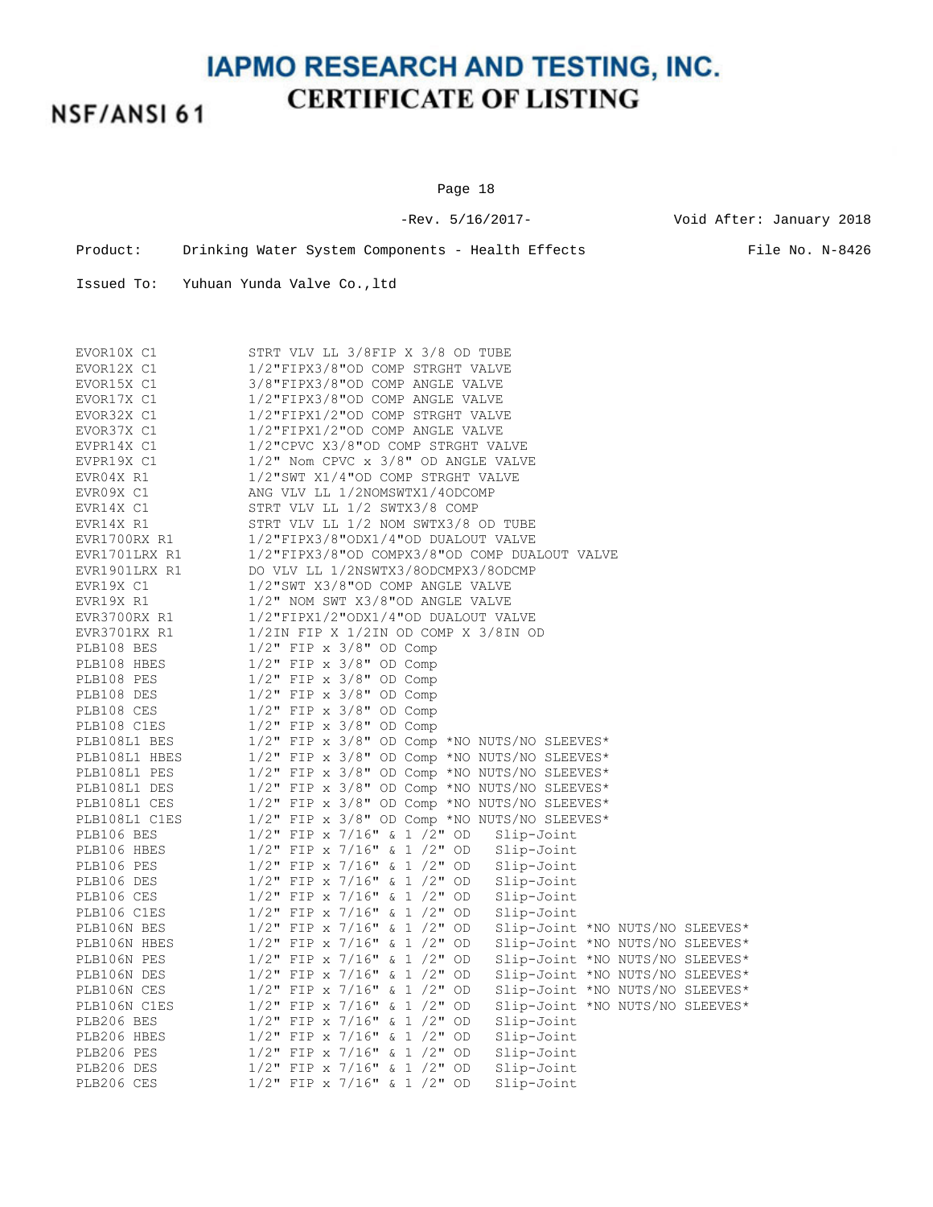# IAPMO RESEARCH AND TESTING, INC.

## CERTIFICATE OF LISTING

**NSF/ANSI 61**

-Rev. 5/16/2017- Void After: January 2018

Product: Drinking Water System Components - Health Effects File No. N-8426

Issued To: Yuhuan Yunda Valve Co.,ltd

| | |
|---|---|
| EVOR10X C1 | STRT VLV LL 3/8FIP X 3/8 OD TUBE |
| EVOR12X C1 | 1/2"FIPX3/8"OD COMP STRGHT VALVE |
| EVOR15X C1 | 3/8"FIPX3/8"OD COMP ANGLE VALVE |
| EVOR17X C1 | 1/2"FIPX3/8"OD COMP ANGLE VALVE |
| EVOR32X C1 | 1/2"FIPX1/2"OD COMP STRGHT VALVE |
| EVOR37X C1 | 1/2"FIPX1/2"OD COMP ANGLE VALVE |
| EVPR14X C1 | 1/2"CPVC X3/8"OD COMP STRGHT VALVE |
| EVPR19X C1 | 1/2" Nom CPVC x 3/8" OD ANGLE VALVE |
| EVR04X R1 | 1/2"SWT X1/4"OD COMP STRGHT VALVE |
| EVR09X C1 | ANG VLV LL 1/2NOMSWTX1/4ODCOMP |
| EVR14X C1 | STRT VLV LL 1/2 SWTX3/8 COMP |
| EVR14X R1 | STRT VLV LL 1/2 NOM SWTX3/8 OD TUBE |
| EVR1700RX R1 | 1/2"FIPX3/8"ODX1/4"OD DUALOUT VALVE |
| EVR1701LRX R1 | 1/2"FIPX3/8"OD COMPX3/8"OD COMP DUALOUT VALVE |
| EVR1901LRX R1 | DO VLV LL 1/2NSWTX3/8ODCMPX3/8ODCMP |
| EVR19X C1 | 1/2"SWT X3/8"OD COMP ANGLE VALVE |
| EVR19X R1 | 1/2" NOM SWT X3/8"OD ANGLE VALVE |
| EVR3700RX R1 | 1/2"FIPX1/2"ODX1/4"OD DUALOUT VALVE |
| EVR3701RX R1 | 1/2IN FIP X 1/2IN OD COMP X 3/8IN OD |
| PLB108 BES | 1/2" FIP x 3/8" OD Comp |
| PLB108 HBES | 1/2" FIP x 3/8" OD Comp |
| PLB108 PES | 1/2" FIP x 3/8" OD Comp |
| PLB108 DES | 1/2" FIP x 3/8" OD Comp |
| PLB108 CES | 1/2" FIP x 3/8" OD Comp |
| PLB108 C1ES | 1/2" FIP x 3/8" OD Comp |
| PLB108L1 BES | 1/2" FIP x 3/8" OD Comp *NO NUTS/NO SLEEVES* |
| PLB108L1 HBES | 1/2" FIP x 3/8" OD Comp *NO NUTS/NO SLEEVES* |
| PLB108L1 PES | 1/2" FIP x 3/8" OD Comp *NO NUTS/NO SLEEVES* |
| PLB108L1 DES | 1/2" FIP x 3/8" OD Comp *NO NUTS/NO SLEEVES* |
| PLB108L1 CES | 1/2" FIP x 3/8" OD Comp *NO NUTS/NO SLEEVES* |
| PLB108L1 C1ES | 1/2" FIP x 3/8" OD Comp *NO NUTS/NO SLEEVES* |
| PLB106 BES | 1/2" FIP x 7/16" & 1 /2" OD Slip-Joint |
| PLB106 HBES | 1/2" FIP x 7/16" & 1 /2" OD Slip-Joint |
| PLB106 PES | 1/2" FIP x 7/16" & 1 /2" OD Slip-Joint |
| PLB106 DES | 1/2" FIP x 7/16" & 1 /2" OD Slip-Joint |
| PLB106 CES | 1/2" FIP x 7/16" & 1 /2" OD Slip-Joint |
| PLB106 C1ES | 1/2" FIP x 7/16" & 1 /2" OD Slip-Joint |
| PLB106N BES | 1/2" FIP x 7/16" & 1 /2" OD Slip-Joint *NO NUTS/NO SLEEVES* |
| PLB106N HBES | 1/2" FIP x 7/16" & 1 /2" OD Slip-Joint *NO NUTS/NO SLEEVES* |
| PLB106N PES | 1/2" FIP x 7/16" & 1 /2" OD Slip-Joint *NO NUTS/NO SLEEVES* |
| PLB106N DES | 1/2" FIP x 7/16" & 1 /2" OD Slip-Joint *NO NUTS/NO SLEEVES* |
| PLB106N CES | 1/2" FIP x 7/16" & 1 /2" OD Slip-Joint *NO NUTS/NO SLEEVES* |
| PLB106N C1ES | 1/2" FIP x 7/16" & 1 /2" OD Slip-Joint *NO NUTS/NO SLEEVES* |
| PLB206 BES | 1/2" FIP x 7/16" & 1 /2" OD Slip-Joint |
| PLB206 HBES | 1/2" FIP x 7/16" & 1 /2" OD Slip-Joint |
| PLB206 PES | 1/2" FIP x 7/16" & 1 /2" OD Slip-Joint |
| PLB206 DES | 1/2" FIP x 7/16" & 1 /2" OD Slip-Joint |
| PLB206 CES | 1/2" FIP x 7/16" & 1 /2" OD Slip-Joint |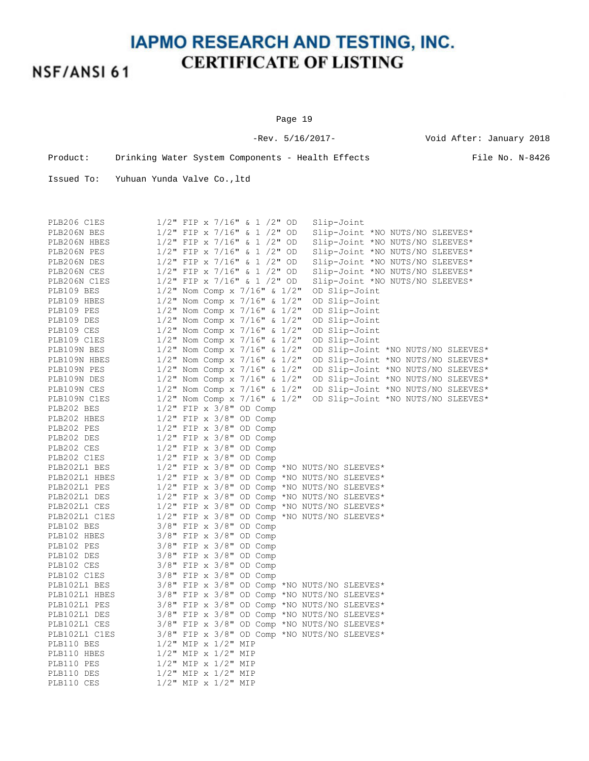# IAPMO RESEARCH AND TESTING, INC.

## CERTIFICATE OF LISTING

**NSF/ANSI 61**

-Rev. 5/16/2017- Void After: January 2018

Product: Drinking Water System Components - Health Effects File No. N-8426

Issued To: Yuhuan Yunda Valve Co.,ltd

| | |
|---|---|
| PLB206 C1ES | 1/2" FIP x 7/16" & 1 /2" OD Slip-Joint |
| PLB206N BES | 1/2" FIP x 7/16" & 1 /2" OD Slip-Joint *NO NUTS/NO SLEEVES* |
| PLB206N HBES | 1/2" FIP x 7/16" & 1 /2" OD Slip-Joint *NO NUTS/NO SLEEVES* |
| PLB206N PES | 1/2" FIP x 7/16" & 1 /2" OD Slip-Joint *NO NUTS/NO SLEEVES* |
| PLB206N DES | 1/2" FIP x 7/16" & 1 /2" OD Slip-Joint *NO NUTS/NO SLEEVES* |
| PLB206N CES | 1/2" FIP x 7/16" & 1 /2" OD Slip-Joint *NO NUTS/NO SLEEVES* |
| PLB206N C1ES | 1/2" FIP x 7/16" & 1 /2" OD Slip-Joint *NO NUTS/NO SLEEVES* |
| PLB109 BES | 1/2" Nom Comp x 7/16" & 1/2" OD Slip-Joint |
| PLB109 HBES | 1/2" Nom Comp x 7/16" & 1/2" OD Slip-Joint |
| PLB109 PES | 1/2" Nom Comp x 7/16" & 1/2" OD Slip-Joint |
| PLB109 DES | 1/2" Nom Comp x 7/16" & 1/2" OD Slip-Joint |
| PLB109 CES | 1/2" Nom Comp x 7/16" & 1/2" OD Slip-Joint |
| PLB109 C1ES | 1/2" Nom Comp x 7/16" & 1/2" OD Slip-Joint |
| PLB109N BES | 1/2" Nom Comp x 7/16" & 1/2" OD Slip-Joint *NO NUTS/NO SLEEVES* |
| PLB109N HBES | 1/2" Nom Comp x 7/16" & 1/2" OD Slip-Joint *NO NUTS/NO SLEEVES* |
| PLB109N PES | 1/2" Nom Comp x 7/16" & 1/2" OD Slip-Joint *NO NUTS/NO SLEEVES* |
| PLB109N DES | 1/2" Nom Comp x 7/16" & 1/2" OD Slip-Joint *NO NUTS/NO SLEEVES* |
| PLB109N CES | 1/2" Nom Comp x 7/16" & 1/2" OD Slip-Joint *NO NUTS/NO SLEEVES* |
| PLB109N C1ES | 1/2" Nom Comp x 7/16" & 1/2" OD Slip-Joint *NO NUTS/NO SLEEVES* |
| PLB202 BES | 1/2" FIP x 3/8" OD Comp |
| PLB202 HBES | 1/2" FIP x 3/8" OD Comp |
| PLB202 PES | 1/2" FIP x 3/8" OD Comp |
| PLB202 DES | 1/2" FIP x 3/8" OD Comp |
| PLB202 CES | 1/2" FIP x 3/8" OD Comp |
| PLB202 C1ES | 1/2" FIP x 3/8" OD Comp |
| PLB202L1 BES | 1/2" FIP x 3/8" OD Comp *NO NUTS/NO SLEEVES* |
| PLB202L1 HBES | 1/2" FIP x 3/8" OD Comp *NO NUTS/NO SLEEVES* |
| PLB202L1 PES | 1/2" FIP x 3/8" OD Comp *NO NUTS/NO SLEEVES* |
| PLB202L1 DES | 1/2" FIP x 3/8" OD Comp *NO NUTS/NO SLEEVES* |
| PLB202L1 CES | 1/2" FIP x 3/8" OD Comp *NO NUTS/NO SLEEVES* |
| PLB202L1 C1ES | 1/2" FIP x 3/8" OD Comp *NO NUTS/NO SLEEVES* |
| PLB102 BES | 3/8" FIP x 3/8" OD Comp |
| PLB102 HBES | 3/8" FIP x 3/8" OD Comp |
| PLB102 PES | 3/8" FIP x 3/8" OD Comp |
| PLB102 DES | 3/8" FIP x 3/8" OD Comp |
| PLB102 CES | 3/8" FIP x 3/8" OD Comp |
| PLB102 C1ES | 3/8" FIP x 3/8" OD Comp |
| PLB102L1 BES | 3/8" FIP x 3/8" OD Comp *NO NUTS/NO SLEEVES* |
| PLB102L1 HBES | 3/8" FIP x 3/8" OD Comp *NO NUTS/NO SLEEVES* |
| PLB102L1 PES | 3/8" FIP x 3/8" OD Comp *NO NUTS/NO SLEEVES* |
| PLB102L1 DES | 3/8" FIP x 3/8" OD Comp *NO NUTS/NO SLEEVES* |
| PLB102L1 CES | 3/8" FIP x 3/8" OD Comp *NO NUTS/NO SLEEVES* |
| PLB102L1 C1ES | 3/8" FIP x 3/8" OD Comp *NO NUTS/NO SLEEVES* |
| PLB110 BES | 1/2" MIP x 1/2" MIP |
| PLB110 HBES | 1/2" MIP x 1/2" MIP |
| PLB110 PES | 1/2" MIP x 1/2" MIP |
| PLB110 DES | 1/2" MIP x 1/2" MIP |
| PLB110 CES | 1/2" MIP x 1/2" MIP |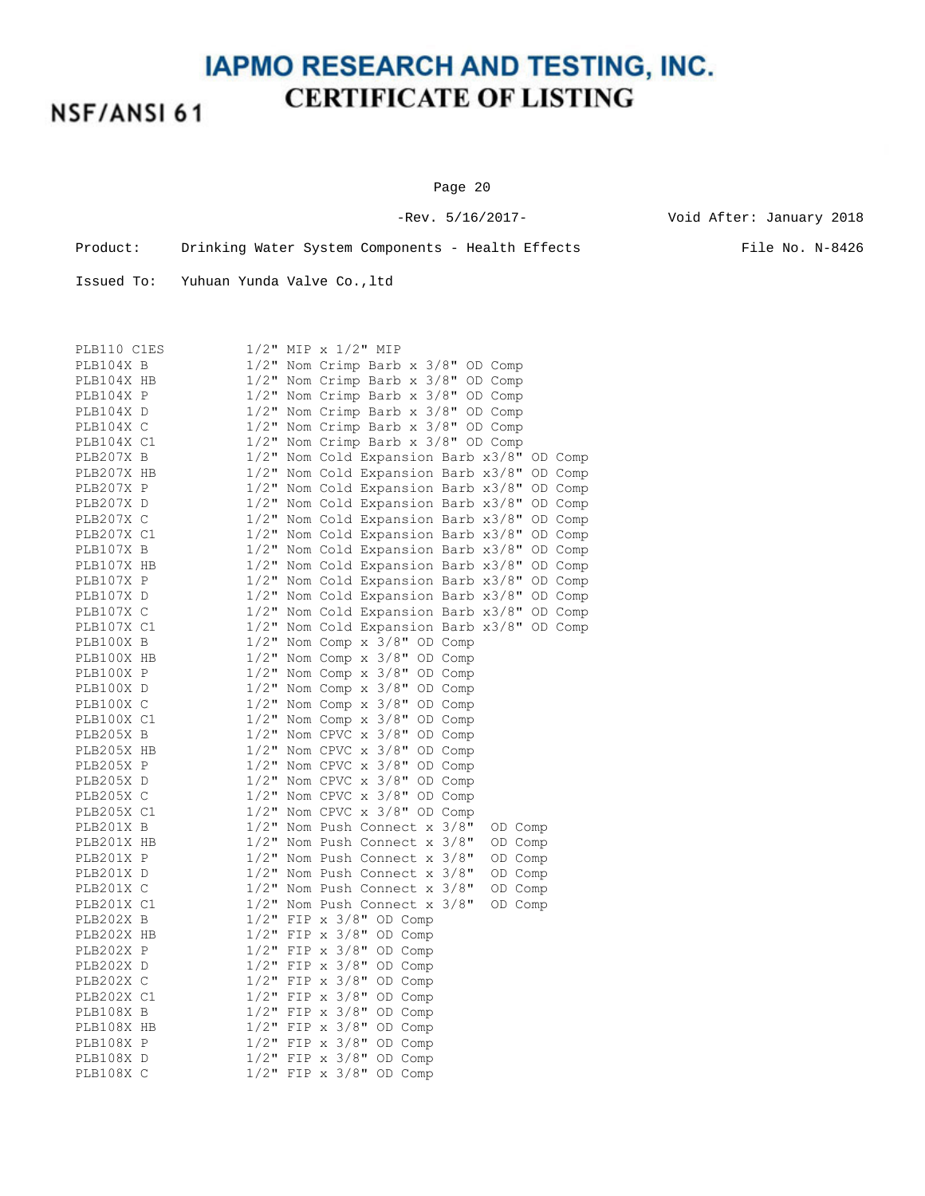# IAPMO RESEARCH AND TESTING, INC.
## CERTIFICATE OF LISTING

NSF/ANSI 61

-Rev. 5/16/2017-

Void After: January 2018

Product: Drinking Water System Components - Health Effects

File No. N-8426

Issued To: Yuhuan Yunda Valve Co.,ltd

| | |
|---|---|
| PLB110 C1ES | 1/2" MIP x 1/2" MIP |
| PLB104X B | 1/2" Nom Crimp Barb x 3/8" OD Comp |
| PLB104X HB | 1/2" Nom Crimp Barb x 3/8" OD Comp |
| PLB104X P | 1/2" Nom Crimp Barb x 3/8" OD Comp |
| PLB104X D | 1/2" Nom Crimp Barb x 3/8" OD Comp |
| PLB104X C | 1/2" Nom Crimp Barb x 3/8" OD Comp |
| PLB104X C1 | 1/2" Nom Crimp Barb x 3/8" OD Comp |
| PLB207X B | 1/2" Nom Cold Expansion Barb x3/8" OD Comp |
| PLB207X HB | 1/2" Nom Cold Expansion Barb x3/8" OD Comp |
| PLB207X P | 1/2" Nom Cold Expansion Barb x3/8" OD Comp |
| PLB207X D | 1/2" Nom Cold Expansion Barb x3/8" OD Comp |
| PLB207X C | 1/2" Nom Cold Expansion Barb x3/8" OD Comp |
| PLB207X C1 | 1/2" Nom Cold Expansion Barb x3/8" OD Comp |
| PLB107X B | 1/2" Nom Cold Expansion Barb x3/8" OD Comp |
| PLB107X HB | 1/2" Nom Cold Expansion Barb x3/8" OD Comp |
| PLB107X P | 1/2" Nom Cold Expansion Barb x3/8" OD Comp |
| PLB107X D | 1/2" Nom Cold Expansion Barb x3/8" OD Comp |
| PLB107X C | 1/2" Nom Cold Expansion Barb x3/8" OD Comp |
| PLB107X C1 | 1/2" Nom Cold Expansion Barb x3/8" OD Comp |
| PLB100X B | 1/2" Nom Comp x 3/8" OD Comp |
| PLB100X HB | 1/2" Nom Comp x 3/8" OD Comp |
| PLB100X P | 1/2" Nom Comp x 3/8" OD Comp |
| PLB100X D | 1/2" Nom Comp x 3/8" OD Comp |
| PLB100X C | 1/2" Nom Comp x 3/8" OD Comp |
| PLB100X C1 | 1/2" Nom Comp x 3/8" OD Comp |
| PLB205X B | 1/2" Nom CPVC x 3/8" OD Comp |
| PLB205X HB | 1/2" Nom CPVC x 3/8" OD Comp |
| PLB205X P | 1/2" Nom CPVC x 3/8" OD Comp |
| PLB205X D | 1/2" Nom CPVC x 3/8" OD Comp |
| PLB205X C | 1/2" Nom CPVC x 3/8" OD Comp |
| PLB205X C1 | 1/2" Nom CPVC x 3/8" OD Comp |
| PLB201X B | 1/2" Nom Push Connect x 3/8" OD Comp |
| PLB201X HB | 1/2" Nom Push Connect x 3/8" OD Comp |
| PLB201X P | 1/2" Nom Push Connect x 3/8" OD Comp |
| PLB201X D | 1/2" Nom Push Connect x 3/8" OD Comp |
| PLB201X C | 1/2" Nom Push Connect x 3/8" OD Comp |
| PLB201X C1 | 1/2" Nom Push Connect x 3/8" OD Comp |
| PLB202X B | 1/2" FIP x 3/8" OD Comp |
| PLB202X HB | 1/2" FIP x 3/8" OD Comp |
| PLB202X P | 1/2" FIP x 3/8" OD Comp |
| PLB202X D | 1/2" FIP x 3/8" OD Comp |
| PLB202X C | 1/2" FIP x 3/8" OD Comp |
| PLB202X C1 | 1/2" FIP x 3/8" OD Comp |
| PLB108X B | 1/2" FIP x 3/8" OD Comp |
| PLB108X HB | 1/2" FIP x 3/8" OD Comp |
| PLB108X P | 1/2" FIP x 3/8" OD Comp |
| PLB108X D | 1/2" FIP x 3/8" OD Comp |
| PLB108X C | 1/2" FIP x 3/8" OD Comp |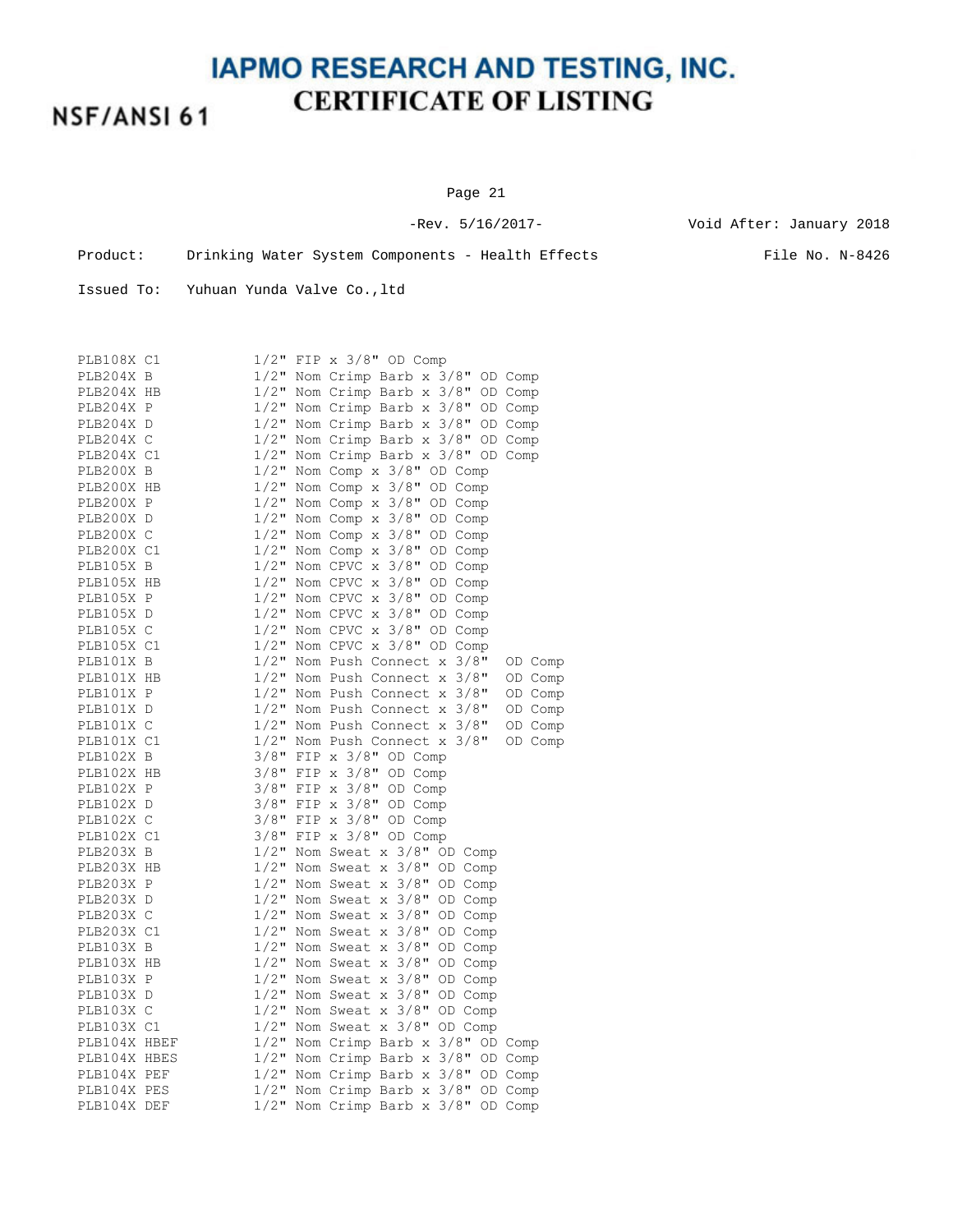# IAPMO RESEARCH AND TESTING, INC.
## CERTIFICATE OF LISTING

**NSF/ANSI 61**

-Rev. 5/16/2017-        Void After: January 2018

Product: Drinking Water System Components - Health Effects        File No. N-8426

Issued To: Yuhuan Yunda Valve Co.,ltd

| | |
|---|---|
| PLB108X C1 | 1/2" FIP x 3/8" OD Comp |
| PLB204X B | 1/2" Nom Crimp Barb x 3/8" OD Comp |
| PLB204X HB | 1/2" Nom Crimp Barb x 3/8" OD Comp |
| PLB204X P | 1/2" Nom Crimp Barb x 3/8" OD Comp |
| PLB204X D | 1/2" Nom Crimp Barb x 3/8" OD Comp |
| PLB204X C | 1/2" Nom Crimp Barb x 3/8" OD Comp |
| PLB204X C1 | 1/2" Nom Crimp Barb x 3/8" OD Comp |
| PLB200X B | 1/2" Nom Comp x 3/8" OD Comp |
| PLB200X HB | 1/2" Nom Comp x 3/8" OD Comp |
| PLB200X P | 1/2" Nom Comp x 3/8" OD Comp |
| PLB200X D | 1/2" Nom Comp x 3/8" OD Comp |
| PLB200X C | 1/2" Nom Comp x 3/8" OD Comp |
| PLB200X C1 | 1/2" Nom Comp x 3/8" OD Comp |
| PLB105X B | 1/2" Nom CPVC x 3/8" OD Comp |
| PLB105X HB | 1/2" Nom CPVC x 3/8" OD Comp |
| PLB105X P | 1/2" Nom CPVC x 3/8" OD Comp |
| PLB105X D | 1/2" Nom CPVC x 3/8" OD Comp |
| PLB105X C | 1/2" Nom CPVC x 3/8" OD Comp |
| PLB105X C1 | 1/2" Nom CPVC x 3/8" OD Comp |
| PLB101X B | 1/2" Nom Push Connect x 3/8" OD Comp |
| PLB101X HB | 1/2" Nom Push Connect x 3/8" OD Comp |
| PLB101X P | 1/2" Nom Push Connect x 3/8" OD Comp |
| PLB101X D | 1/2" Nom Push Connect x 3/8" OD Comp |
| PLB101X C | 1/2" Nom Push Connect x 3/8" OD Comp |
| PLB101X C1 | 1/2" Nom Push Connect x 3/8" OD Comp |
| PLB102X B | 3/8" FIP x 3/8" OD Comp |
| PLB102X HB | 3/8" FIP x 3/8" OD Comp |
| PLB102X P | 3/8" FIP x 3/8" OD Comp |
| PLB102X D | 3/8" FIP x 3/8" OD Comp |
| PLB102X C | 3/8" FIP x 3/8" OD Comp |
| PLB102X C1 | 3/8" FIP x 3/8" OD Comp |
| PLB203X B | 1/2" Nom Sweat x 3/8" OD Comp |
| PLB203X HB | 1/2" Nom Sweat x 3/8" OD Comp |
| PLB203X P | 1/2" Nom Sweat x 3/8" OD Comp |
| PLB203X D | 1/2" Nom Sweat x 3/8" OD Comp |
| PLB203X C | 1/2" Nom Sweat x 3/8" OD Comp |
| PLB203X C1 | 1/2" Nom Sweat x 3/8" OD Comp |
| PLB103X B | 1/2" Nom Sweat x 3/8" OD Comp |
| PLB103X HB | 1/2" Nom Sweat x 3/8" OD Comp |
| PLB103X P | 1/2" Nom Sweat x 3/8" OD Comp |
| PLB103X D | 1/2" Nom Sweat x 3/8" OD Comp |
| PLB103X C | 1/2" Nom Sweat x 3/8" OD Comp |
| PLB103X C1 | 1/2" Nom Sweat x 3/8" OD Comp |
| PLB104X HBEF | 1/2" Nom Crimp Barb x 3/8" OD Comp |
| PLB104X HBES | 1/2" Nom Crimp Barb x 3/8" OD Comp |
| PLB104X PEF | 1/2" Nom Crimp Barb x 3/8" OD Comp |
| PLB104X PES | 1/2" Nom Crimp Barb x 3/8" OD Comp |
| PLB104X DEF | 1/2" Nom Crimp Barb x 3/8" OD Comp |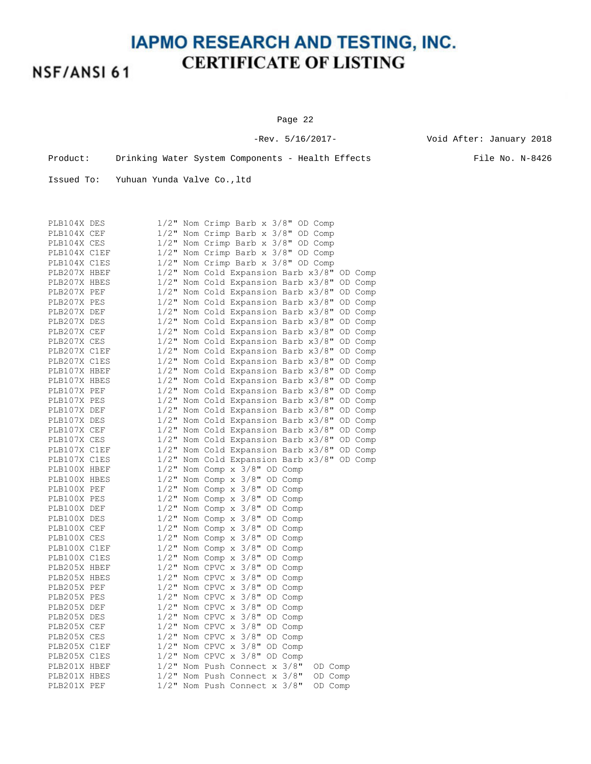# IAPMO RESEARCH AND TESTING, INC.

## CERTIFICATE OF LISTING

**NSF/ANSI 61**

-Rev. 5/16/2017-

Void After: January 2018

Product: Drinking Water System Components - Health Effects

File No. N-8426

Issued To: Yuhuan Yunda Valve Co.,ltd

| | |
|---|---|
| PLB104X DES | 1/2" Nom Crimp Barb x 3/8" OD Comp |
| PLB104X CEF | 1/2" Nom Crimp Barb x 3/8" OD Comp |
| PLB104X CES | 1/2" Nom Crimp Barb x 3/8" OD Comp |
| PLB104X C1EF | 1/2" Nom Crimp Barb x 3/8" OD Comp |
| PLB104X C1ES | 1/2" Nom Crimp Barb x 3/8" OD Comp |
| PLB207X HBEF | 1/2" Nom Cold Expansion Barb x3/8" OD Comp |
| PLB207X HBES | 1/2" Nom Cold Expansion Barb x3/8" OD Comp |
| PLB207X PEF | 1/2" Nom Cold Expansion Barb x3/8" OD Comp |
| PLB207X PES | 1/2" Nom Cold Expansion Barb x3/8" OD Comp |
| PLB207X DEF | 1/2" Nom Cold Expansion Barb x3/8" OD Comp |
| PLB207X DES | 1/2" Nom Cold Expansion Barb x3/8" OD Comp |
| PLB207X CEF | 1/2" Nom Cold Expansion Barb x3/8" OD Comp |
| PLB207X CES | 1/2" Nom Cold Expansion Barb x3/8" OD Comp |
| PLB207X C1EF | 1/2" Nom Cold Expansion Barb x3/8" OD Comp |
| PLB207X C1ES | 1/2" Nom Cold Expansion Barb x3/8" OD Comp |
| PLB107X HBEF | 1/2" Nom Cold Expansion Barb x3/8" OD Comp |
| PLB107X HBES | 1/2" Nom Cold Expansion Barb x3/8" OD Comp |
| PLB107X PEF | 1/2" Nom Cold Expansion Barb x3/8" OD Comp |
| PLB107X PES | 1/2" Nom Cold Expansion Barb x3/8" OD Comp |
| PLB107X DEF | 1/2" Nom Cold Expansion Barb x3/8" OD Comp |
| PLB107X DES | 1/2" Nom Cold Expansion Barb x3/8" OD Comp |
| PLB107X CEF | 1/2" Nom Cold Expansion Barb x3/8" OD Comp |
| PLB107X CES | 1/2" Nom Cold Expansion Barb x3/8" OD Comp |
| PLB107X C1EF | 1/2" Nom Cold Expansion Barb x3/8" OD Comp |
| PLB107X C1ES | 1/2" Nom Cold Expansion Barb x3/8" OD Comp |
| PLB100X HBEF | 1/2" Nom Comp x 3/8" OD Comp |
| PLB100X HBES | 1/2" Nom Comp x 3/8" OD Comp |
| PLB100X PEF | 1/2" Nom Comp x 3/8" OD Comp |
| PLB100X PES | 1/2" Nom Comp x 3/8" OD Comp |
| PLB100X DEF | 1/2" Nom Comp x 3/8" OD Comp |
| PLB100X DES | 1/2" Nom Comp x 3/8" OD Comp |
| PLB100X CEF | 1/2" Nom Comp x 3/8" OD Comp |
| PLB100X CES | 1/2" Nom Comp x 3/8" OD Comp |
| PLB100X C1EF | 1/2" Nom Comp x 3/8" OD Comp |
| PLB100X C1ES | 1/2" Nom Comp x 3/8" OD Comp |
| PLB205X HBEF | 1/2" Nom CPVC x 3/8" OD Comp |
| PLB205X HBES | 1/2" Nom CPVC x 3/8" OD Comp |
| PLB205X PEF | 1/2" Nom CPVC x 3/8" OD Comp |
| PLB205X PES | 1/2" Nom CPVC x 3/8" OD Comp |
| PLB205X DEF | 1/2" Nom CPVC x 3/8" OD Comp |
| PLB205X DES | 1/2" Nom CPVC x 3/8" OD Comp |
| PLB205X CEF | 1/2" Nom CPVC x 3/8" OD Comp |
| PLB205X CES | 1/2" Nom CPVC x 3/8" OD Comp |
| PLB205X C1EF | 1/2" Nom CPVC x 3/8" OD Comp |
| PLB205X C1ES | 1/2" Nom CPVC x 3/8" OD Comp |
| PLB201X HBEF | 1/2" Nom Push Connect x 3/8" OD Comp |
| PLB201X HBES | 1/2" Nom Push Connect x 3/8" OD Comp |
| PLB201X PEF | 1/2" Nom Push Connect x 3/8" OD Comp |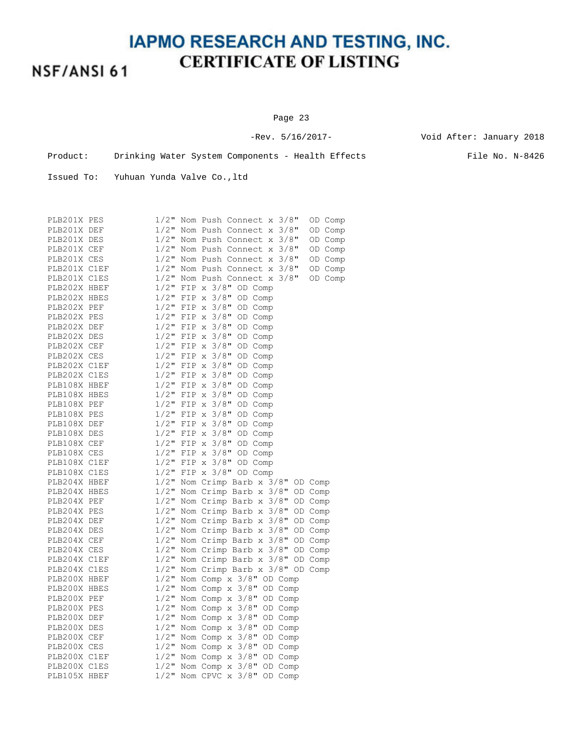# IAPMO RESEARCH AND TESTING, INC.

## CERTIFICATE OF LISTING

NSF/ANSI 61

-Rev. 5/16/2017-

Void After: January 2018

Product: Drinking Water System Components - Health Effects

File No. N-8426

Issued To: Yuhuan Yunda Valve Co.,ltd

| | |
|---|---|
| PLB201X PES | 1/2" Nom Push Connect x 3/8" OD Comp |
| PLB201X DEF | 1/2" Nom Push Connect x 3/8" OD Comp |
| PLB201X DES | 1/2" Nom Push Connect x 3/8" OD Comp |
| PLB201X CEF | 1/2" Nom Push Connect x 3/8" OD Comp |
| PLB201X CES | 1/2" Nom Push Connect x 3/8" OD Comp |
| PLB201X C1EF | 1/2" Nom Push Connect x 3/8" OD Comp |
| PLB201X C1ES | 1/2" Nom Push Connect x 3/8" OD Comp |
| PLB202X HBEF | 1/2" FIP x 3/8" OD Comp |
| PLB202X HBES | 1/2" FIP x 3/8" OD Comp |
| PLB202X PEF | 1/2" FIP x 3/8" OD Comp |
| PLB202X PES | 1/2" FIP x 3/8" OD Comp |
| PLB202X DEF | 1/2" FIP x 3/8" OD Comp |
| PLB202X DES | 1/2" FIP x 3/8" OD Comp |
| PLB202X CEF | 1/2" FIP x 3/8" OD Comp |
| PLB202X CES | 1/2" FIP x 3/8" OD Comp |
| PLB202X C1EF | 1/2" FIP x 3/8" OD Comp |
| PLB202X C1ES | 1/2" FIP x 3/8" OD Comp |
| PLB108X HBEF | 1/2" FIP x 3/8" OD Comp |
| PLB108X HBES | 1/2" FIP x 3/8" OD Comp |
| PLB108X PEF | 1/2" FIP x 3/8" OD Comp |
| PLB108X PES | 1/2" FIP x 3/8" OD Comp |
| PLB108X DEF | 1/2" FIP x 3/8" OD Comp |
| PLB108X DES | 1/2" FIP x 3/8" OD Comp |
| PLB108X CEF | 1/2" FIP x 3/8" OD Comp |
| PLB108X CES | 1/2" FIP x 3/8" OD Comp |
| PLB108X C1EF | 1/2" FIP x 3/8" OD Comp |
| PLB108X C1ES | 1/2" FIP x 3/8" OD Comp |
| PLB204X HBEF | 1/2" Nom Crimp Barb x 3/8" OD Comp |
| PLB204X HBES | 1/2" Nom Crimp Barb x 3/8" OD Comp |
| PLB204X PEF | 1/2" Nom Crimp Barb x 3/8" OD Comp |
| PLB204X PES | 1/2" Nom Crimp Barb x 3/8" OD Comp |
| PLB204X DEF | 1/2" Nom Crimp Barb x 3/8" OD Comp |
| PLB204X DES | 1/2" Nom Crimp Barb x 3/8" OD Comp |
| PLB204X CEF | 1/2" Nom Crimp Barb x 3/8" OD Comp |
| PLB204X CES | 1/2" Nom Crimp Barb x 3/8" OD Comp |
| PLB204X C1EF | 1/2" Nom Crimp Barb x 3/8" OD Comp |
| PLB204X C1ES | 1/2" Nom Crimp Barb x 3/8" OD Comp |
| PLB200X HBEF | 1/2" Nom Comp x 3/8" OD Comp |
| PLB200X HBES | 1/2" Nom Comp x 3/8" OD Comp |
| PLB200X PEF | 1/2" Nom Comp x 3/8" OD Comp |
| PLB200X PES | 1/2" Nom Comp x 3/8" OD Comp |
| PLB200X DEF | 1/2" Nom Comp x 3/8" OD Comp |
| PLB200X DES | 1/2" Nom Comp x 3/8" OD Comp |
| PLB200X CEF | 1/2" Nom Comp x 3/8" OD Comp |
| PLB200X CES | 1/2" Nom Comp x 3/8" OD Comp |
| PLB200X C1EF | 1/2" Nom Comp x 3/8" OD Comp |
| PLB200X C1ES | 1/2" Nom Comp x 3/8" OD Comp |
| PLB105X HBEF | 1/2" Nom CPVC x 3/8" OD Comp |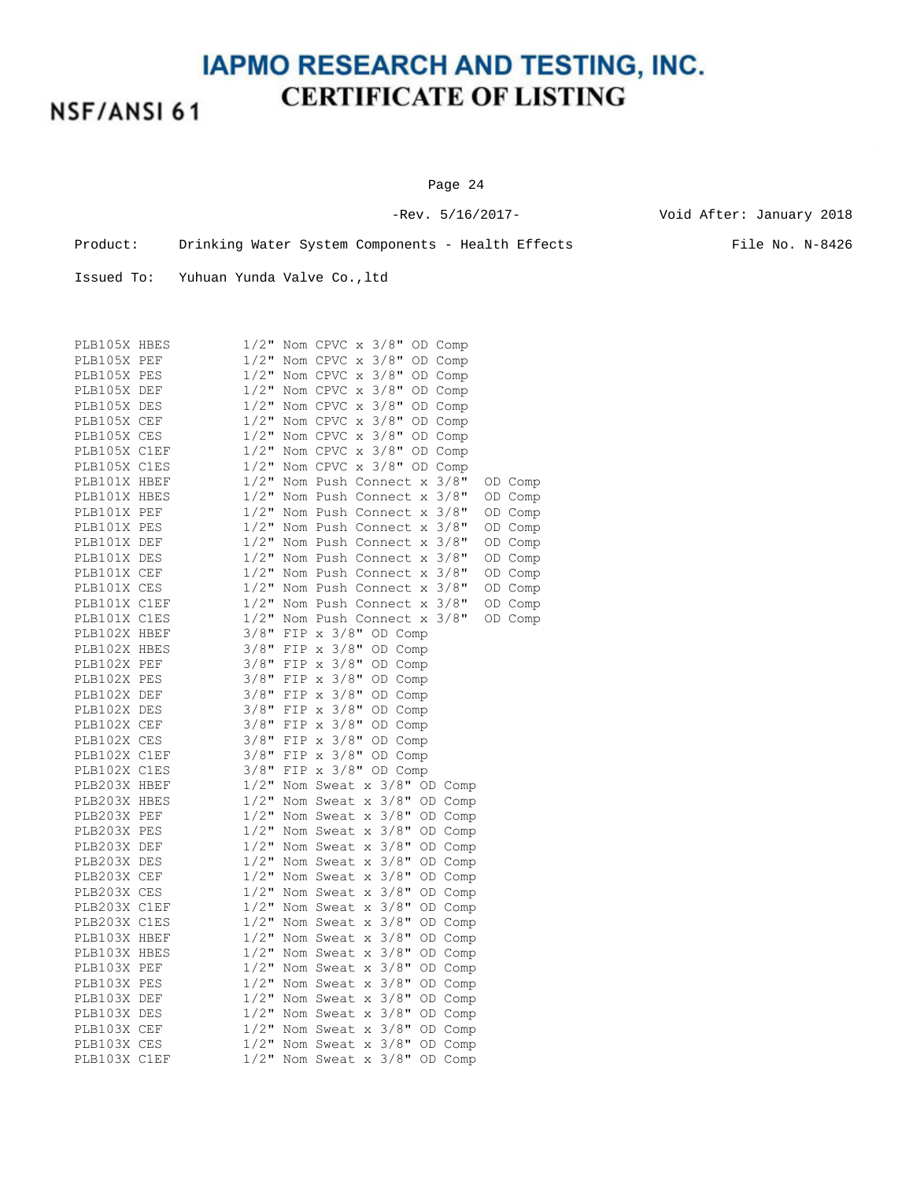# IAPMO RESEARCH AND TESTING, INC.

## CERTIFICATE OF LISTING

**NSF/ANSI 61**

-Rev. 5/16/2017-

Void After: January 2018

Product: Drinking Water System Components - Health Effects

File No. N-8426

Issued To: Yuhuan Yunda Valve Co.,ltd

| | |
|---|---|
| PLB105X HBES | 1/2" Nom CPVC x 3/8" OD Comp |
| PLB105X PEF | 1/2" Nom CPVC x 3/8" OD Comp |
| PLB105X PES | 1/2" Nom CPVC x 3/8" OD Comp |
| PLB105X DEF | 1/2" Nom CPVC x 3/8" OD Comp |
| PLB105X DES | 1/2" Nom CPVC x 3/8" OD Comp |
| PLB105X CEF | 1/2" Nom CPVC x 3/8" OD Comp |
| PLB105X CES | 1/2" Nom CPVC x 3/8" OD Comp |
| PLB105X C1EF | 1/2" Nom CPVC x 3/8" OD Comp |
| PLB105X C1ES | 1/2" Nom CPVC x 3/8" OD Comp |
| PLB101X HBEF | 1/2" Nom Push Connect x 3/8" OD Comp |
| PLB101X HBES | 1/2" Nom Push Connect x 3/8" OD Comp |
| PLB101X PEF | 1/2" Nom Push Connect x 3/8" OD Comp |
| PLB101X PES | 1/2" Nom Push Connect x 3/8" OD Comp |
| PLB101X DEF | 1/2" Nom Push Connect x 3/8" OD Comp |
| PLB101X DES | 1/2" Nom Push Connect x 3/8" OD Comp |
| PLB101X CEF | 1/2" Nom Push Connect x 3/8" OD Comp |
| PLB101X CES | 1/2" Nom Push Connect x 3/8" OD Comp |
| PLB101X C1EF | 1/2" Nom Push Connect x 3/8" OD Comp |
| PLB101X C1ES | 1/2" Nom Push Connect x 3/8" OD Comp |
| PLB102X HBEF | 3/8" FIP x 3/8" OD Comp |
| PLB102X HBES | 3/8" FIP x 3/8" OD Comp |
| PLB102X PEF | 3/8" FIP x 3/8" OD Comp |
| PLB102X PES | 3/8" FIP x 3/8" OD Comp |
| PLB102X DEF | 3/8" FIP x 3/8" OD Comp |
| PLB102X DES | 3/8" FIP x 3/8" OD Comp |
| PLB102X CEF | 3/8" FIP x 3/8" OD Comp |
| PLB102X CES | 3/8" FIP x 3/8" OD Comp |
| PLB102X C1EF | 3/8" FIP x 3/8" OD Comp |
| PLB102X C1ES | 3/8" FIP x 3/8" OD Comp |
| PLB203X HBEF | 1/2" Nom Sweat x 3/8" OD Comp |
| PLB203X HBES | 1/2" Nom Sweat x 3/8" OD Comp |
| PLB203X PEF | 1/2" Nom Sweat x 3/8" OD Comp |
| PLB203X PES | 1/2" Nom Sweat x 3/8" OD Comp |
| PLB203X DEF | 1/2" Nom Sweat x 3/8" OD Comp |
| PLB203X DES | 1/2" Nom Sweat x 3/8" OD Comp |
| PLB203X CEF | 1/2" Nom Sweat x 3/8" OD Comp |
| PLB203X CES | 1/2" Nom Sweat x 3/8" OD Comp |
| PLB203X C1EF | 1/2" Nom Sweat x 3/8" OD Comp |
| PLB203X C1ES | 1/2" Nom Sweat x 3/8" OD Comp |
| PLB103X HBEF | 1/2" Nom Sweat x 3/8" OD Comp |
| PLB103X HBES | 1/2" Nom Sweat x 3/8" OD Comp |
| PLB103X PEF | 1/2" Nom Sweat x 3/8" OD Comp |
| PLB103X PES | 1/2" Nom Sweat x 3/8" OD Comp |
| PLB103X DEF | 1/2" Nom Sweat x 3/8" OD Comp |
| PLB103X DES | 1/2" Nom Sweat x 3/8" OD Comp |
| PLB103X CEF | 1/2" Nom Sweat x 3/8" OD Comp |
| PLB103X CES | 1/2" Nom Sweat x 3/8" OD Comp |
| PLB103X C1EF | 1/2" Nom Sweat x 3/8" OD Comp |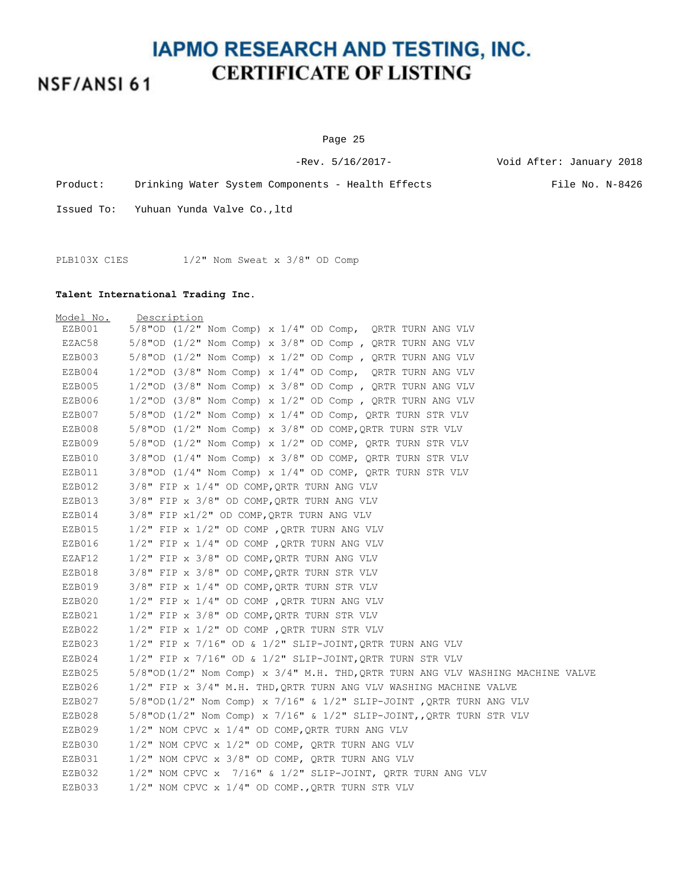# IAPMO RESEARCH AND TESTING, INC.

## CERTIFICATE OF LISTING

NSF/ANSI 61

-Rev. 5/16/2017- Void After: January 2018

Product: Drinking Water System Components - Health Effects File No. N-8426

Issued To: Yuhuan Yunda Valve Co.,ltd

| | |
|---|---|
| PLB103X C1ES | 1/2" Nom Sweat x 3/8" OD Comp |

**Talent International Trading Inc.**

| Model No. | Description |
|---|---|
| EZB001 | 5/8"OD (1/2" Nom Comp) x 1/4" OD Comp, QRTR TURN ANG VLV |
| EZAC58 | 5/8"OD (1/2" Nom Comp) x 3/8" OD Comp , QRTR TURN ANG VLV |
| EZB003 | 5/8"OD (1/2" Nom Comp) x 1/2" OD Comp , QRTR TURN ANG VLV |
| EZB004 | 1/2"OD (3/8" Nom Comp) x 1/4" OD Comp, QRTR TURN ANG VLV |
| EZB005 | 1/2"OD (3/8" Nom Comp) x 3/8" OD Comp , QRTR TURN ANG VLV |
| EZB006 | 1/2"OD (3/8" Nom Comp) x 1/2" OD Comp , QRTR TURN ANG VLV |
| EZB007 | 5/8"OD (1/2" Nom Comp) x 1/4" OD Comp, QRTR TURN STR VLV |
| EZB008 | 5/8"OD (1/2" Nom Comp) x 3/8" OD COMP,QRTR TURN STR VLV |
| EZB009 | 5/8"OD (1/2" Nom Comp) x 1/2" OD COMP, QRTR TURN STR VLV |
| EZB010 | 3/8"OD (1/4" Nom Comp) x 3/8" OD COMP, QRTR TURN STR VLV |
| EZB011 | 3/8"OD (1/4" Nom Comp) x 1/4" OD COMP, QRTR TURN STR VLV |
| EZB012 | 3/8" FIP x 1/4" OD COMP,QRTR TURN ANG VLV |
| EZB013 | 3/8" FIP x 3/8" OD COMP,QRTR TURN ANG VLV |
| EZB014 | 3/8" FIP x1/2" OD COMP,QRTR TURN ANG VLV |
| EZB015 | 1/2" FIP x 1/2" OD COMP ,QRTR TURN ANG VLV |
| EZB016 | 1/2" FIP x 1/4" OD COMP ,QRTR TURN ANG VLV |
| EZAF12 | 1/2" FIP x 3/8" OD COMP,QRTR TURN ANG VLV |
| EZB018 | 3/8" FIP x 3/8" OD COMP,QRTR TURN STR VLV |
| EZB019 | 3/8" FIP x 1/4" OD COMP,QRTR TURN STR VLV |
| EZB020 | 1/2" FIP x 1/4" OD COMP ,QRTR TURN ANG VLV |
| EZB021 | 1/2" FIP x 3/8" OD COMP,QRTR TURN STR VLV |
| EZB022 | 1/2" FIP x 1/2" OD COMP ,QRTR TURN STR VLV |
| EZB023 | 1/2" FIP x 7/16" OD & 1/2" SLIP-JOINT,QRTR TURN ANG VLV |
| EZB024 | 1/2" FIP x 7/16" OD & 1/2" SLIP-JOINT,QRTR TURN STR VLV |
| EZB025 | 5/8"OD(1/2" Nom Comp) x 3/4" M.H. THD,QRTR TURN ANG VLV WASHING MACHINE VALVE |
| EZB026 | 1/2" FIP x 3/4" M.H. THD,QRTR TURN ANG VLV WASHING MACHINE VALVE |
| EZB027 | 5/8"OD(1/2" Nom Comp) x 7/16" & 1/2" SLIP-JOINT ,QRTR TURN ANG VLV |
| EZB028 | 5/8"OD(1/2" Nom Comp) x 7/16" & 1/2" SLIP-JOINT,,QRTR TURN STR VLV |
| EZB029 | 1/2" NOM CPVC x 1/4" OD COMP,QRTR TURN ANG VLV |
| EZB030 | 1/2" NOM CPVC x 1/2" OD COMP, QRTR TURN ANG VLV |
| EZB031 | 1/2" NOM CPVC x 3/8" OD COMP, QRTR TURN ANG VLV |
| EZB032 | 1/2" NOM CPVC x 7/16" & 1/2" SLIP-JOINT, QRTR TURN ANG VLV |
| EZB033 | 1/2" NOM CPVC x 1/4" OD COMP.,QRTR TURN STR VLV |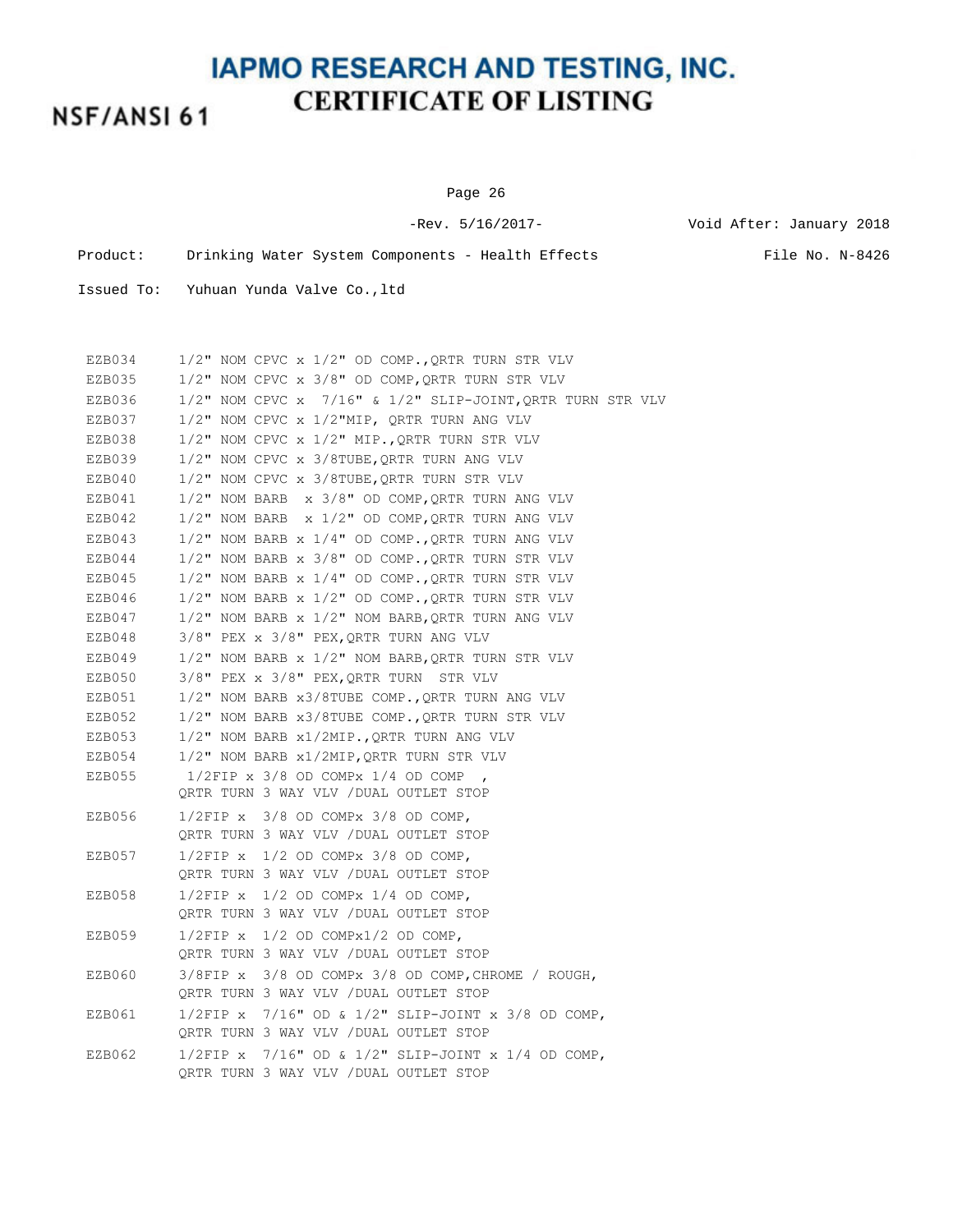# IAPMO RESEARCH AND TESTING, INC.

## CERTIFICATE OF LISTING

NSF/ANSI 61

-Rev. 5/16/2017-        Void After: January 2018

Product: Drinking Water System Components - Health Effects        File No. N-8426

Issued To: Yuhuan Yunda Valve Co.,ltd

| | |
|---|---|
| EZB034 | 1/2" NOM CPVC x 1/2" OD COMP.,QRTR TURN STR VLV |
| EZB035 | 1/2" NOM CPVC x 3/8" OD COMP,QRTR TURN STR VLV |
| EZB036 | 1/2" NOM CPVC x 7/16" & 1/2" SLIP-JOINT,QRTR TURN STR VLV |
| EZB037 | 1/2" NOM CPVC x 1/2"MIP, QRTR TURN ANG VLV |
| EZB038 | 1/2" NOM CPVC x 1/2" MIP.,QRTR TURN STR VLV |
| EZB039 | 1/2" NOM CPVC x 3/8TUBE,QRTR TURN ANG VLV |
| EZB040 | 1/2" NOM CPVC x 3/8TUBE,QRTR TURN STR VLV |
| EZB041 | 1/2" NOM BARB x 3/8" OD COMP,QRTR TURN ANG VLV |
| EZB042 | 1/2" NOM BARB x 1/2" OD COMP,QRTR TURN ANG VLV |
| EZB043 | 1/2" NOM BARB x 1/4" OD COMP.,QRTR TURN ANG VLV |
| EZB044 | 1/2" NOM BARB x 3/8" OD COMP.,QRTR TURN STR VLV |
| EZB045 | 1/2" NOM BARB x 1/4" OD COMP.,QRTR TURN STR VLV |
| EZB046 | 1/2" NOM BARB x 1/2" OD COMP.,QRTR TURN STR VLV |
| EZB047 | 1/2" NOM BARB x 1/2" NOM BARB,QRTR TURN ANG VLV |
| EZB048 | 3/8" PEX x 3/8" PEX,QRTR TURN ANG VLV |
| EZB049 | 1/2" NOM BARB x 1/2" NOM BARB,QRTR TURN STR VLV |
| EZB050 | 3/8" PEX x 3/8" PEX,QRTR TURN STR VLV |
| EZB051 | 1/2" NOM BARB x3/8TUBE COMP.,QRTR TURN ANG VLV |
| EZB052 | 1/2" NOM BARB x3/8TUBE COMP.,QRTR TURN STR VLV |
| EZB053 | 1/2" NOM BARB x1/2MIP.,QRTR TURN ANG VLV |
| EZB054 | 1/2" NOM BARB x1/2MIP,QRTR TURN STR VLV |
| EZB055 | 1/2FIP x 3/8 OD COMPx 1/4 OD COMP , QRTR TURN 3 WAY VLV /DUAL OUTLET STOP |
| EZB056 | 1/2FIP x 3/8 OD COMPx 3/8 OD COMP, QRTR TURN 3 WAY VLV /DUAL OUTLET STOP |
| EZB057 | 1/2FIP x 1/2 OD COMPx 3/8 OD COMP, QRTR TURN 3 WAY VLV /DUAL OUTLET STOP |
| EZB058 | 1/2FIP x 1/2 OD COMPx 1/4 OD COMP, QRTR TURN 3 WAY VLV /DUAL OUTLET STOP |
| EZB059 | 1/2FIP x 1/2 OD COMPx1/2 OD COMP, QRTR TURN 3 WAY VLV /DUAL OUTLET STOP |
| EZB060 | 3/8FIP x 3/8 OD COMPx 3/8 OD COMP,CHROME / ROUGH, QRTR TURN 3 WAY VLV /DUAL OUTLET STOP |
| EZB061 | 1/2FIP x 7/16" OD & 1/2" SLIP-JOINT x 3/8 OD COMP, QRTR TURN 3 WAY VLV /DUAL OUTLET STOP |
| EZB062 | 1/2FIP x 7/16" OD & 1/2" SLIP-JOINT x 1/4 OD COMP, QRTR TURN 3 WAY VLV /DUAL OUTLET STOP |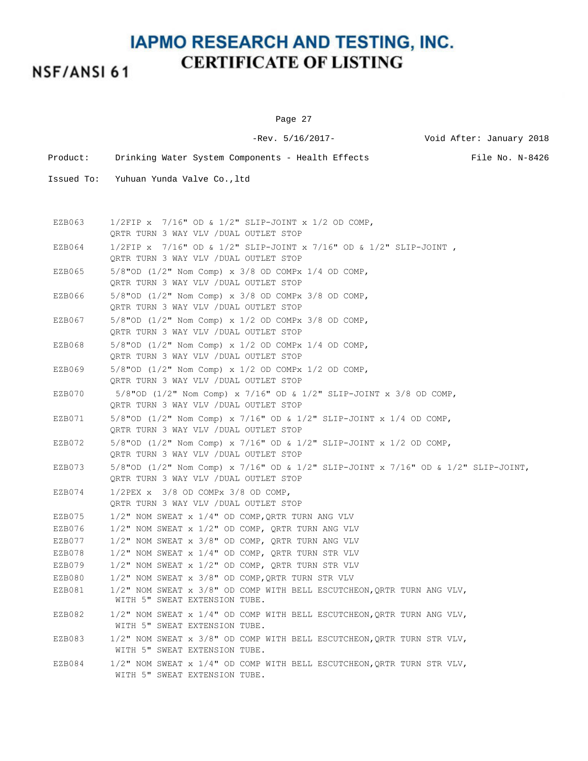# IAPMO RESEARCH AND TESTING, INC.
## CERTIFICATE OF LISTING

NSF/ANSI 61

-Rev. 5/16/2017- Void After: January 2018

Product: Drinking Water System Components - Health Effects File No. N-8426

Issued To: Yuhuan Yunda Valve Co.,ltd

| | |
|---|---|
| EZB063 | 1/2FIP x 7/16" OD & 1/2" SLIP-JOINT x 1/2 OD COMP, QRTR TURN 3 WAY VLV /DUAL OUTLET STOP |
| EZB064 | 1/2FIP x 7/16" OD & 1/2" SLIP-JOINT x 7/16" OD & 1/2" SLIP-JOINT , QRTR TURN 3 WAY VLV /DUAL OUTLET STOP |
| EZB065 | 5/8"OD (1/2" Nom Comp) x 3/8 OD COMPx 1/4 OD COMP, QRTR TURN 3 WAY VLV /DUAL OUTLET STOP |
| EZB066 | 5/8"OD (1/2" Nom Comp) x 3/8 OD COMPx 3/8 OD COMP, QRTR TURN 3 WAY VLV /DUAL OUTLET STOP |
| EZB067 | 5/8"OD (1/2" Nom Comp) x 1/2 OD COMPx 3/8 OD COMP, QRTR TURN 3 WAY VLV /DUAL OUTLET STOP |
| EZB068 | 5/8"OD (1/2" Nom Comp) x 1/2 OD COMPx 1/4 OD COMP, QRTR TURN 3 WAY VLV /DUAL OUTLET STOP |
| EZB069 | 5/8"OD (1/2" Nom Comp) x 1/2 OD COMPx 1/2 OD COMP, QRTR TURN 3 WAY VLV /DUAL OUTLET STOP |
| EZB070 | 5/8"OD (1/2" Nom Comp) x 7/16" OD & 1/2" SLIP-JOINT x 3/8 OD COMP, QRTR TURN 3 WAY VLV /DUAL OUTLET STOP |
| EZB071 | 5/8"OD (1/2" Nom Comp) x 7/16" OD & 1/2" SLIP-JOINT x 1/4 OD COMP, QRTR TURN 3 WAY VLV /DUAL OUTLET STOP |
| EZB072 | 5/8"OD (1/2" Nom Comp) x 7/16" OD & 1/2" SLIP-JOINT x 1/2 OD COMP, QRTR TURN 3 WAY VLV /DUAL OUTLET STOP |
| EZB073 | 5/8"OD (1/2" Nom Comp) x 7/16" OD & 1/2" SLIP-JOINT x 7/16" OD & 1/2" SLIP-JOINT, QRTR TURN 3 WAY VLV /DUAL OUTLET STOP |
| EZB074 | 1/2PEX x 3/8 OD COMPx 3/8 OD COMP, QRTR TURN 3 WAY VLV /DUAL OUTLET STOP |
| EZB075 | 1/2" NOM SWEAT x 1/4" OD COMP,QRTR TURN ANG VLV |
| EZB076 | 1/2" NOM SWEAT x 1/2" OD COMP, QRTR TURN ANG VLV |
| EZB077 | 1/2" NOM SWEAT x 3/8" OD COMP, QRTR TURN ANG VLV |
| EZB078 | 1/2" NOM SWEAT x 1/4" OD COMP, QRTR TURN STR VLV |
| EZB079 | 1/2" NOM SWEAT x 1/2" OD COMP, QRTR TURN STR VLV |
| EZB080 | 1/2" NOM SWEAT x 3/8" OD COMP,QRTR TURN STR VLV |
| EZB081 | 1/2" NOM SWEAT x 3/8" OD COMP WITH BELL ESCUTCHEON,QRTR TURN ANG VLV, WITH 5" SWEAT EXTENSION TUBE. |
| EZB082 | 1/2" NOM SWEAT x 1/4" OD COMP WITH BELL ESCUTCHEON,QRTR TURN ANG VLV, WITH 5" SWEAT EXTENSION TUBE. |
| EZB083 | 1/2" NOM SWEAT x 3/8" OD COMP WITH BELL ESCUTCHEON,QRTR TURN STR VLV, WITH 5" SWEAT EXTENSION TUBE. |
| EZB084 | 1/2" NOM SWEAT x 1/4" OD COMP WITH BELL ESCUTCHEON,QRTR TURN STR VLV, WITH 5" SWEAT EXTENSION TUBE. |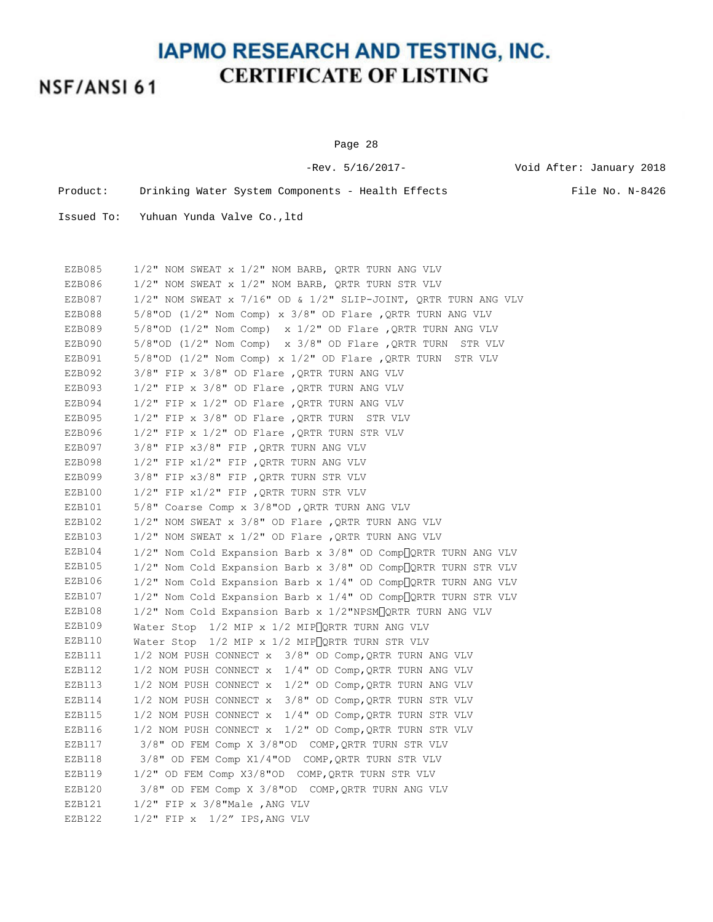# IAPMO RESEARCH AND TESTING, INC.
## CERTIFICATE OF LISTING

**NSF/ANSI 61**

Page 28

-Rev. 5/16/2017-

Void After: January 2018

Product: Drinking Water System Components - Health Effects

File No. N-8426

Issued To: Yuhuan Yunda Valve Co.,ltd

| | |
|---|---|
| EZB085 | 1/2" NOM SWEAT x 1/2" NOM BARB, QRTR TURN ANG VLV |
| EZB086 | 1/2" NOM SWEAT x 1/2" NOM BARB, QRTR TURN STR VLV |
| EZB087 | 1/2" NOM SWEAT x 7/16" OD & 1/2" SLIP-JOINT, QRTR TURN ANG VLV |
| EZB088 | 5/8"OD (1/2" Nom Comp) x 3/8" OD Flare ,QRTR TURN ANG VLV |
| EZB089 | 5/8"OD (1/2" Nom Comp) x 1/2" OD Flare ,QRTR TURN ANG VLV |
| EZB090 | 5/8"OD (1/2" Nom Comp) x 3/8" OD Flare ,QRTR TURN STR VLV |
| EZB091 | 5/8"OD (1/2" Nom Comp) x 1/2" OD Flare ,QRTR TURN STR VLV |
| EZB092 | 3/8" FIP x 3/8" OD Flare ,QRTR TURN ANG VLV |
| EZB093 | 1/2" FIP x 3/8" OD Flare ,QRTR TURN ANG VLV |
| EZB094 | 1/2" FIP x 1/2" OD Flare ,QRTR TURN ANG VLV |
| EZB095 | 1/2" FIP x 3/8" OD Flare ,QRTR TURN STR VLV |
| EZB096 | 1/2" FIP x 1/2" OD Flare ,QRTR TURN STR VLV |
| EZB097 | 3/8" FIP x3/8" FIP ,QRTR TURN ANG VLV |
| EZB098 | 1/2" FIP x1/2" FIP ,QRTR TURN ANG VLV |
| EZB099 | 3/8" FIP x3/8" FIP ,QRTR TURN STR VLV |
| EZB100 | 1/2" FIP x1/2" FIP ,QRTR TURN STR VLV |
| EZB101 | 5/8" Coarse Comp x 3/8"OD ,QRTR TURN ANG VLV |
| EZB102 | 1/2" NOM SWEAT x 3/8" OD Flare ,QRTR TURN ANG VLV |
| EZB103 | 1/2" NOM SWEAT x 1/2" OD Flare ,QRTR TURN ANG VLV |
| EZB104 | 1/2" Nom Cold Expansion Barb x 3/8" OD Comp QRTR TURN ANG VLV |
| EZB105 | 1/2" Nom Cold Expansion Barb x 3/8" OD Comp QRTR TURN STR VLV |
| EZB106 | 1/2" Nom Cold Expansion Barb x 1/4" OD Comp QRTR TURN ANG VLV |
| EZB107 | 1/2" Nom Cold Expansion Barb x 1/4" OD Comp QRTR TURN STR VLV |
| EZB108 | 1/2" Nom Cold Expansion Barb x 1/2"NPSM QRTR TURN ANG VLV |
| EZB109 | Water Stop 1/2 MIP x 1/2 MIP QRTR TURN ANG VLV |
| EZB110 | Water Stop 1/2 MIP x 1/2 MIP QRTR TURN STR VLV |
| EZB111 | 1/2 NOM PUSH CONNECT x 3/8" OD Comp,QRTR TURN ANG VLV |
| EZB112 | 1/2 NOM PUSH CONNECT x 1/4" OD Comp,QRTR TURN ANG VLV |
| EZB113 | 1/2 NOM PUSH CONNECT x 1/2" OD Comp,QRTR TURN ANG VLV |
| EZB114 | 1/2 NOM PUSH CONNECT x 3/8" OD Comp,QRTR TURN STR VLV |
| EZB115 | 1/2 NOM PUSH CONNECT x 1/4" OD Comp,QRTR TURN STR VLV |
| EZB116 | 1/2 NOM PUSH CONNECT x 1/2" OD Comp,QRTR TURN STR VLV |
| EZB117 | 3/8" OD FEM Comp X 3/8"OD COMP,QRTR TURN STR VLV |
| EZB118 | 3/8" OD FEM Comp X1/4"OD COMP,QRTR TURN STR VLV |
| EZB119 | 1/2" OD FEM Comp X3/8"OD COMP,QRTR TURN STR VLV |
| EZB120 | 3/8" OD FEM Comp X 3/8"OD COMP,QRTR TURN ANG VLV |
| EZB121 | 1/2" FIP x 3/8"Male ,ANG VLV |
| EZB122 | 1/2" FIP x 1/2" IPS,ANG VLV |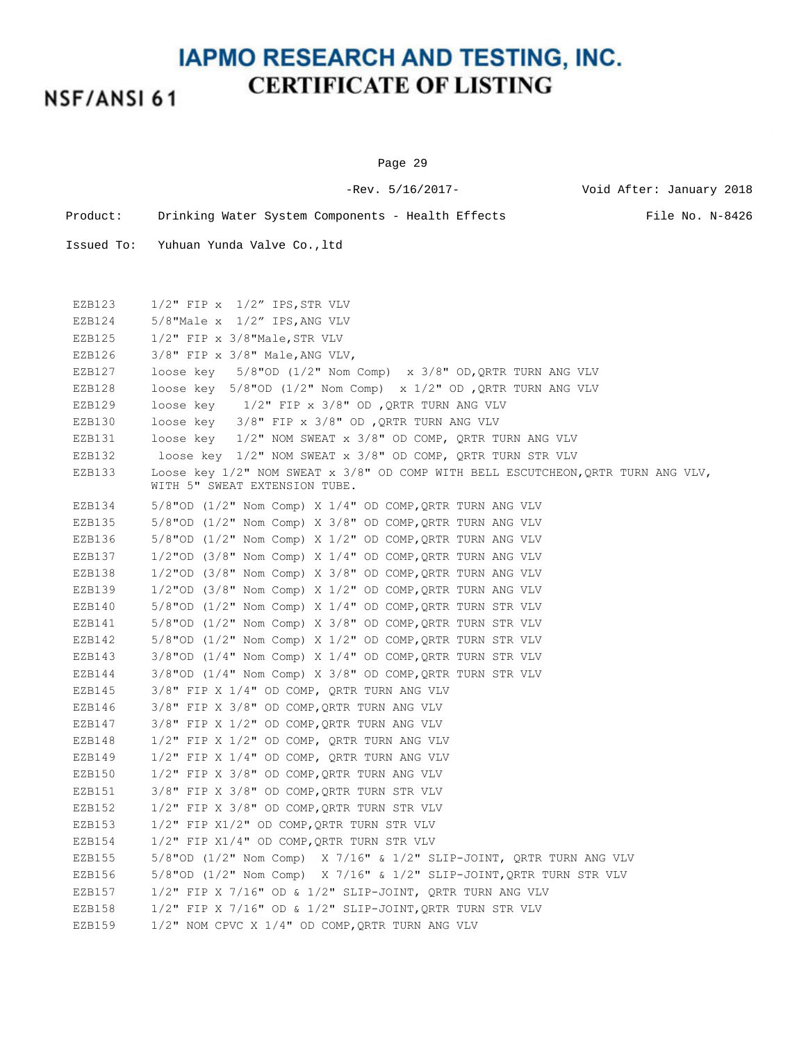# IAPMO RESEARCH AND TESTING, INC.
## CERTIFICATE OF LISTING

NSF/ANSI 61

-Rev. 5/16/2017- Void After: January 2018

Product: Drinking Water System Components - Health Effects File No. N-8426

Issued To: Yuhuan Yunda Valve Co.,ltd

| | |
|---|---|
| EZB123 | 1/2" FIP x 1/2" IPS,STR VLV |
| EZB124 | 5/8"Male x 1/2" IPS,ANG VLV |
| EZB125 | 1/2" FIP x 3/8"Male,STR VLV |
| EZB126 | 3/8" FIP x 3/8" Male,ANG VLV, |
| EZB127 | loose key 5/8"OD (1/2" Nom Comp) x 3/8" OD,QRTR TURN ANG VLV |
| EZB128 | loose key 5/8"OD (1/2" Nom Comp) x 1/2" OD ,QRTR TURN ANG VLV |
| EZB129 | loose key 1/2" FIP x 3/8" OD ,QRTR TURN ANG VLV |
| EZB130 | loose key 3/8" FIP x 3/8" OD ,QRTR TURN ANG VLV |
| EZB131 | loose key 1/2" NOM SWEAT x 3/8" OD COMP, QRTR TURN ANG VLV |
| EZB132 | loose key 1/2" NOM SWEAT x 3/8" OD COMP, QRTR TURN STR VLV |
| EZB133 | Loose key 1/2" NOM SWEAT x 3/8" OD COMP WITH BELL ESCUTCHEON,QRTR TURN ANG VLV, WITH 5" SWEAT EXTENSION TUBE. |
| EZB134 | 5/8"OD (1/2" Nom Comp) X 1/4" OD COMP,QRTR TURN ANG VLV |
| EZB135 | 5/8"OD (1/2" Nom Comp) X 3/8" OD COMP,QRTR TURN ANG VLV |
| EZB136 | 5/8"OD (1/2" Nom Comp) X 1/2" OD COMP,QRTR TURN ANG VLV |
| EZB137 | 1/2"OD (3/8" Nom Comp) X 1/4" OD COMP,QRTR TURN ANG VLV |
| EZB138 | 1/2"OD (3/8" Nom Comp) X 3/8" OD COMP,QRTR TURN ANG VLV |
| EZB139 | 1/2"OD (3/8" Nom Comp) X 1/2" OD COMP,QRTR TURN ANG VLV |
| EZB140 | 5/8"OD (1/2" Nom Comp) X 1/4" OD COMP,QRTR TURN STR VLV |
| EZB141 | 5/8"OD (1/2" Nom Comp) X 3/8" OD COMP,QRTR TURN STR VLV |
| EZB142 | 5/8"OD (1/2" Nom Comp) X 1/2" OD COMP,QRTR TURN STR VLV |
| EZB143 | 3/8"OD (1/4" Nom Comp) X 1/4" OD COMP,QRTR TURN STR VLV |
| EZB144 | 3/8"OD (1/4" Nom Comp) X 3/8" OD COMP,QRTR TURN STR VLV |
| EZB145 | 3/8" FIP X 1/4" OD COMP, QRTR TURN ANG VLV |
| EZB146 | 3/8" FIP X 3/8" OD COMP,QRTR TURN ANG VLV |
| EZB147 | 3/8" FIP X 1/2" OD COMP,QRTR TURN ANG VLV |
| EZB148 | 1/2" FIP X 1/2" OD COMP, QRTR TURN ANG VLV |
| EZB149 | 1/2" FIP X 1/4" OD COMP, QRTR TURN ANG VLV |
| EZB150 | 1/2" FIP X 3/8" OD COMP,QRTR TURN ANG VLV |
| EZB151 | 3/8" FIP X 3/8" OD COMP,QRTR TURN STR VLV |
| EZB152 | 1/2" FIP X 3/8" OD COMP,QRTR TURN STR VLV |
| EZB153 | 1/2" FIP X1/2" OD COMP,QRTR TURN STR VLV |
| EZB154 | 1/2" FIP X1/4" OD COMP,QRTR TURN STR VLV |
| EZB155 | 5/8"OD (1/2" Nom Comp) X 7/16" & 1/2" SLIP-JOINT, QRTR TURN ANG VLV |
| EZB156 | 5/8"OD (1/2" Nom Comp) X 7/16" & 1/2" SLIP-JOINT,QRTR TURN STR VLV |
| EZB157 | 1/2" FIP X 7/16" OD & 1/2" SLIP-JOINT, QRTR TURN ANG VLV |
| EZB158 | 1/2" FIP X 7/16" OD & 1/2" SLIP-JOINT,QRTR TURN STR VLV |
| EZB159 | 1/2" NOM CPVC X 1/4" OD COMP,QRTR TURN ANG VLV |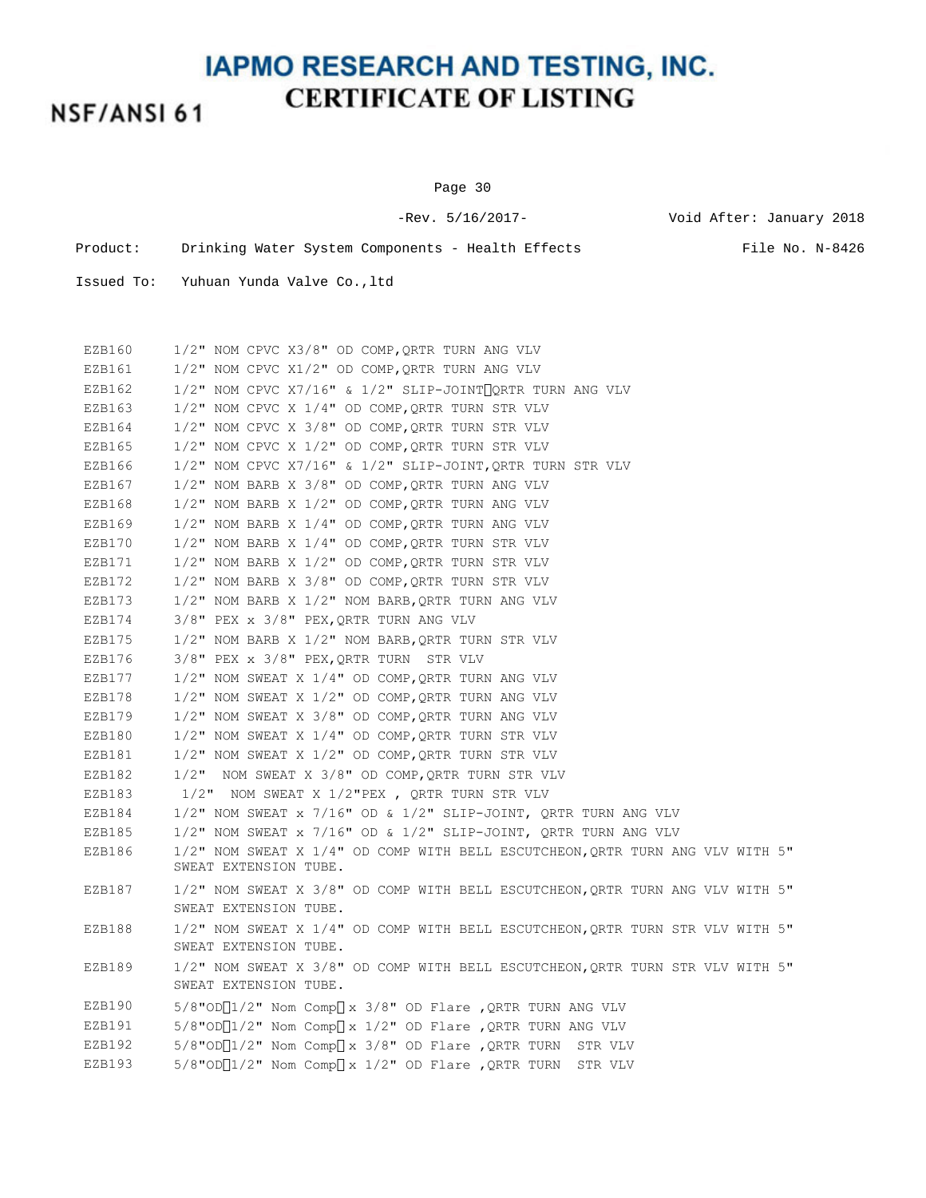# IAPMO RESEARCH AND TESTING, INC.

## CERTIFICATE OF LISTING

NSF/ANSI 61

-Rev. 5/16/2017- Void After: January 2018

Product: Drinking Water System Components - Health Effects File No. N-8426

Issued To: Yuhuan Yunda Valve Co.,ltd

| | |
|---|---|
| EZB160 | 1/2" NOM CPVC X3/8" OD COMP,QRTR TURN ANG VLV |
| EZB161 | 1/2" NOM CPVC X1/2" OD COMP,QRTR TURN ANG VLV |
| EZB162 | 1/2" NOM CPVC X7/16" & 1/2" SLIP-JOINT QRTR TURN ANG VLV |
| EZB163 | 1/2" NOM CPVC X 1/4" OD COMP,QRTR TURN STR VLV |
| EZB164 | 1/2" NOM CPVC X 3/8" OD COMP,QRTR TURN STR VLV |
| EZB165 | 1/2" NOM CPVC X 1/2" OD COMP,QRTR TURN STR VLV |
| EZB166 | 1/2" NOM CPVC X7/16" & 1/2" SLIP-JOINT,QRTR TURN STR VLV |
| EZB167 | 1/2" NOM BARB X 3/8" OD COMP,QRTR TURN ANG VLV |
| EZB168 | 1/2" NOM BARB X 1/2" OD COMP,QRTR TURN ANG VLV |
| EZB169 | 1/2" NOM BARB X 1/4" OD COMP,QRTR TURN ANG VLV |
| EZB170 | 1/2" NOM BARB X 1/4" OD COMP,QRTR TURN STR VLV |
| EZB171 | 1/2" NOM BARB X 1/2" OD COMP,QRTR TURN STR VLV |
| EZB172 | 1/2" NOM BARB X 3/8" OD COMP,QRTR TURN STR VLV |
| EZB173 | 1/2" NOM BARB X 1/2" NOM BARB,QRTR TURN ANG VLV |
| EZB174 | 3/8" PEX x 3/8" PEX,QRTR TURN ANG VLV |
| EZB175 | 1/2" NOM BARB X 1/2" NOM BARB,QRTR TURN STR VLV |
| EZB176 | 3/8" PEX x 3/8" PEX,QRTR TURN STR VLV |
| EZB177 | 1/2" NOM SWEAT X 1/4" OD COMP,QRTR TURN ANG VLV |
| EZB178 | 1/2" NOM SWEAT X 1/2" OD COMP,QRTR TURN ANG VLV |
| EZB179 | 1/2" NOM SWEAT X 3/8" OD COMP,QRTR TURN ANG VLV |
| EZB180 | 1/2" NOM SWEAT X 1/4" OD COMP,QRTR TURN STR VLV |
| EZB181 | 1/2" NOM SWEAT X 1/2" OD COMP,QRTR TURN STR VLV |
| EZB182 | 1/2" NOM SWEAT X 3/8" OD COMP,QRTR TURN STR VLV |
| EZB183 | 1/2" NOM SWEAT X 1/2"PEX , QRTR TURN STR VLV |
| EZB184 | 1/2" NOM SWEAT x 7/16" OD & 1/2" SLIP-JOINT, QRTR TURN ANG VLV |
| EZB185 | 1/2" NOM SWEAT x 7/16" OD & 1/2" SLIP-JOINT, QRTR TURN ANG VLV |
| EZB186 | 1/2" NOM SWEAT X 1/4" OD COMP WITH BELL ESCUTCHEON,QRTR TURN ANG VLV WITH 5" SWEAT EXTENSION TUBE. |
| EZB187 | 1/2" NOM SWEAT X 3/8" OD COMP WITH BELL ESCUTCHEON,QRTR TURN ANG VLV WITH 5" SWEAT EXTENSION TUBE. |
| EZB188 | 1/2" NOM SWEAT X 1/4" OD COMP WITH BELL ESCUTCHEON,QRTR TURN STR VLV WITH 5" SWEAT EXTENSION TUBE. |
| EZB189 | 1/2" NOM SWEAT X 3/8" OD COMP WITH BELL ESCUTCHEON,QRTR TURN STR VLV WITH 5" SWEAT EXTENSION TUBE. |
| EZB190 | 5/8"OD 1/2" Nom Comp x 3/8" OD Flare ,QRTR TURN ANG VLV |
| EZB191 | 5/8"OD 1/2" Nom Comp x 1/2" OD Flare ,QRTR TURN ANG VLV |
| EZB192 | 5/8"OD 1/2" Nom Comp x 3/8" OD Flare ,QRTR TURN STR VLV |
| EZB193 | 5/8"OD 1/2" Nom Comp x 1/2" OD Flare ,QRTR TURN STR VLV |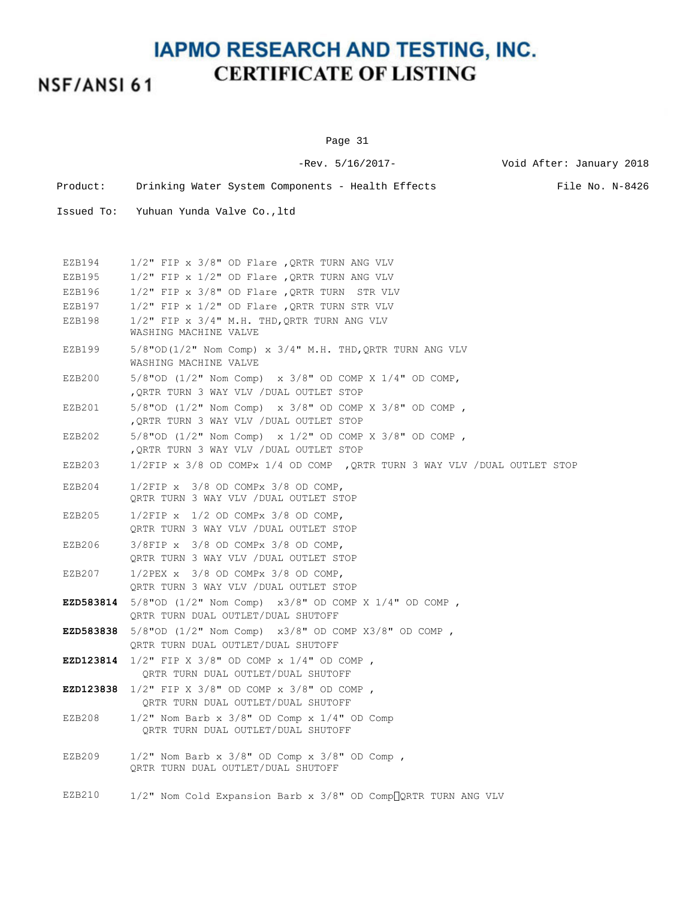# IAPMO RESEARCH AND TESTING, INC.
## CERTIFICATE OF LISTING

NSF/ANSI 61

-Rev. 5/16/2017-     Void After: January 2018

Product: Drinking Water System Components - Health Effects     File No. N-8426

Issued To: Yuhuan Yunda Valve Co.,ltd

| | |
|---|---|
| EZB194 | 1/2" FIP x 3/8" OD Flare ,QRTR TURN ANG VLV |
| EZB195 | 1/2" FIP x 1/2" OD Flare ,QRTR TURN ANG VLV |
| EZB196 | 1/2" FIP x 3/8" OD Flare ,QRTR TURN STR VLV |
| EZB197 | 1/2" FIP x 1/2" OD Flare ,QRTR TURN STR VLV |
| EZB198 | 1/2" FIP x 3/4" M.H. THD,QRTR TURN ANG VLV WASHING MACHINE VALVE |
| EZB199 | 5/8"OD(1/2" Nom Comp) x 3/4" M.H. THD,QRTR TURN ANG VLV WASHING MACHINE VALVE |
| EZB200 | 5/8"OD (1/2" Nom Comp) x 3/8" OD COMP X 1/4" OD COMP, ,QRTR TURN 3 WAY VLV /DUAL OUTLET STOP |
| EZB201 | 5/8"OD (1/2" Nom Comp) x 3/8" OD COMP X 3/8" OD COMP , ,QRTR TURN 3 WAY VLV /DUAL OUTLET STOP |
| EZB202 | 5/8"OD (1/2" Nom Comp) x 1/2" OD COMP X 3/8" OD COMP , ,QRTR TURN 3 WAY VLV /DUAL OUTLET STOP |
| EZB203 | 1/2FIP x 3/8 OD COMPx 1/4 OD COMP ,QRTR TURN 3 WAY VLV /DUAL OUTLET STOP |
| EZB204 | 1/2FIP x 3/8 OD COMPx 3/8 OD COMP, QRTR TURN 3 WAY VLV /DUAL OUTLET STOP |
| EZB205 | 1/2FIP x 1/2 OD COMPx 3/8 OD COMP, QRTR TURN 3 WAY VLV /DUAL OUTLET STOP |
| EZB206 | 3/8FIP x 3/8 OD COMPx 3/8 OD COMP, QRTR TURN 3 WAY VLV /DUAL OUTLET STOP |
| EZB207 | 1/2PEX x 3/8 OD COMPx 3/8 OD COMP, QRTR TURN 3 WAY VLV /DUAL OUTLET STOP |
| **EZD583814** | 5/8"OD (1/2" Nom Comp) x3/8" OD COMP X 1/4" OD COMP , QRTR TURN DUAL OUTLET/DUAL SHUTOFF |
| **EZD583838** | 5/8"OD (1/2" Nom Comp) x3/8" OD COMP X3/8" OD COMP , QRTR TURN DUAL OUTLET/DUAL SHUTOFF |
| **EZD123814** | 1/2" FIP X 3/8" OD COMP x 1/4" OD COMP , QRTR TURN DUAL OUTLET/DUAL SHUTOFF |
| **EZD123838** | 1/2" FIP X 3/8" OD COMP x 3/8" OD COMP , QRTR TURN DUAL OUTLET/DUAL SHUTOFF |
| EZB208 | 1/2" Nom Barb x 3/8" OD Comp x 1/4" OD Comp QRTR TURN DUAL OUTLET/DUAL SHUTOFF |
| EZB209 | 1/2" Nom Barb x 3/8" OD Comp x 3/8" OD Comp , QRTR TURN DUAL OUTLET/DUAL SHUTOFF |
| EZB210 | 1/2" Nom Cold Expansion Barb x 3/8" OD Comp QRTR TURN ANG VLV |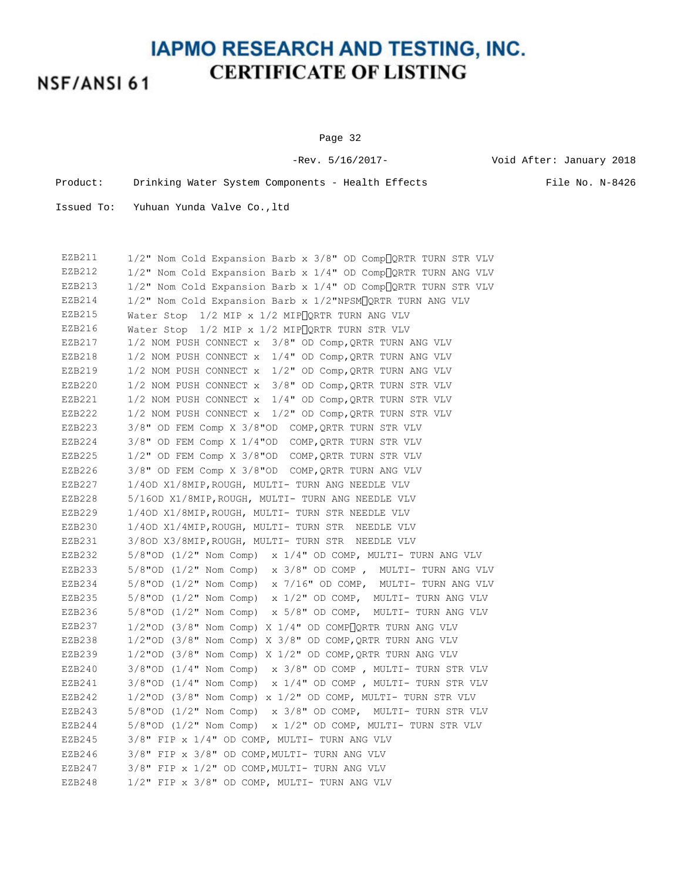# IAPMO RESEARCH AND TESTING, INC.
## CERTIFICATE OF LISTING

NSF/ANSI 61

-Rev. 5/16/2017- Void After: January 2018

Product: Drinking Water System Components - Health Effects File No. N-8426

Issued To: Yuhuan Yunda Valve Co.,ltd

| | |
|---|---|
| EZB211 | 1/2" Nom Cold Expansion Barb x 3/8" OD Comp QRTR TURN STR VLV |
| EZB212 | 1/2" Nom Cold Expansion Barb x 1/4" OD Comp QRTR TURN ANG VLV |
| EZB213 | 1/2" Nom Cold Expansion Barb x 1/4" OD Comp QRTR TURN STR VLV |
| EZB214 | 1/2" Nom Cold Expansion Barb x 1/2"NPSM QRTR TURN ANG VLV |
| EZB215 | Water Stop 1/2 MIP x 1/2 MIP QRTR TURN ANG VLV |
| EZB216 | Water Stop 1/2 MIP x 1/2 MIP QRTR TURN STR VLV |
| EZB217 | 1/2 NOM PUSH CONNECT x 3/8" OD Comp,QRTR TURN ANG VLV |
| EZB218 | 1/2 NOM PUSH CONNECT x 1/4" OD Comp,QRTR TURN ANG VLV |
| EZB219 | 1/2 NOM PUSH CONNECT x 1/2" OD Comp,QRTR TURN ANG VLV |
| EZB220 | 1/2 NOM PUSH CONNECT x 3/8" OD Comp,QRTR TURN STR VLV |
| EZB221 | 1/2 NOM PUSH CONNECT x 1/4" OD Comp,QRTR TURN STR VLV |
| EZB222 | 1/2 NOM PUSH CONNECT x 1/2" OD Comp,QRTR TURN STR VLV |
| EZB223 | 3/8" OD FEM Comp X 3/8"OD COMP,QRTR TURN STR VLV |
| EZB224 | 3/8" OD FEM Comp X 1/4"OD COMP,QRTR TURN STR VLV |
| EZB225 | 1/2" OD FEM Comp X 3/8"OD COMP,QRTR TURN STR VLV |
| EZB226 | 3/8" OD FEM Comp X 3/8"OD COMP,QRTR TURN ANG VLV |
| EZB227 | 1/4OD X1/8MIP,ROUGH, MULTI- TURN ANG NEEDLE VLV |
| EZB228 | 5/16OD X1/8MIP,ROUGH, MULTI- TURN ANG NEEDLE VLV |
| EZB229 | 1/4OD X1/8MIP,ROUGH, MULTI- TURN STR NEEDLE VLV |
| EZB230 | 1/4OD X1/4MIP,ROUGH, MULTI- TURN STR NEEDLE VLV |
| EZB231 | 3/8OD X3/8MIP,ROUGH, MULTI- TURN STR NEEDLE VLV |
| EZB232 | 5/8"OD (1/2" Nom Comp) x 1/4" OD COMP, MULTI- TURN ANG VLV |
| EZB233 | 5/8"OD (1/2" Nom Comp) x 3/8" OD COMP , MULTI- TURN ANG VLV |
| EZB234 | 5/8"OD (1/2" Nom Comp) x 7/16" OD COMP, MULTI- TURN ANG VLV |
| EZB235 | 5/8"OD (1/2" Nom Comp) x 1/2" OD COMP, MULTI- TURN ANG VLV |
| EZB236 | 5/8"OD (1/2" Nom Comp) x 5/8" OD COMP, MULTI- TURN ANG VLV |
| EZB237 | 1/2"OD (3/8" Nom Comp) X 1/4" OD COMP QRTR TURN ANG VLV |
| EZB238 | 1/2"OD (3/8" Nom Comp) X 3/8" OD COMP,QRTR TURN ANG VLV |
| EZB239 | 1/2"OD (3/8" Nom Comp) X 1/2" OD COMP,QRTR TURN ANG VLV |
| EZB240 | 3/8"OD (1/4" Nom Comp) x 3/8" OD COMP , MULTI- TURN STR VLV |
| EZB241 | 3/8"OD (1/4" Nom Comp) x 1/4" OD COMP , MULTI- TURN STR VLV |
| EZB242 | 1/2"OD (3/8" Nom Comp) x 1/2" OD COMP, MULTI- TURN STR VLV |
| EZB243 | 5/8"OD (1/2" Nom Comp) x 3/8" OD COMP, MULTI- TURN STR VLV |
| EZB244 | 5/8"OD (1/2" Nom Comp) x 1/2" OD COMP, MULTI- TURN STR VLV |
| EZB245 | 3/8" FIP x 1/4" OD COMP, MULTI- TURN ANG VLV |
| EZB246 | 3/8" FIP x 3/8" OD COMP,MULTI- TURN ANG VLV |
| EZB247 | 3/8" FIP x 1/2" OD COMP,MULTI- TURN ANG VLV |
| EZB248 | 1/2" FIP x 3/8" OD COMP, MULTI- TURN ANG VLV |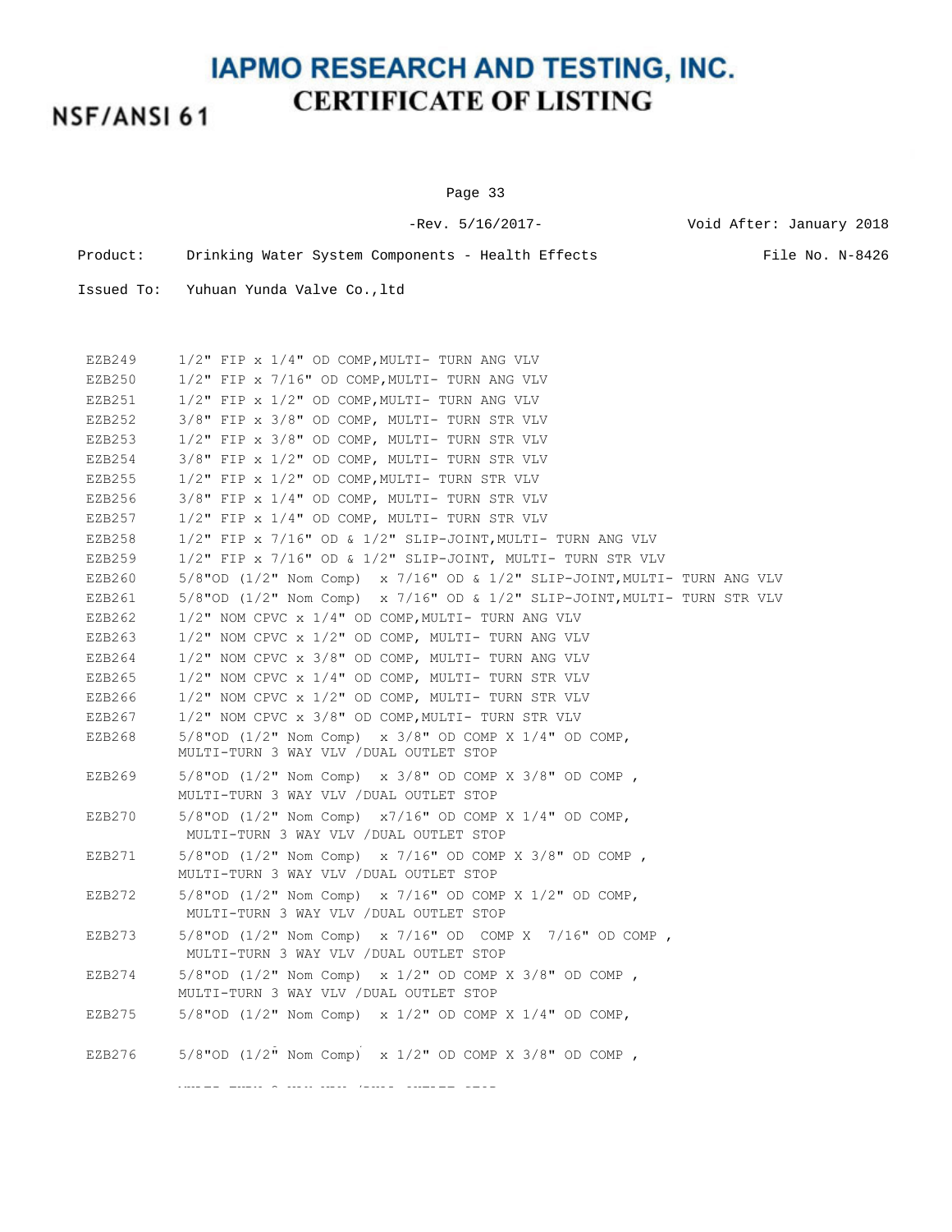# IAPMO RESEARCH AND TESTING, INC.
# CERTIFICATE OF LISTING

NSF/ANSI 61

-Rev. 5/16/2017- Void After: January 2018

Product: Drinking Water System Components - Health Effects File No. N-8426

Issued To: Yuhuan Yunda Valve Co.,ltd

| | |
|---|---|
| EZB249 | 1/2" FIP x 1/4" OD COMP,MULTI- TURN ANG VLV |
| EZB250 | 1/2" FIP x 7/16" OD COMP,MULTI- TURN ANG VLV |
| EZB251 | 1/2" FIP x 1/2" OD COMP,MULTI- TURN ANG VLV |
| EZB252 | 3/8" FIP x 3/8" OD COMP, MULTI- TURN STR VLV |
| EZB253 | 1/2" FIP x 3/8" OD COMP, MULTI- TURN STR VLV |
| EZB254 | 3/8" FIP x 1/2" OD COMP, MULTI- TURN STR VLV |
| EZB255 | 1/2" FIP x 1/2" OD COMP,MULTI- TURN STR VLV |
| EZB256 | 3/8" FIP x 1/4" OD COMP, MULTI- TURN STR VLV |
| EZB257 | 1/2" FIP x 1/4" OD COMP, MULTI- TURN STR VLV |
| EZB258 | 1/2" FIP x 7/16" OD & 1/2" SLIP-JOINT,MULTI- TURN ANG VLV |
| EZB259 | 1/2" FIP x 7/16" OD & 1/2" SLIP-JOINT, MULTI- TURN STR VLV |
| EZB260 | 5/8"OD (1/2" Nom Comp) x 7/16" OD & 1/2" SLIP-JOINT,MULTI- TURN ANG VLV |
| EZB261 | 5/8"OD (1/2" Nom Comp) x 7/16" OD & 1/2" SLIP-JOINT,MULTI- TURN STR VLV |
| EZB262 | 1/2" NOM CPVC x 1/4" OD COMP,MULTI- TURN ANG VLV |
| EZB263 | 1/2" NOM CPVC x 1/2" OD COMP, MULTI- TURN ANG VLV |
| EZB264 | 1/2" NOM CPVC x 3/8" OD COMP, MULTI- TURN ANG VLV |
| EZB265 | 1/2" NOM CPVC x 1/4" OD COMP, MULTI- TURN STR VLV |
| EZB266 | 1/2" NOM CPVC x 1/2" OD COMP, MULTI- TURN STR VLV |
| EZB267 | 1/2" NOM CPVC x 3/8" OD COMP,MULTI- TURN STR VLV |
| EZB268 | 5/8"OD (1/2" Nom Comp) x 3/8" OD COMP X 1/4" OD COMP, MULTI-TURN 3 WAY VLV /DUAL OUTLET STOP |
| EZB269 | 5/8"OD (1/2" Nom Comp) x 3/8" OD COMP X 3/8" OD COMP , MULTI-TURN 3 WAY VLV /DUAL OUTLET STOP |
| EZB270 | 5/8"OD (1/2" Nom Comp) x7/16" OD COMP X 1/4" OD COMP, MULTI-TURN 3 WAY VLV /DUAL OUTLET STOP |
| EZB271 | 5/8"OD (1/2" Nom Comp) x 7/16" OD COMP X 3/8" OD COMP , MULTI-TURN 3 WAY VLV /DUAL OUTLET STOP |
| EZB272 | 5/8"OD (1/2" Nom Comp) x 7/16" OD COMP X 1/2" OD COMP, MULTI-TURN 3 WAY VLV /DUAL OUTLET STOP |
| EZB273 | 5/8"OD (1/2" Nom Comp) x 7/16" OD COMP X 7/16" OD COMP , MULTI-TURN 3 WAY VLV /DUAL OUTLET STOP |
| EZB274 | 5/8"OD (1/2" Nom Comp) x 1/2" OD COMP X 3/8" OD COMP , MULTI-TURN 3 WAY VLV /DUAL OUTLET STOP |
| EZB275 | 5/8"OD (1/2" Nom Comp) x 1/2" OD COMP X 1/4" OD COMP, |
| EZB276 | 5/8"OD (1/2" Nom Comp) x 1/2" OD COMP X 3/8" OD COMP , |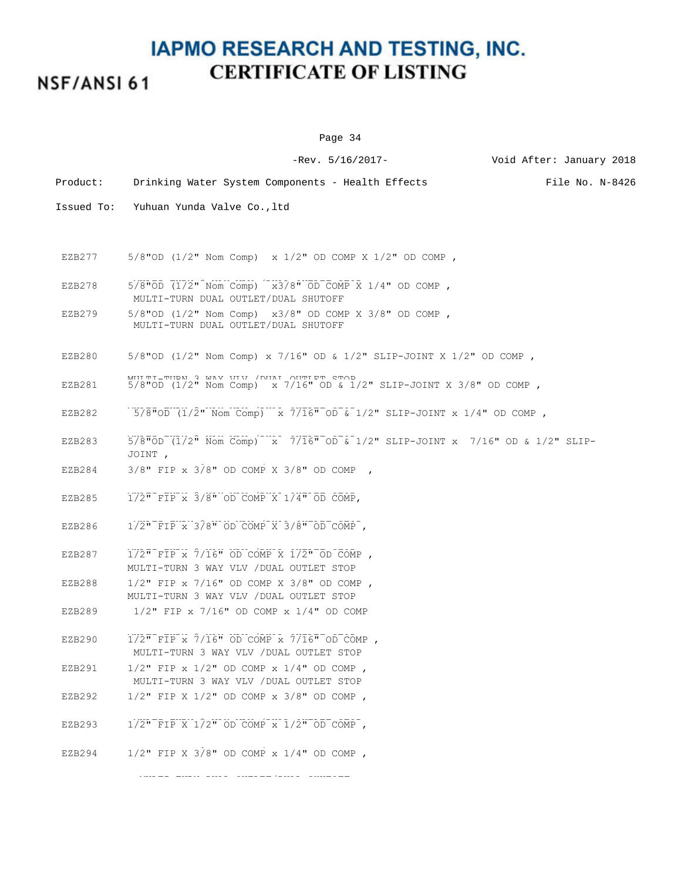# IAPMO RESEARCH AND TESTING, INC.
## CERTIFICATE OF LISTING

NSF/ANSI 61

-Rev. 5/16/2017- Void After: January 2018

Product: Drinking Water System Components - Health Effects File No. N-8426

Issued To: Yuhuan Yunda Valve Co.,ltd

| | |
|---|---|
| EZB277 | 5/8"OD (1/2" Nom Comp) x 1/2" OD COMP X 1/2" OD COMP , |
| EZB278 | 5/8"OD (1/2" Nom Comp) x3/8" OD COMP X 1/4" OD COMP , MULTI-TURN DUAL OUTLET/DUAL SHUTOFF |
| EZB279 | 5/8"OD (1/2" Nom Comp) x3/8" OD COMP X 3/8" OD COMP , MULTI-TURN DUAL OUTLET/DUAL SHUTOFF |
| EZB280 | 5/8"OD (1/2" Nom Comp) x 7/16" OD & 1/2" SLIP-JOINT X 1/2" OD COMP , MULTI-TURN 3 WAY VLV /DUAL OUTLET STOP |
| EZB281 | 5/8"OD (1/2" Nom Comp) x 7/16" OD & 1/2" SLIP-JOINT X 3/8" OD COMP , |
| EZB282 | 5/8"OD (1/2" Nom Comp) x 7/16" OD & 1/2" SLIP-JOINT x 1/4" OD COMP , |
| EZB283 | 5/8"OD (1/2" Nom Comp) x 7/16" OD & 1/2" SLIP-JOINT x 7/16" OD & 1/2" SLIP-JOINT , |
| EZB284 | 3/8" FIP x 3/8" OD COMP X 3/8" OD COMP , |
| EZB285 | 1/2" FIP x 3/8" OD COMP X 1/4" OD COMP, |
| EZB286 | 1/2" FIP x 3/8" OD COMP X 3/8" OD COMP , |
| EZB287 | 1/2" FIP x 7/16" OD COMP X 1/2" OD COMP , MULTI-TURN 3 WAY VLV /DUAL OUTLET STOP |
| EZB288 | 1/2" FIP x 7/16" OD COMP X 3/8" OD COMP , MULTI-TURN 3 WAY VLV /DUAL OUTLET STOP |
| EZB289 | 1/2" FIP x 7/16" OD COMP x 1/4" OD COMP |
| EZB290 | 1/2" FIP x 7/16" OD COMP x 7/16" OD COMP , MULTI-TURN 3 WAY VLV /DUAL OUTLET STOP |
| EZB291 | 1/2" FIP x 1/2" OD COMP x 1/4" OD COMP , MULTI-TURN 3 WAY VLV /DUAL OUTLET STOP |
| EZB292 | 1/2" FIP X 1/2" OD COMP x 3/8" OD COMP , |
| EZB293 | 1/2" FIP X 1/2" OD COMP x 1/2" OD COMP , |
| EZB294 | 1/2" FIP X 3/8" OD COMP x 1/4" OD COMP , MULTI-TURN DUAL OUTLET/DUAL SHUTOFF |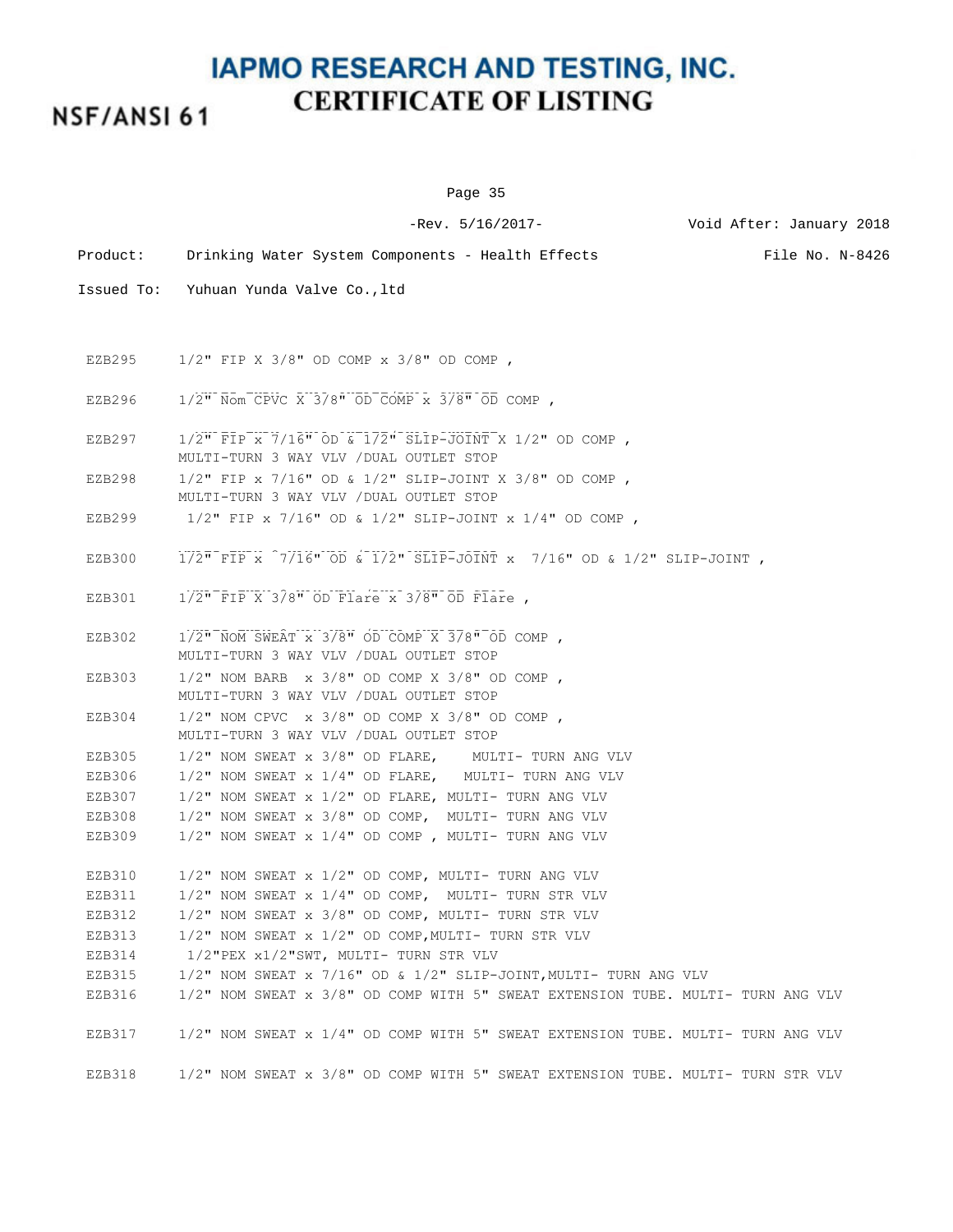# IAPMO RESEARCH AND TESTING, INC.
## CERTIFICATE OF LISTING

NSF/ANSI 61

-Rev. 5/16/2017- Void After: January 2018

Product: Drinking Water System Components - Health Effects File No. N-8426

Issued To: Yuhuan Yunda Valve Co.,ltd

| | |
|---|---|
| EZB295 | 1/2" FIP X 3/8" OD COMP x 3/8" OD COMP , |
| EZB296 | 1/2" Nom CPVC X 3/8" OD COMP x 3/8" OD COMP , |
| EZB297 | 1/2" FIP x 7/16" OD & 1/2" SLIP-JOINT X 1/2" OD COMP , MULTI-TURN 3 WAY VLV /DUAL OUTLET STOP |
| EZB298 | 1/2" FIP x 7/16" OD & 1/2" SLIP-JOINT X 3/8" OD COMP , MULTI-TURN 3 WAY VLV /DUAL OUTLET STOP |
| EZB299 | 1/2" FIP x 7/16" OD & 1/2" SLIP-JOINT x 1/4" OD COMP , |
| EZB300 | 1/2" FIP x 7/16" OD & 1/2" SLIP-JOINT x 7/16" OD & 1/2" SLIP-JOINT , |
| EZB301 | 1/2" FIP X 3/8" OD Flare x 3/8" OD Flare , |
| EZB302 | 1/2" NOM SWEAT x 3/8" OD COMP X 3/8" OD COMP , MULTI-TURN 3 WAY VLV /DUAL OUTLET STOP |
| EZB303 | 1/2" NOM BARB x 3/8" OD COMP X 3/8" OD COMP , MULTI-TURN 3 WAY VLV /DUAL OUTLET STOP |
| EZB304 | 1/2" NOM CPVC x 3/8" OD COMP X 3/8" OD COMP , MULTI-TURN 3 WAY VLV /DUAL OUTLET STOP |
| EZB305 | 1/2" NOM SWEAT x 3/8" OD FLARE, MULTI- TURN ANG VLV |
| EZB306 | 1/2" NOM SWEAT x 1/4" OD FLARE, MULTI- TURN ANG VLV |
| EZB307 | 1/2" NOM SWEAT x 1/2" OD FLARE, MULTI- TURN ANG VLV |
| EZB308 | 1/2" NOM SWEAT x 3/8" OD COMP, MULTI- TURN ANG VLV |
| EZB309 | 1/2" NOM SWEAT x 1/4" OD COMP , MULTI- TURN ANG VLV |
| EZB310 | 1/2" NOM SWEAT x 1/2" OD COMP, MULTI- TURN ANG VLV |
| EZB311 | 1/2" NOM SWEAT x 1/4" OD COMP, MULTI- TURN STR VLV |
| EZB312 | 1/2" NOM SWEAT x 3/8" OD COMP, MULTI- TURN STR VLV |
| EZB313 | 1/2" NOM SWEAT x 1/2" OD COMP,MULTI- TURN STR VLV |
| EZB314 | 1/2"PEX x1/2"SWT, MULTI- TURN STR VLV |
| EZB315 | 1/2" NOM SWEAT x 7/16" OD & 1/2" SLIP-JOINT,MULTI- TURN ANG VLV |
| EZB316 | 1/2" NOM SWEAT x 3/8" OD COMP WITH 5" SWEAT EXTENSION TUBE. MULTI- TURN ANG VLV |
| EZB317 | 1/2" NOM SWEAT x 1/4" OD COMP WITH 5" SWEAT EXTENSION TUBE. MULTI- TURN ANG VLV |
| EZB318 | 1/2" NOM SWEAT x 3/8" OD COMP WITH 5" SWEAT EXTENSION TUBE. MULTI- TURN STR VLV |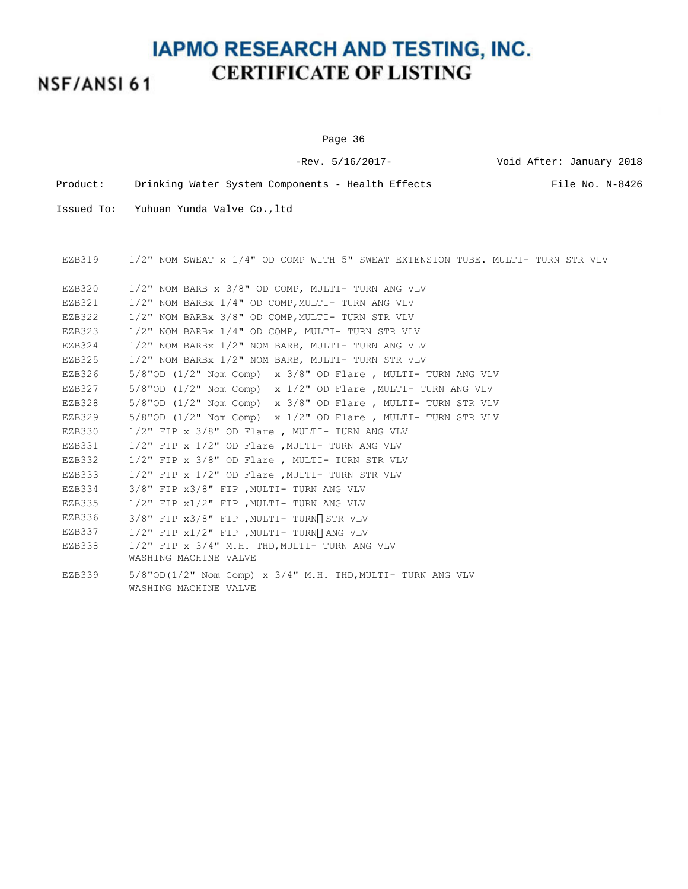# IAPMO RESEARCH AND TESTING, INC.
## CERTIFICATE OF LISTING

NSF/ANSI 61

-Rev. 5/16/2017-  Void After: January 2018

Product: Drinking Water System Components - Health Effects  File No. N-8426

Issued To: Yuhuan Yunda Valve Co.,ltd

| | |
|---|---|
| EZB319 | 1/2" NOM SWEAT x 1/4" OD COMP WITH 5" SWEAT EXTENSION TUBE. MULTI- TURN STR VLV |
| EZB320 | 1/2" NOM BARB x 3/8" OD COMP, MULTI- TURN ANG VLV |
| EZB321 | 1/2" NOM BARBx 1/4" OD COMP,MULTI- TURN ANG VLV |
| EZB322 | 1/2" NOM BARBx 3/8" OD COMP,MULTI- TURN STR VLV |
| EZB323 | 1/2" NOM BARBx 1/4" OD COMP, MULTI- TURN STR VLV |
| EZB324 | 1/2" NOM BARBx 1/2" NOM BARB, MULTI- TURN ANG VLV |
| EZB325 | 1/2" NOM BARBx 1/2" NOM BARB, MULTI- TURN STR VLV |
| EZB326 | 5/8"OD (1/2" Nom Comp) x 3/8" OD Flare , MULTI- TURN ANG VLV |
| EZB327 | 5/8"OD (1/2" Nom Comp) x 1/2" OD Flare ,MULTI- TURN ANG VLV |
| EZB328 | 5/8"OD (1/2" Nom Comp) x 3/8" OD Flare , MULTI- TURN STR VLV |
| EZB329 | 5/8"OD (1/2" Nom Comp) x 1/2" OD Flare , MULTI- TURN STR VLV |
| EZB330 | 1/2" FIP x 3/8" OD Flare , MULTI- TURN ANG VLV |
| EZB331 | 1/2" FIP x 1/2" OD Flare ,MULTI- TURN ANG VLV |
| EZB332 | 1/2" FIP x 3/8" OD Flare , MULTI- TURN STR VLV |
| EZB333 | 1/2" FIP x 1/2" OD Flare ,MULTI- TURN STR VLV |
| EZB334 | 3/8" FIP x3/8" FIP ,MULTI- TURN ANG VLV |
| EZB335 | 1/2" FIP x1/2" FIP ,MULTI- TURN ANG VLV |
| EZB336 | 3/8" FIP x3/8" FIP ,MULTI- TURN STR VLV |
| EZB337 | 1/2" FIP x1/2" FIP ,MULTI- TURN ANG VLV |
| EZB338 | 1/2" FIP x 3/4" M.H. THD,MULTI- TURN ANG VLV WASHING MACHINE VALVE |
| EZB339 | 5/8"OD(1/2" Nom Comp) x 3/4" M.H. THD,MULTI- TURN ANG VLV WASHING MACHINE VALVE |